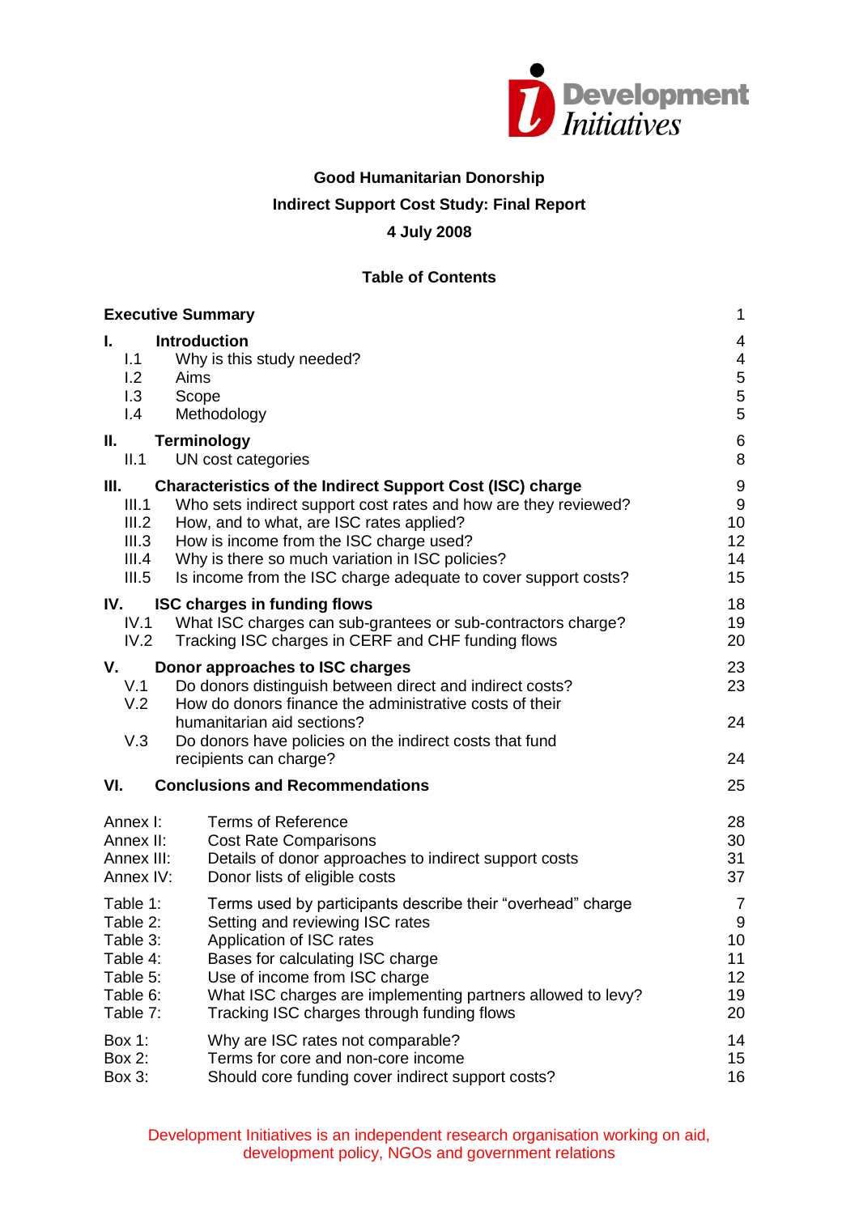Development Initiatives

**Good Humanitarian Donorship**

**Indirect Support Cost Study: Final Report**

**4 July 2008**

## Table of Contents

| | | |
|---|---|---|
| **Executive Summary** | | 1 |
| **I.** | **Introduction** | 4 |
| I.1 | Why is this study needed? | 4 |
| I.2 | Aims | 5 |
| I.3 | Scope | 5 |
| I.4 | Methodology | 5 |
| **II.** | **Terminology** | 6 |
| II.1 | UN cost categories | 8 |
| **III.** | **Characteristics of the Indirect Support Cost (ISC) charge** | 9 |
| III.1 | Who sets indirect support cost rates and how are they reviewed? | 9 |
| III.2 | How, and to what, are ISC rates applied? | 10 |
| III.3 | How is income from the ISC charge used? | 12 |
| III.4 | Why is there so much variation in ISC policies? | 14 |
| III.5 | Is income from the ISC charge adequate to cover support costs? | 15 |
| **IV.** | **ISC charges in funding flows** | 18 |
| IV.1 | What ISC charges can sub-grantees or sub-contractors charge? | 19 |
| IV.2 | Tracking ISC charges in CERF and CHF funding flows | 20 |
| **V.** | **Donor approaches to ISC charges** | 23 |
| V.1 | Do donors distinguish between direct and indirect costs? | 23 |
| V.2 | How do donors finance the administrative costs of their humanitarian aid sections? | 24 |
| V.3 | Do donors have policies on the indirect costs that fund recipients can charge? | 24 |
| **VI.** | **Conclusions and Recommendations** | 25 |
| Annex I: | Terms of Reference | 28 |
| Annex II: | Cost Rate Comparisons | 30 |
| Annex III: | Details of donor approaches to indirect support costs | 31 |
| Annex IV: | Donor lists of eligible costs | 37 |
| Table 1: | Terms used by participants describe their “overhead” charge | 7 |
| Table 2: | Setting and reviewing ISC rates | 9 |
| Table 3: | Application of ISC rates | 10 |
| Table 4: | Bases for calculating ISC charge | 11 |
| Table 5: | Use of income from ISC charge | 12 |
| Table 6: | What ISC charges are implementing partners allowed to levy? | 19 |
| Table 7: | Tracking ISC charges through funding flows | 20 |
| Box 1: | Why are ISC rates not comparable? | 14 |
| Box 2: | Terms for core and non-core income | 15 |
| Box 3: | Should core funding cover indirect support costs? | 16 |

Development Initiatives is an independent research organisation working on aid, development policy, NGOs and government relations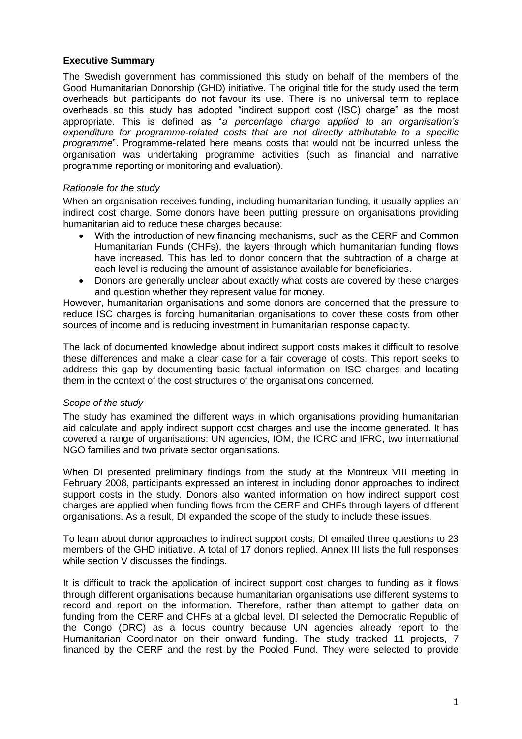## Executive Summary

The Swedish government has commissioned this study on behalf of the members of the Good Humanitarian Donorship (GHD) initiative. The original title for the study used the term overheads but participants do not favour its use. There is no universal term to replace overheads so this study has adopted "indirect support cost (ISC) charge" as the most appropriate. This is defined as "*a percentage charge applied to an organisation's expenditure for programme-related costs that are not directly attributable to a specific programme*". Programme-related here means costs that would not be incurred unless the organisation was undertaking programme activities (such as financial and narrative programme reporting or monitoring and evaluation).

### *Rationale for the study*

When an organisation receives funding, including humanitarian funding, it usually applies an indirect cost charge. Some donors have been putting pressure on organisations providing humanitarian aid to reduce these charges because:

- With the introduction of new financing mechanisms, such as the CERF and Common Humanitarian Funds (CHFs), the layers through which humanitarian funding flows have increased. This has led to donor concern that the subtraction of a charge at each level is reducing the amount of assistance available for beneficiaries.
- Donors are generally unclear about exactly what costs are covered by these charges and question whether they represent value for money.

However, humanitarian organisations and some donors are concerned that the pressure to reduce ISC charges is forcing humanitarian organisations to cover these costs from other sources of income and is reducing investment in humanitarian response capacity.

The lack of documented knowledge about indirect support costs makes it difficult to resolve these differences and make a clear case for a fair coverage of costs. This report seeks to address this gap by documenting basic factual information on ISC charges and locating them in the context of the cost structures of the organisations concerned.

### *Scope of the study*

The study has examined the different ways in which organisations providing humanitarian aid calculate and apply indirect support cost charges and use the income generated. It has covered a range of organisations: UN agencies, IOM, the ICRC and IFRC, two international NGO families and two private sector organisations.

When DI presented preliminary findings from the study at the Montreux VIII meeting in February 2008, participants expressed an interest in including donor approaches to indirect support costs in the study. Donors also wanted information on how indirect support cost charges are applied when funding flows from the CERF and CHFs through layers of different organisations. As a result, DI expanded the scope of the study to include these issues.

To learn about donor approaches to indirect support costs, DI emailed three questions to 23 members of the GHD initiative. A total of 17 donors replied. Annex III lists the full responses while section V discusses the findings.

It is difficult to track the application of indirect support cost charges to funding as it flows through different organisations because humanitarian organisations use different systems to record and report on the information. Therefore, rather than attempt to gather data on funding from the CERF and CHFs at a global level, DI selected the Democratic Republic of the Congo (DRC) as a focus country because UN agencies already report to the Humanitarian Coordinator on their onward funding. The study tracked 11 projects, 7 financed by the CERF and the rest by the Pooled Fund. They were selected to provide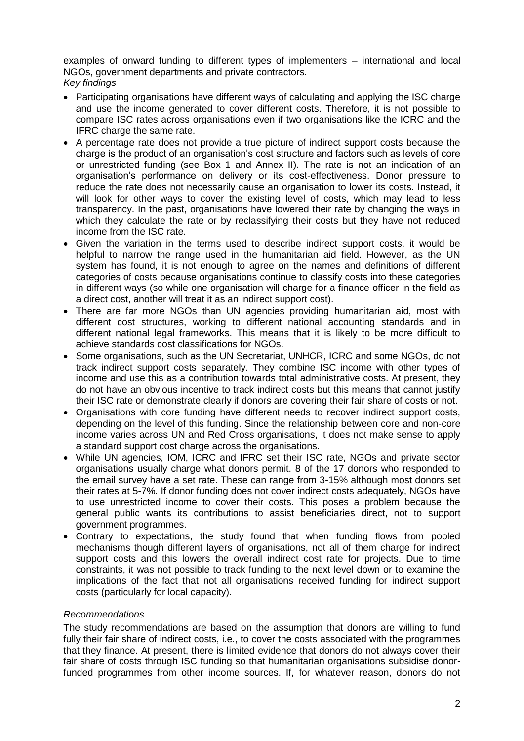examples of onward funding to different types of implementers – international and local NGOs, government departments and private contractors.

*Key findings*

- Participating organisations have different ways of calculating and applying the ISC charge and use the income generated to cover different costs. Therefore, it is not possible to compare ISC rates across organisations even if two organisations like the ICRC and the IFRC charge the same rate.
- A percentage rate does not provide a true picture of indirect support costs because the charge is the product of an organisation's cost structure and factors such as levels of core or unrestricted funding (see Box 1 and Annex II). The rate is not an indication of an organisation's performance on delivery or its cost-effectiveness. Donor pressure to reduce the rate does not necessarily cause an organisation to lower its costs. Instead, it will look for other ways to cover the existing level of costs, which may lead to less transparency. In the past, organisations have lowered their rate by changing the ways in which they calculate the rate or by reclassifying their costs but they have not reduced income from the ISC rate.
- Given the variation in the terms used to describe indirect support costs, it would be helpful to narrow the range used in the humanitarian aid field. However, as the UN system has found, it is not enough to agree on the names and definitions of different categories of costs because organisations continue to classify costs into these categories in different ways (so while one organisation will charge for a finance officer in the field as a direct cost, another will treat it as an indirect support cost).
- There are far more NGOs than UN agencies providing humanitarian aid, most with different cost structures, working to different national accounting standards and in different national legal frameworks. This means that it is likely to be more difficult to achieve standards cost classifications for NGOs.
- Some organisations, such as the UN Secretariat, UNHCR, ICRC and some NGOs, do not track indirect support costs separately. They combine ISC income with other types of income and use this as a contribution towards total administrative costs. At present, they do not have an obvious incentive to track indirect costs but this means that cannot justify their ISC rate or demonstrate clearly if donors are covering their fair share of costs or not.
- Organisations with core funding have different needs to recover indirect support costs, depending on the level of this funding. Since the relationship between core and non-core income varies across UN and Red Cross organisations, it does not make sense to apply a standard support cost charge across the organisations.
- While UN agencies, IOM, ICRC and IFRC set their ISC rate, NGOs and private sector organisations usually charge what donors permit. 8 of the 17 donors who responded to the email survey have a set rate. These can range from 3-15% although most donors set their rates at 5-7%. If donor funding does not cover indirect costs adequately, NGOs have to use unrestricted income to cover their costs. This poses a problem because the general public wants its contributions to assist beneficiaries direct, not to support government programmes.
- Contrary to expectations, the study found that when funding flows from pooled mechanisms though different layers of organisations, not all of them charge for indirect support costs and this lowers the overall indirect cost rate for projects. Due to time constraints, it was not possible to track funding to the next level down or to examine the implications of the fact that not all organisations received funding for indirect support costs (particularly for local capacity).

*Recommendations*

The study recommendations are based on the assumption that donors are willing to fund fully their fair share of indirect costs, i.e., to cover the costs associated with the programmes that they finance. At present, there is limited evidence that donors do not always cover their fair share of costs through ISC funding so that humanitarian organisations subsidise donor-funded programmes from other income sources. If, for whatever reason, donors do not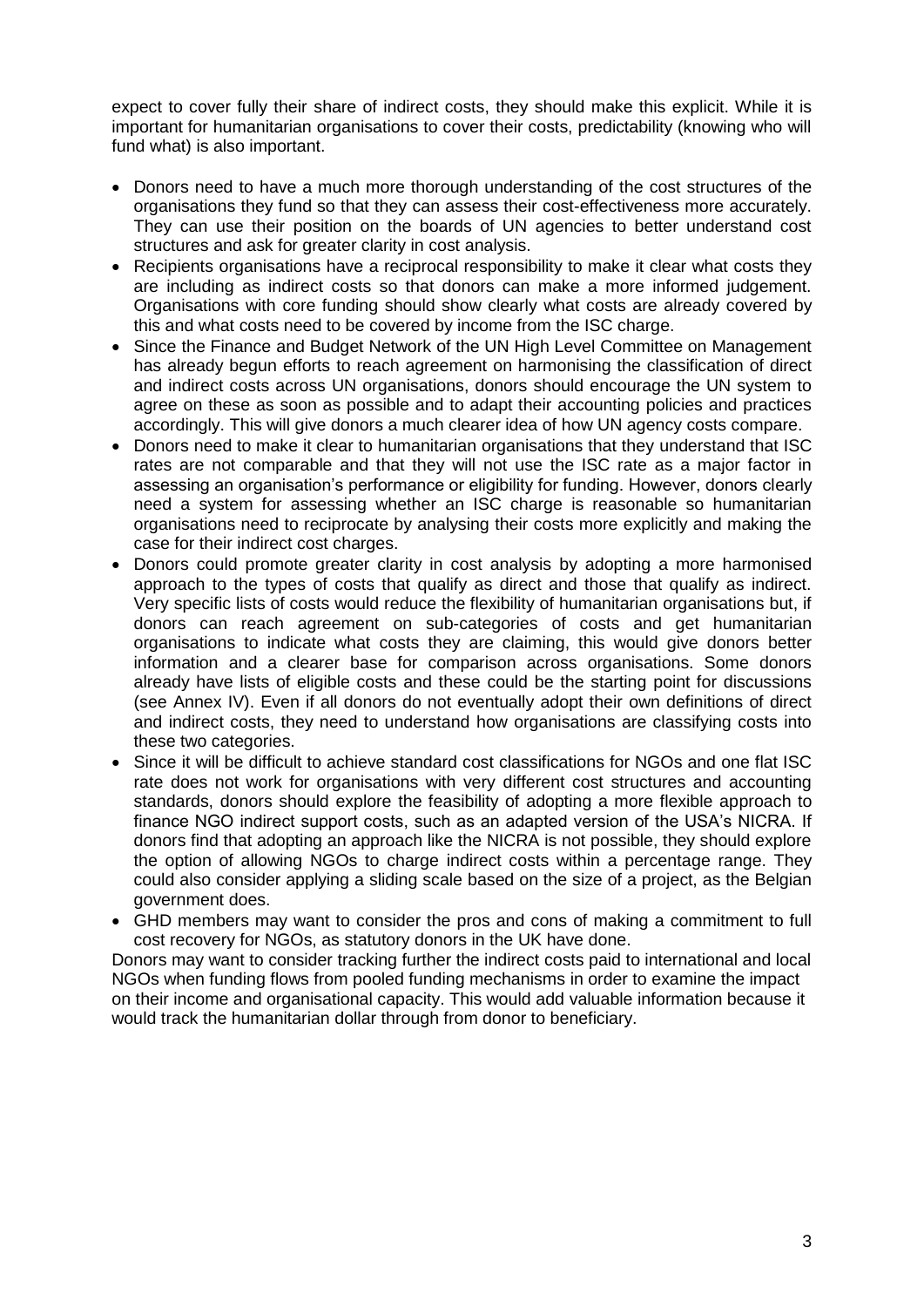expect to cover fully their share of indirect costs, they should make this explicit. While it is important for humanitarian organisations to cover their costs, predictability (knowing who will fund what) is also important.

- Donors need to have a much more thorough understanding of the cost structures of the organisations they fund so that they can assess their cost-effectiveness more accurately. They can use their position on the boards of UN agencies to better understand cost structures and ask for greater clarity in cost analysis.
- Recipients organisations have a reciprocal responsibility to make it clear what costs they are including as indirect costs so that donors can make a more informed judgement. Organisations with core funding should show clearly what costs are already covered by this and what costs need to be covered by income from the ISC charge.
- Since the Finance and Budget Network of the UN High Level Committee on Management has already begun efforts to reach agreement on harmonising the classification of direct and indirect costs across UN organisations, donors should encourage the UN system to agree on these as soon as possible and to adapt their accounting policies and practices accordingly. This will give donors a much clearer idea of how UN agency costs compare.
- Donors need to make it clear to humanitarian organisations that they understand that ISC rates are not comparable and that they will not use the ISC rate as a major factor in assessing an organisation's performance or eligibility for funding. However, donors clearly need a system for assessing whether an ISC charge is reasonable so humanitarian organisations need to reciprocate by analysing their costs more explicitly and making the case for their indirect cost charges.
- Donors could promote greater clarity in cost analysis by adopting a more harmonised approach to the types of costs that qualify as direct and those that qualify as indirect. Very specific lists of costs would reduce the flexibility of humanitarian organisations but, if donors can reach agreement on sub-categories of costs and get humanitarian organisations to indicate what costs they are claiming, this would give donors better information and a clearer base for comparison across organisations. Some donors already have lists of eligible costs and these could be the starting point for discussions (see Annex IV). Even if all donors do not eventually adopt their own definitions of direct and indirect costs, they need to understand how organisations are classifying costs into these two categories.
- Since it will be difficult to achieve standard cost classifications for NGOs and one flat ISC rate does not work for organisations with very different cost structures and accounting standards, donors should explore the feasibility of adopting a more flexible approach to finance NGO indirect support costs, such as an adapted version of the USA's NICRA. If donors find that adopting an approach like the NICRA is not possible, they should explore the option of allowing NGOs to charge indirect costs within a percentage range. They could also consider applying a sliding scale based on the size of a project, as the Belgian government does.
- GHD members may want to consider the pros and cons of making a commitment to full cost recovery for NGOs, as statutory donors in the UK have done.

Donors may want to consider tracking further the indirect costs paid to international and local NGOs when funding flows from pooled funding mechanisms in order to examine the impact on their income and organisational capacity. This would add valuable information because it would track the humanitarian dollar through from donor to beneficiary.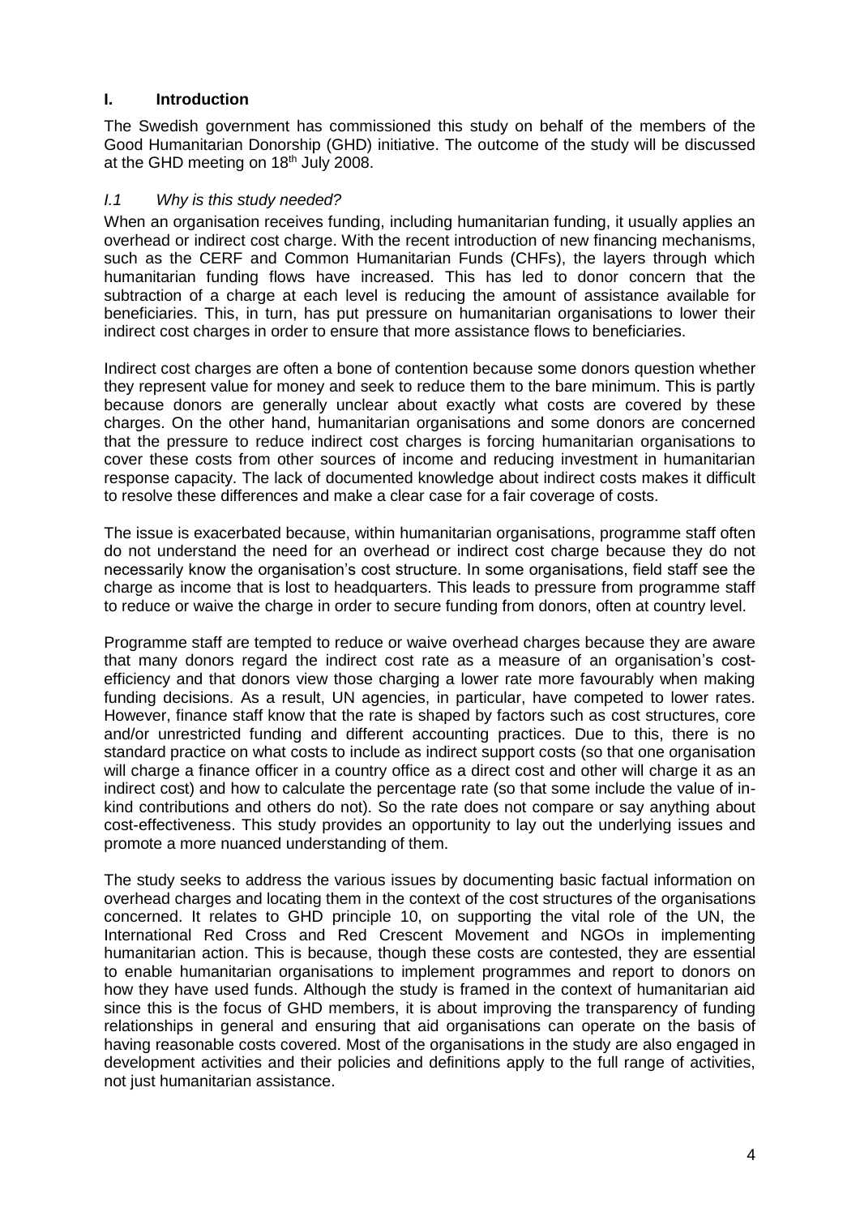# I. Introduction

The Swedish government has commissioned this study on behalf of the members of the Good Humanitarian Donorship (GHD) initiative. The outcome of the study will be discussed at the GHD meeting on 18th July 2008.

## *I.1 Why is this study needed?*

When an organisation receives funding, including humanitarian funding, it usually applies an overhead or indirect cost charge. With the recent introduction of new financing mechanisms, such as the CERF and Common Humanitarian Funds (CHFs), the layers through which humanitarian funding flows have increased. This has led to donor concern that the subtraction of a charge at each level is reducing the amount of assistance available for beneficiaries. This, in turn, has put pressure on humanitarian organisations to lower their indirect cost charges in order to ensure that more assistance flows to beneficiaries.

Indirect cost charges are often a bone of contention because some donors question whether they represent value for money and seek to reduce them to the bare minimum. This is partly because donors are generally unclear about exactly what costs are covered by these charges. On the other hand, humanitarian organisations and some donors are concerned that the pressure to reduce indirect cost charges is forcing humanitarian organisations to cover these costs from other sources of income and reducing investment in humanitarian response capacity. The lack of documented knowledge about indirect costs makes it difficult to resolve these differences and make a clear case for a fair coverage of costs.

The issue is exacerbated because, within humanitarian organisations, programme staff often do not understand the need for an overhead or indirect cost charge because they do not necessarily know the organisation's cost structure. In some organisations, field staff see the charge as income that is lost to headquarters. This leads to pressure from programme staff to reduce or waive the charge in order to secure funding from donors, often at country level.

Programme staff are tempted to reduce or waive overhead charges because they are aware that many donors regard the indirect cost rate as a measure of an organisation's cost-efficiency and that donors view those charging a lower rate more favourably when making funding decisions. As a result, UN agencies, in particular, have competed to lower rates. However, finance staff know that the rate is shaped by factors such as cost structures, core and/or unrestricted funding and different accounting practices. Due to this, there is no standard practice on what costs to include as indirect support costs (so that one organisation will charge a finance officer in a country office as a direct cost and other will charge it as an indirect cost) and how to calculate the percentage rate (so that some include the value of in-kind contributions and others do not). So the rate does not compare or say anything about cost-effectiveness. This study provides an opportunity to lay out the underlying issues and promote a more nuanced understanding of them.

The study seeks to address the various issues by documenting basic factual information on overhead charges and locating them in the context of the cost structures of the organisations concerned. It relates to GHD principle 10, on supporting the vital role of the UN, the International Red Cross and Red Crescent Movement and NGOs in implementing humanitarian action. This is because, though these costs are contested, they are essential to enable humanitarian organisations to implement programmes and report to donors on how they have used funds. Although the study is framed in the context of humanitarian aid since this is the focus of GHD members, it is about improving the transparency of funding relationships in general and ensuring that aid organisations can operate on the basis of having reasonable costs covered. Most of the organisations in the study are also engaged in development activities and their policies and definitions apply to the full range of activities, not just humanitarian assistance.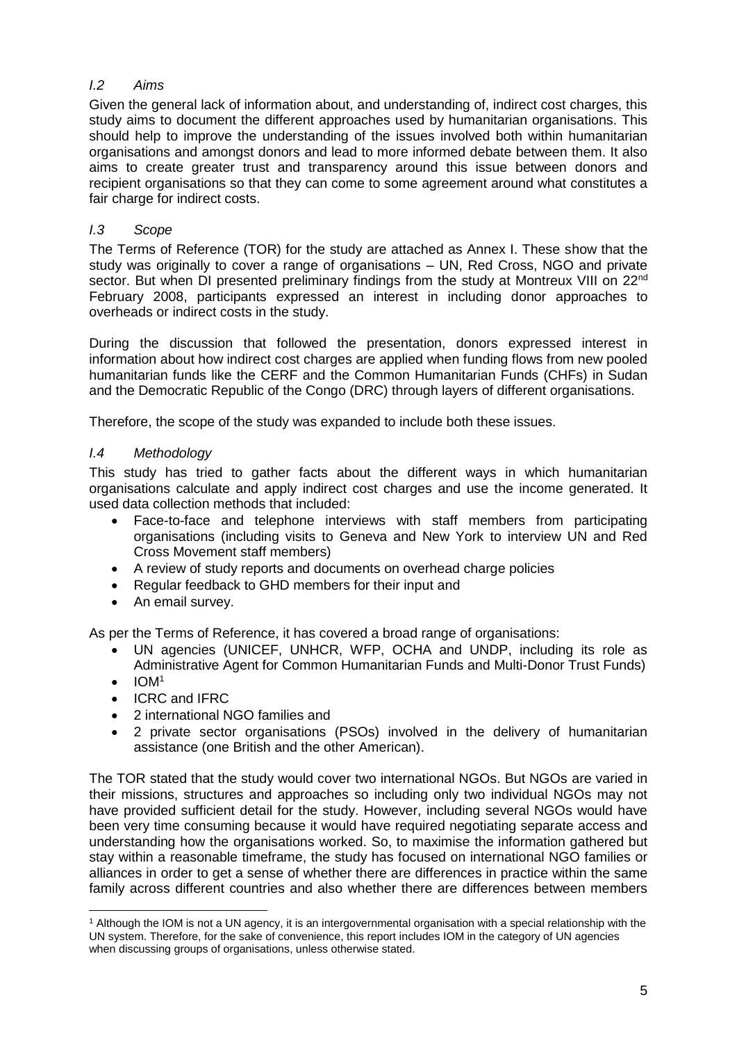### *I.2 Aims*

Given the general lack of information about, and understanding of, indirect cost charges, this study aims to document the different approaches used by humanitarian organisations. This should help to improve the understanding of the issues involved both within humanitarian organisations and amongst donors and lead to more informed debate between them. It also aims to create greater trust and transparency around this issue between donors and recipient organisations so that they can come to some agreement around what constitutes a fair charge for indirect costs.

### *I.3 Scope*

The Terms of Reference (TOR) for the study are attached as Annex I. These show that the study was originally to cover a range of organisations – UN, Red Cross, NGO and private sector. But when DI presented preliminary findings from the study at Montreux VIII on 22nd February 2008, participants expressed an interest in including donor approaches to overheads or indirect costs in the study.

During the discussion that followed the presentation, donors expressed interest in information about how indirect cost charges are applied when funding flows from new pooled humanitarian funds like the CERF and the Common Humanitarian Funds (CHFs) in Sudan and the Democratic Republic of the Congo (DRC) through layers of different organisations.

Therefore, the scope of the study was expanded to include both these issues.

### *I.4 Methodology*

This study has tried to gather facts about the different ways in which humanitarian organisations calculate and apply indirect cost charges and use the income generated. It used data collection methods that included:

- Face-to-face and telephone interviews with staff members from participating organisations (including visits to Geneva and New York to interview UN and Red Cross Movement staff members)
- A review of study reports and documents on overhead charge policies
- Regular feedback to GHD members for their input and
- An email survey.

As per the Terms of Reference, it has covered a broad range of organisations:

- UN agencies (UNICEF, UNHCR, WFP, OCHA and UNDP, including its role as Administrative Agent for Common Humanitarian Funds and Multi-Donor Trust Funds)
- IOM[1]
- ICRC and IFRC
- 2 international NGO families and
- 2 private sector organisations (PSOs) involved in the delivery of humanitarian assistance (one British and the other American).

The TOR stated that the study would cover two international NGOs. But NGOs are varied in their missions, structures and approaches so including only two individual NGOs may not have provided sufficient detail for the study. However, including several NGOs would have been very time consuming because it would have required negotiating separate access and understanding how the organisations worked. So, to maximise the information gathered but stay within a reasonable timeframe, the study has focused on international NGO families or alliances in order to get a sense of whether there are differences in practice within the same family across different countries and also whether there are differences between members

[1] Although the IOM is not a UN agency, it is an intergovernmental organisation with a special relationship with the UN system. Therefore, for the sake of convenience, this report includes IOM in the category of UN agencies when discussing groups of organisations, unless otherwise stated.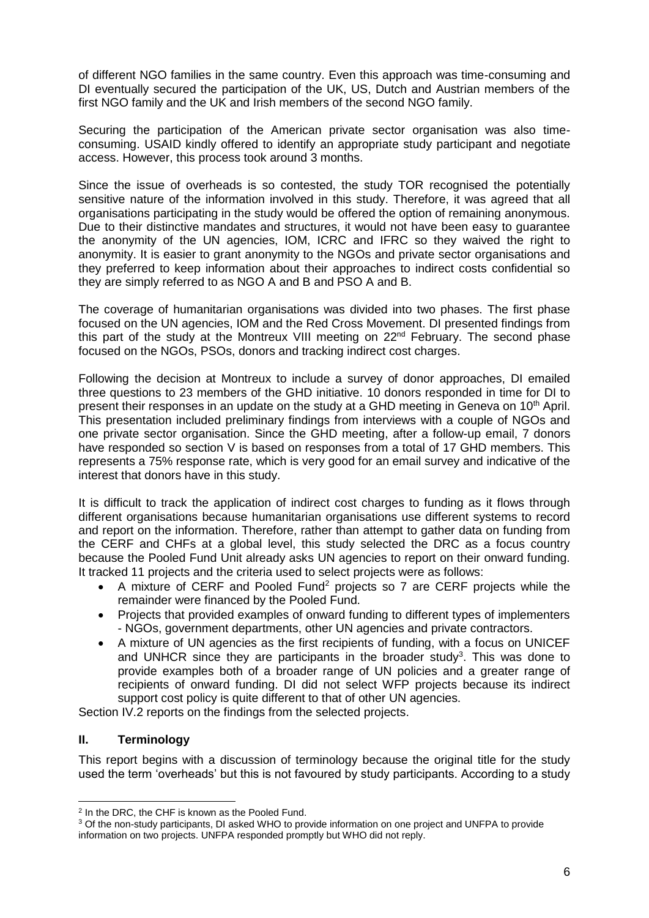of different NGO families in the same country. Even this approach was time-consuming and DI eventually secured the participation of the UK, US, Dutch and Austrian members of the first NGO family and the UK and Irish members of the second NGO family.

Securing the participation of the American private sector organisation was also time-consuming. USAID kindly offered to identify an appropriate study participant and negotiate access. However, this process took around 3 months.

Since the issue of overheads is so contested, the study TOR recognised the potentially sensitive nature of the information involved in this study. Therefore, it was agreed that all organisations participating in the study would be offered the option of remaining anonymous. Due to their distinctive mandates and structures, it would not have been easy to guarantee the anonymity of the UN agencies, IOM, ICRC and IFRC so they waived the right to anonymity. It is easier to grant anonymity to the NGOs and private sector organisations and they preferred to keep information about their approaches to indirect costs confidential so they are simply referred to as NGO A and B and PSO A and B.

The coverage of humanitarian organisations was divided into two phases. The first phase focused on the UN agencies, IOM and the Red Cross Movement. DI presented findings from this part of the study at the Montreux VIII meeting on 22nd February. The second phase focused on the NGOs, PSOs, donors and tracking indirect cost charges.

Following the decision at Montreux to include a survey of donor approaches, DI emailed three questions to 23 members of the GHD initiative. 10 donors responded in time for DI to present their responses in an update on the study at a GHD meeting in Geneva on 10th April. This presentation included preliminary findings from interviews with a couple of NGOs and one private sector organisation. Since the GHD meeting, after a follow-up email, 7 donors have responded so section V is based on responses from a total of 17 GHD members. This represents a 75% response rate, which is very good for an email survey and indicative of the interest that donors have in this study.

It is difficult to track the application of indirect cost charges to funding as it flows through different organisations because humanitarian organisations use different systems to record and report on the information. Therefore, rather than attempt to gather data on funding from the CERF and CHFs at a global level, this study selected the DRC as a focus country because the Pooled Fund Unit already asks UN agencies to report on their onward funding. It tracked 11 projects and the criteria used to select projects were as follows:

- A mixture of CERF and Pooled Fund[2] projects so 7 are CERF projects while the remainder were financed by the Pooled Fund.
- Projects that provided examples of onward funding to different types of implementers - NGOs, government departments, other UN agencies and private contractors.
- A mixture of UN agencies as the first recipients of funding, with a focus on UNICEF and UNHCR since they are participants in the broader study[3]. This was done to provide examples both of a broader range of UN policies and a greater range of recipients of onward funding. DI did not select WFP projects because its indirect support cost policy is quite different to that of other UN agencies.

Section IV.2 reports on the findings from the selected projects.

## II. Terminology

This report begins with a discussion of terminology because the original title for the study used the term 'overheads' but this is not favoured by study participants. According to a study

---

[2] In the DRC, the CHF is known as the Pooled Fund.

[3] Of the non-study participants, DI asked WHO to provide information on one project and UNFPA to provide information on two projects. UNFPA responded promptly but WHO did not reply.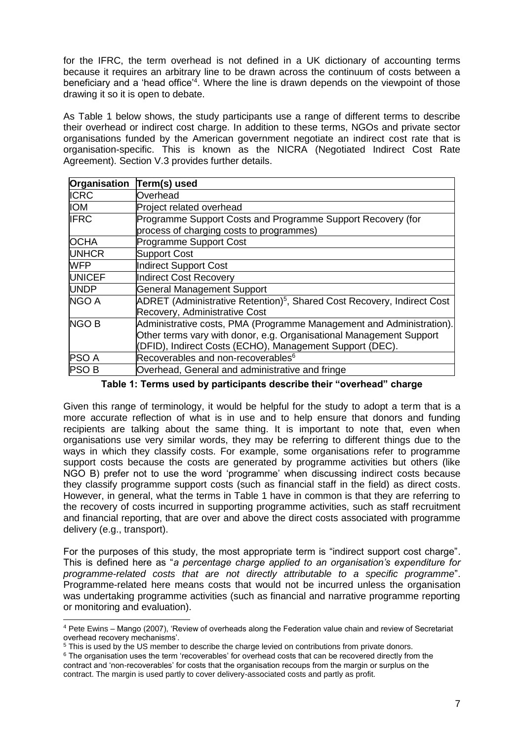for the IFRC, the term overhead is not defined in a UK dictionary of accounting terms because it requires an arbitrary line to be drawn across the continuum of costs between a beneficiary and a 'head office'[4]. Where the line is drawn depends on the viewpoint of those drawing it so it is open to debate.

As Table 1 below shows, the study participants use a range of different terms to describe their overhead or indirect cost charge. In addition to these terms, NGOs and private sector organisations funded by the American government negotiate an indirect cost rate that is organisation-specific. This is known as the NICRA (Negotiated Indirect Cost Rate Agreement). Section V.3 provides further details.

| Organisation | Term(s) used |
|---|---|
| ICRC | Overhead |
| IOM | Project related overhead |
| IFRC | Programme Support Costs and Programme Support Recovery (for process of charging costs to programmes) |
| OCHA | Programme Support Cost |
| UNHCR | Support Cost |
| WFP | Indirect Support Cost |
| UNICEF | Indirect Cost Recovery |
| UNDP | General Management Support |
| NGO A | ADRET (Administrative Retention)[5], Shared Cost Recovery, Indirect Cost Recovery, Administrative Cost |
| NGO B | Administrative costs, PMA (Programme Management and Administration). Other terms vary with donor, e.g. Organisational Management Support (DFID), Indirect Costs (ECHO), Management Support (DEC). |
| PSO A | Recoverables and non-recoverables[6] |
| PSO B | Overhead, General and administrative and fringe |

**Table 1: Terms used by participants describe their "overhead" charge**

Given this range of terminology, it would be helpful for the study to adopt a term that is a more accurate reflection of what is in use and to help ensure that donors and funding recipients are talking about the same thing. It is important to note that, even when organisations use very similar words, they may be referring to different things due to the ways in which they classify costs. For example, some organisations refer to programme support costs because the costs are generated by programme activities but others (like NGO B) prefer not to use the word 'programme' when discussing indirect costs because they classify programme support costs (such as financial staff in the field) as direct costs. However, in general, what the terms in Table 1 have in common is that they are referring to the recovery of costs incurred in supporting programme activities, such as staff recruitment and financial reporting, that are over and above the direct costs associated with programme delivery (e.g., transport).

For the purposes of this study, the most appropriate term is "indirect support cost charge". This is defined here as "*a percentage charge applied to an organisation's expenditure for programme-related costs that are not directly attributable to a specific programme*". Programme-related here means costs that would not be incurred unless the organisation was undertaking programme activities (such as financial and narrative programme reporting or monitoring and evaluation).

---

[4] Pete Ewins – Mango (2007), 'Review of overheads along the Federation value chain and review of Secretariat overhead recovery mechanisms'.

[5] This is used by the US member to describe the charge levied on contributions from private donors.

[6] The organisation uses the term 'recoverables' for overhead costs that can be recovered directly from the contract and 'non-recoverables' for costs that the organisation recoups from the margin or surplus on the contract. The margin is used partly to cover delivery-associated costs and partly as profit.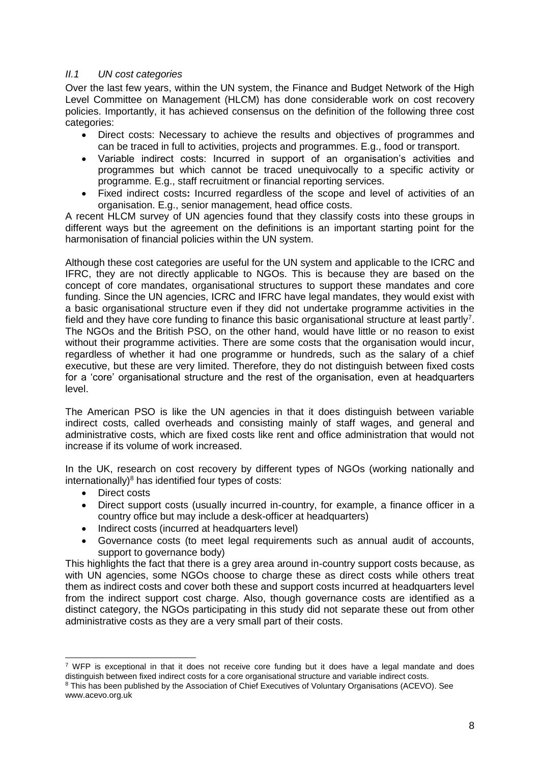### *II.1 UN cost categories*

Over the last few years, within the UN system, the Finance and Budget Network of the High Level Committee on Management (HLCM) has done considerable work on cost recovery policies. Importantly, it has achieved consensus on the definition of the following three cost categories:

- Direct costs: Necessary to achieve the results and objectives of programmes and can be traced in full to activities, projects and programmes. E.g., food or transport.
- Variable indirect costs: Incurred in support of an organisation's activities and programmes but which cannot be traced unequivocally to a specific activity or programme. E.g., staff recruitment or financial reporting services.
- Fixed indirect costs**:** Incurred regardless of the scope and level of activities of an organisation. E.g., senior management, head office costs.

A recent HLCM survey of UN agencies found that they classify costs into these groups in different ways but the agreement on the definitions is an important starting point for the harmonisation of financial policies within the UN system.

Although these cost categories are useful for the UN system and applicable to the ICRC and IFRC, they are not directly applicable to NGOs. This is because they are based on the concept of core mandates, organisational structures to support these mandates and core funding. Since the UN agencies, ICRC and IFRC have legal mandates, they would exist with a basic organisational structure even if they did not undertake programme activities in the field and they have core funding to finance this basic organisational structure at least partly[7]. The NGOs and the British PSO, on the other hand, would have little or no reason to exist without their programme activities. There are some costs that the organisation would incur, regardless of whether it had one programme or hundreds, such as the salary of a chief executive, but these are very limited. Therefore, they do not distinguish between fixed costs for a 'core' organisational structure and the rest of the organisation, even at headquarters level.

The American PSO is like the UN agencies in that it does distinguish between variable indirect costs, called overheads and consisting mainly of staff wages, and general and administrative costs, which are fixed costs like rent and office administration that would not increase if its volume of work increased.

In the UK, research on cost recovery by different types of NGOs (working nationally and internationally)[8] has identified four types of costs:

- Direct costs
- Direct support costs (usually incurred in-country, for example, a finance officer in a country office but may include a desk-officer at headquarters)
- Indirect costs (incurred at headquarters level)
- Governance costs (to meet legal requirements such as annual audit of accounts, support to governance body)

This highlights the fact that there is a grey area around in-country support costs because, as with UN agencies, some NGOs choose to charge these as direct costs while others treat them as indirect costs and cover both these and support costs incurred at headquarters level from the indirect support cost charge. Also, though governance costs are identified as a distinct category, the NGOs participating in this study did not separate these out from other administrative costs as they are a very small part of their costs.

---

[7] WFP is exceptional in that it does not receive core funding but it does have a legal mandate and does distinguish between fixed indirect costs for a core organisational structure and variable indirect costs.

[8] This has been published by the Association of Chief Executives of Voluntary Organisations (ACEVO). See www.acevo.org.uk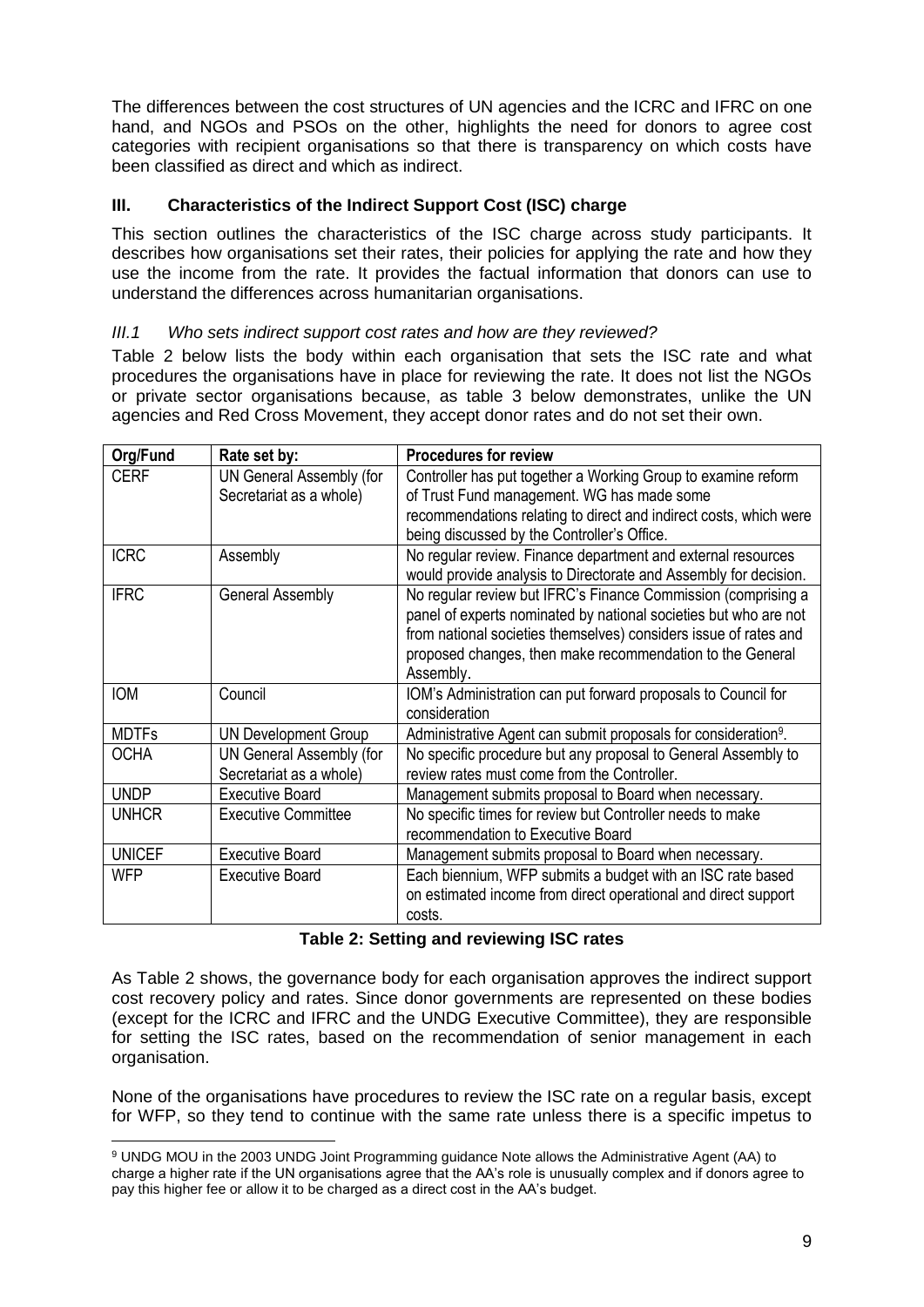The differences between the cost structures of UN agencies and the ICRC and IFRC on one hand, and NGOs and PSOs on the other, highlights the need for donors to agree cost categories with recipient organisations so that there is transparency on which costs have been classified as direct and which as indirect.

## III. Characteristics of the Indirect Support Cost (ISC) charge

This section outlines the characteristics of the ISC charge across study participants. It describes how organisations set their rates, their policies for applying the rate and how they use the income from the rate. It provides the factual information that donors can use to understand the differences across humanitarian organisations.

### *III.1 Who sets indirect support cost rates and how are they reviewed?*

Table 2 below lists the body within each organisation that sets the ISC rate and what procedures the organisations have in place for reviewing the rate. It does not list the NGOs or private sector organisations because, as table 3 below demonstrates, unlike the UN agencies and Red Cross Movement, they accept donor rates and do not set their own.

| Org/Fund | Rate set by: | Procedures for review |
|---|---|---|
| CERF | UN General Assembly (for Secretariat as a whole) | Controller has put together a Working Group to examine reform of Trust Fund management. WG has made some recommendations relating to direct and indirect costs, which were being discussed by the Controller's Office. |
| ICRC | Assembly | No regular review. Finance department and external resources would provide analysis to Directorate and Assembly for decision. |
| IFRC | General Assembly | No regular review but IFRC's Finance Commission (comprising a panel of experts nominated by national societies but who are not from national societies themselves) considers issue of rates and proposed changes, then make recommendation to the General Assembly. |
| IOM | Council | IOM's Administration can put forward proposals to Council for consideration |
| MDTFs | UN Development Group | Administrative Agent can submit proposals for consideration[9]. |
| OCHA | UN General Assembly (for Secretariat as a whole) | No specific procedure but any proposal to General Assembly to review rates must come from the Controller. |
| UNDP | Executive Board | Management submits proposal to Board when necessary. |
| UNHCR | Executive Committee | No specific times for review but Controller needs to make recommendation to Executive Board |
| UNICEF | Executive Board | Management submits proposal to Board when necessary. |
| WFP | Executive Board | Each biennium, WFP submits a budget with an ISC rate based on estimated income from direct operational and direct support costs. |

**Table 2: Setting and reviewing ISC rates**

As Table 2 shows, the governance body for each organisation approves the indirect support cost recovery policy and rates. Since donor governments are represented on these bodies (except for the ICRC and IFRC and the UNDG Executive Committee), they are responsible for setting the ISC rates, based on the recommendation of senior management in each organisation.

None of the organisations have procedures to review the ISC rate on a regular basis, except for WFP, so they tend to continue with the same rate unless there is a specific impetus to

[9] UNDG MOU in the 2003 UNDG Joint Programming guidance Note allows the Administrative Agent (AA) to charge a higher rate if the UN organisations agree that the AA's role is unusually complex and if donors agree to pay this higher fee or allow it to be charged as a direct cost in the AA's budget.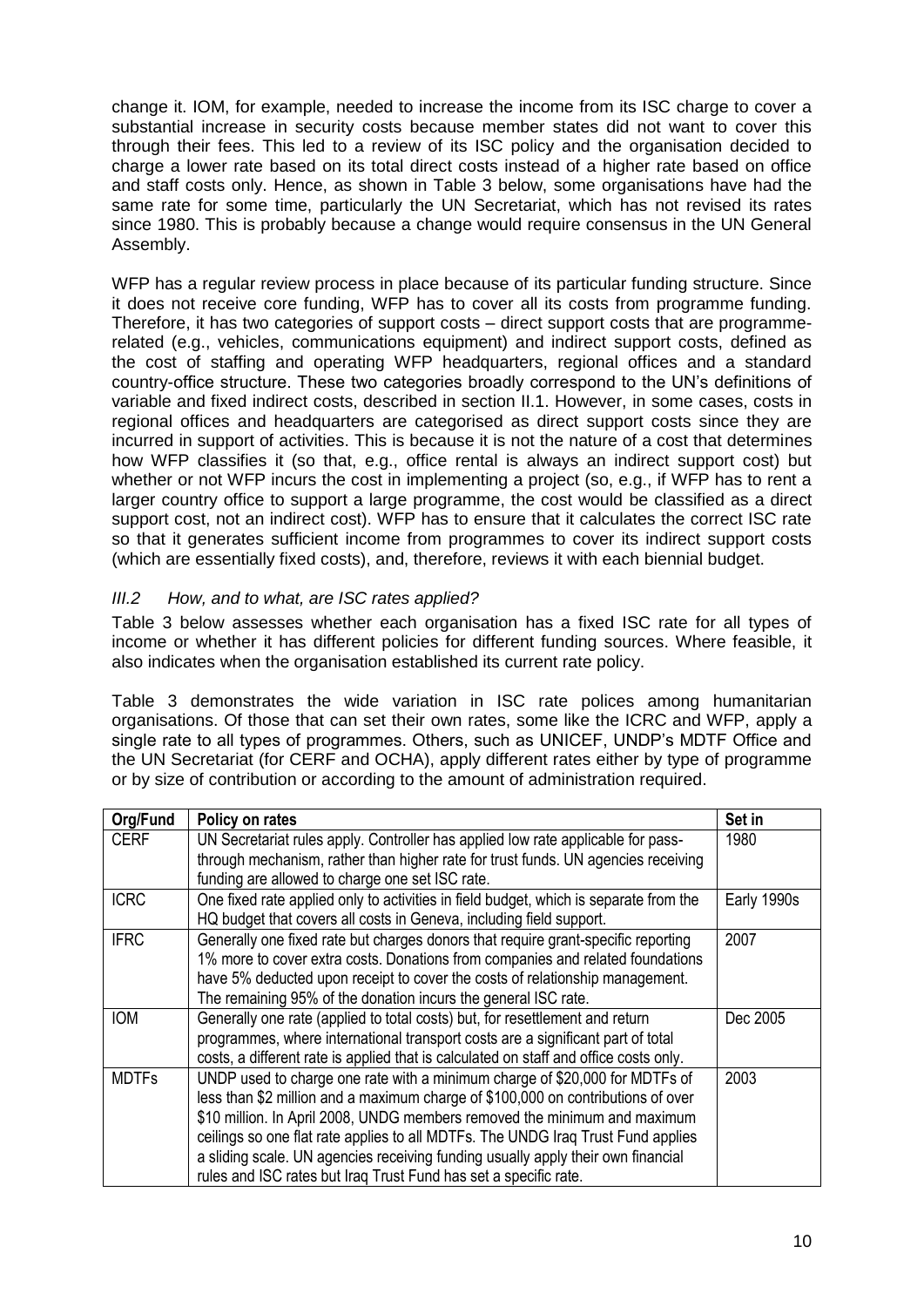change it. IOM, for example, needed to increase the income from its ISC charge to cover a substantial increase in security costs because member states did not want to cover this through their fees. This led to a review of its ISC policy and the organisation decided to charge a lower rate based on its total direct costs instead of a higher rate based on office and staff costs only. Hence, as shown in Table 3 below, some organisations have had the same rate for some time, particularly the UN Secretariat, which has not revised its rates since 1980. This is probably because a change would require consensus in the UN General Assembly.

WFP has a regular review process in place because of its particular funding structure. Since it does not receive core funding, WFP has to cover all its costs from programme funding. Therefore, it has two categories of support costs – direct support costs that are programme-related (e.g., vehicles, communications equipment) and indirect support costs, defined as the cost of staffing and operating WFP headquarters, regional offices and a standard country-office structure. These two categories broadly correspond to the UN's definitions of variable and fixed indirect costs, described in section II.1. However, in some cases, costs in regional offices and headquarters are categorised as direct support costs since they are incurred in support of activities. This is because it is not the nature of a cost that determines how WFP classifies it (so that, e.g., office rental is always an indirect support cost) but whether or not WFP incurs the cost in implementing a project (so, e.g., if WFP has to rent a larger country office to support a large programme, the cost would be classified as a direct support cost, not an indirect cost). WFP has to ensure that it calculates the correct ISC rate so that it generates sufficient income from programmes to cover its indirect support costs (which are essentially fixed costs), and, therefore, reviews it with each biennial budget.

### *III.2 How, and to what, are ISC rates applied?*

Table 3 below assesses whether each organisation has a fixed ISC rate for all types of income or whether it has different policies for different funding sources. Where feasible, it also indicates when the organisation established its current rate policy.

Table 3 demonstrates the wide variation in ISC rate polices among humanitarian organisations. Of those that can set their own rates, some like the ICRC and WFP, apply a single rate to all types of programmes. Others, such as UNICEF, UNDP's MDTF Office and the UN Secretariat (for CERF and OCHA), apply different rates either by type of programme or by size of contribution or according to the amount of administration required.

| Org/Fund | Policy on rates | Set in |
|---|---|---|
| CERF | UN Secretariat rules apply. Controller has applied low rate applicable for pass-through mechanism, rather than higher rate for trust funds. UN agencies receiving funding are allowed to charge one set ISC rate. | 1980 |
| ICRC | One fixed rate applied only to activities in field budget, which is separate from the HQ budget that covers all costs in Geneva, including field support. | Early 1990s |
| IFRC | Generally one fixed rate but charges donors that require grant-specific reporting 1% more to cover extra costs. Donations from companies and related foundations have 5% deducted upon receipt to cover the costs of relationship management. The remaining 95% of the donation incurs the general ISC rate. | 2007 |
| IOM | Generally one rate (applied to total costs) but, for resettlement and return programmes, where international transport costs are a significant part of total costs, a different rate is applied that is calculated on staff and office costs only. | Dec 2005 |
| MDTFs | UNDP used to charge one rate with a minimum charge of $20,000 for MDTFs of less than $2 million and a maximum charge of $100,000 on contributions of over $10 million. In April 2008, UNDG members removed the minimum and maximum ceilings so one flat rate applies to all MDTFs. The UNDG Iraq Trust Fund applies a sliding scale. UN agencies receiving funding usually apply their own financial rules and ISC rates but Iraq Trust Fund has set a specific rate. | 2003 |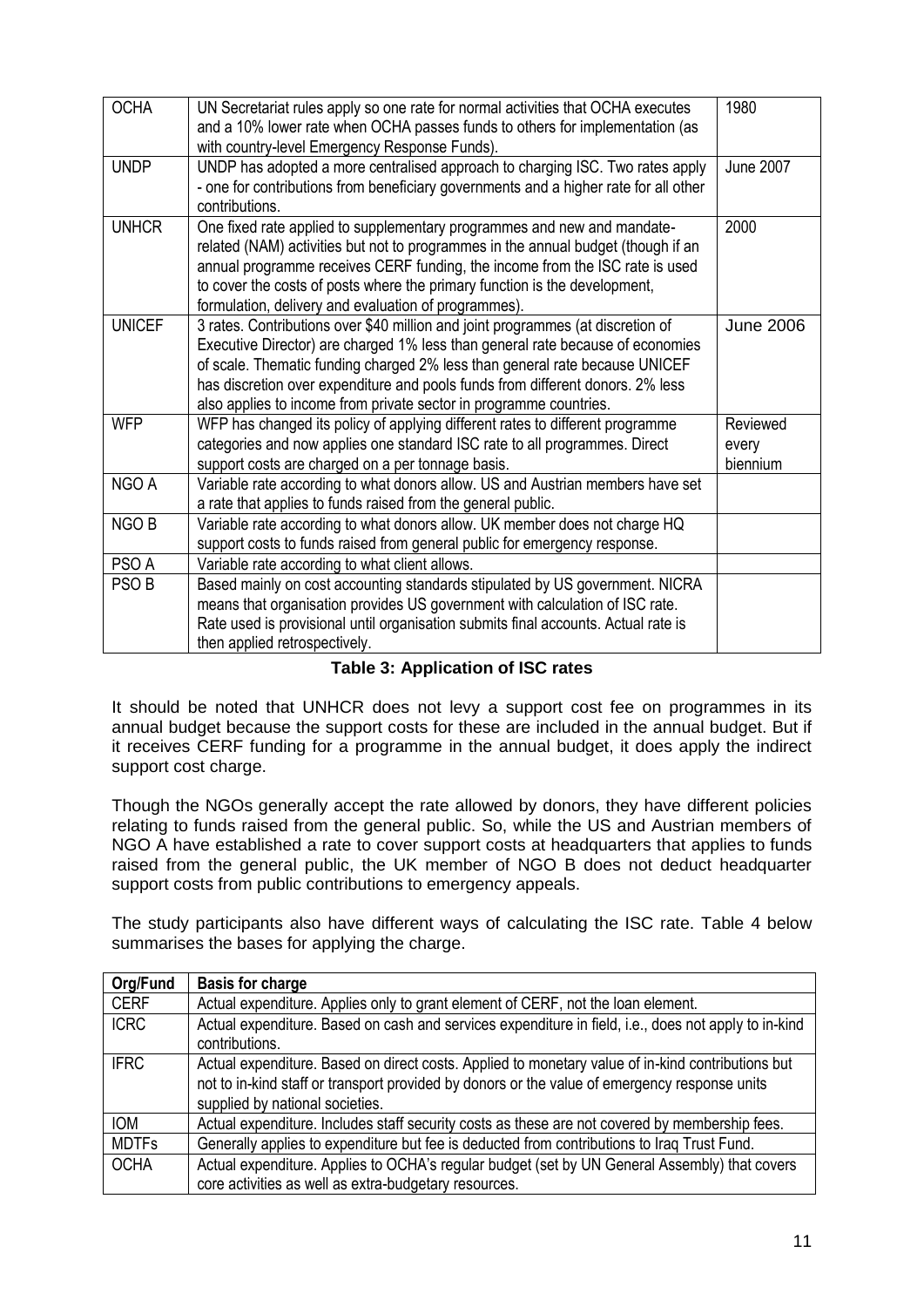| | | |
|---|---|---|
| OCHA | UN Secretariat rules apply so one rate for normal activities that OCHA executes and a 10% lower rate when OCHA passes funds to others for implementation (as with country-level Emergency Response Funds). | 1980 |
| UNDP | UNDP has adopted a more centralised approach to charging ISC. Two rates apply - one for contributions from beneficiary governments and a higher rate for all other contributions. | June 2007 |
| UNHCR | One fixed rate applied to supplementary programmes and new and mandate-related (NAM) activities but not to programmes in the annual budget (though if an annual programme receives CERF funding, the income from the ISC rate is used to cover the costs of posts where the primary function is the development, formulation, delivery and evaluation of programmes). | 2000 |
| UNICEF | 3 rates. Contributions over $40 million and joint programmes (at discretion of Executive Director) are charged 1% less than general rate because of economies of scale. Thematic funding charged 2% less than general rate because UNICEF has discretion over expenditure and pools funds from different donors. 2% less also applies to income from private sector in programme countries. | June 2006 |
| WFP | WFP has changed its policy of applying different rates to different programme categories and now applies one standard ISC rate to all programmes. Direct support costs are charged on a per tonnage basis. | Reviewed every biennium |
| NGO A | Variable rate according to what donors allow. US and Austrian members have set a rate that applies to funds raised from the general public. | |
| NGO B | Variable rate according to what donors allow. UK member does not charge HQ support costs to funds raised from general public for emergency response. | |
| PSO A | Variable rate according to what client allows. | |
| PSO B | Based mainly on cost accounting standards stipulated by US government. NICRA means that organisation provides US government with calculation of ISC rate. Rate used is provisional until organisation submits final accounts. Actual rate is then applied retrospectively. | |

**Table 3: Application of ISC rates**

It should be noted that UNHCR does not levy a support cost fee on programmes in its annual budget because the support costs for these are included in the annual budget. But if it receives CERF funding for a programme in the annual budget, it does apply the indirect support cost charge.

Though the NGOs generally accept the rate allowed by donors, they have different policies relating to funds raised from the general public. So, while the US and Austrian members of NGO A have established a rate to cover support costs at headquarters that applies to funds raised from the general public, the UK member of NGO B does not deduct headquarter support costs from public contributions to emergency appeals.

The study participants also have different ways of calculating the ISC rate. Table 4 below summarises the bases for applying the charge.

| Org/Fund | Basis for charge |
|---|---|
| CERF | Actual expenditure. Applies only to grant element of CERF, not the loan element. |
| ICRC | Actual expenditure. Based on cash and services expenditure in field, i.e., does not apply to in-kind contributions. |
| IFRC | Actual expenditure. Based on direct costs. Applied to monetary value of in-kind contributions but not to in-kind staff or transport provided by donors or the value of emergency response units supplied by national societies. |
| IOM | Actual expenditure. Includes staff security costs as these are not covered by membership fees. |
| MDTFs | Generally applies to expenditure but fee is deducted from contributions to Iraq Trust Fund. |
| OCHA | Actual expenditure. Applies to OCHA's regular budget (set by UN General Assembly) that covers core activities as well as extra-budgetary resources. |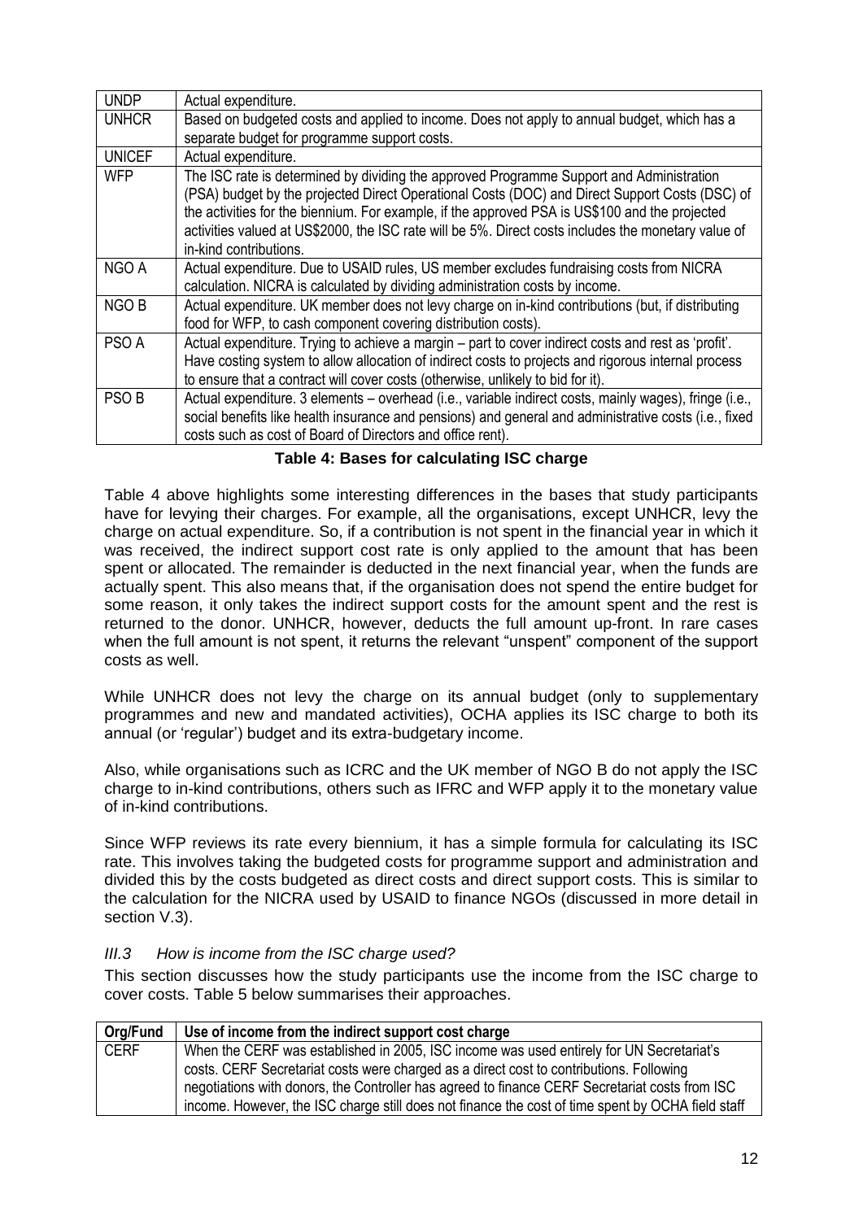| | |
|---|---|
| UNDP | Actual expenditure. |
| UNHCR | Based on budgeted costs and applied to income. Does not apply to annual budget, which has a separate budget for programme support costs. |
| UNICEF | Actual expenditure. |
| WFP | The ISC rate is determined by dividing the approved Programme Support and Administration (PSA) budget by the projected Direct Operational Costs (DOC) and Direct Support Costs (DSC) of the activities for the biennium. For example, if the approved PSA is US$100 and the projected activities valued at US$2000, the ISC rate will be 5%. Direct costs includes the monetary value of in-kind contributions. |
| NGO A | Actual expenditure. Due to USAID rules, US member excludes fundraising costs from NICRA calculation. NICRA is calculated by dividing administration costs by income. |
| NGO B | Actual expenditure. UK member does not levy charge on in-kind contributions (but, if distributing food for WFP, to cash component covering distribution costs). |
| PSO A | Actual expenditure. Trying to achieve a margin – part to cover indirect costs and rest as 'profit'. Have costing system to allow allocation of indirect costs to projects and rigorous internal process to ensure that a contract will cover costs (otherwise, unlikely to bid for it). |
| PSO B | Actual expenditure. 3 elements – overhead (i.e., variable indirect costs, mainly wages), fringe (i.e., social benefits like health insurance and pensions) and general and administrative costs (i.e., fixed costs such as cost of Board of Directors and office rent). |

**Table 4: Bases for calculating ISC charge**

Table 4 above highlights some interesting differences in the bases that study participants have for levying their charges. For example, all the organisations, except UNHCR, levy the charge on actual expenditure. So, if a contribution is not spent in the financial year in which it was received, the indirect support cost rate is only applied to the amount that has been spent or allocated. The remainder is deducted in the next financial year, when the funds are actually spent. This also means that, if the organisation does not spend the entire budget for some reason, it only takes the indirect support costs for the amount spent and the rest is returned to the donor. UNHCR, however, deducts the full amount up-front. In rare cases when the full amount is not spent, it returns the relevant "unspent" component of the support costs as well.

While UNHCR does not levy the charge on its annual budget (only to supplementary programmes and new and mandated activities), OCHA applies its ISC charge to both its annual (or 'regular') budget and its extra-budgetary income.

Also, while organisations such as ICRC and the UK member of NGO B do not apply the ISC charge to in-kind contributions, others such as IFRC and WFP apply it to the monetary value of in-kind contributions.

Since WFP reviews its rate every biennium, it has a simple formula for calculating its ISC rate. This involves taking the budgeted costs for programme support and administration and divided this by the costs budgeted as direct costs and direct support costs. This is similar to the calculation for the NICRA used by USAID to finance NGOs (discussed in more detail in section V.3).

### *III.3 How is income from the ISC charge used?*

This section discusses how the study participants use the income from the ISC charge to cover costs. Table 5 below summarises their approaches.

| Org/Fund | Use of income from the indirect support cost charge |
|---|---|
| CERF | When the CERF was established in 2005, ISC income was used entirely for UN Secretariat's costs. CERF Secretariat costs were charged as a direct cost to contributions. Following negotiations with donors, the Controller has agreed to finance CERF Secretariat costs from ISC income. However, the ISC charge still does not finance the cost of time spent by OCHA field staff |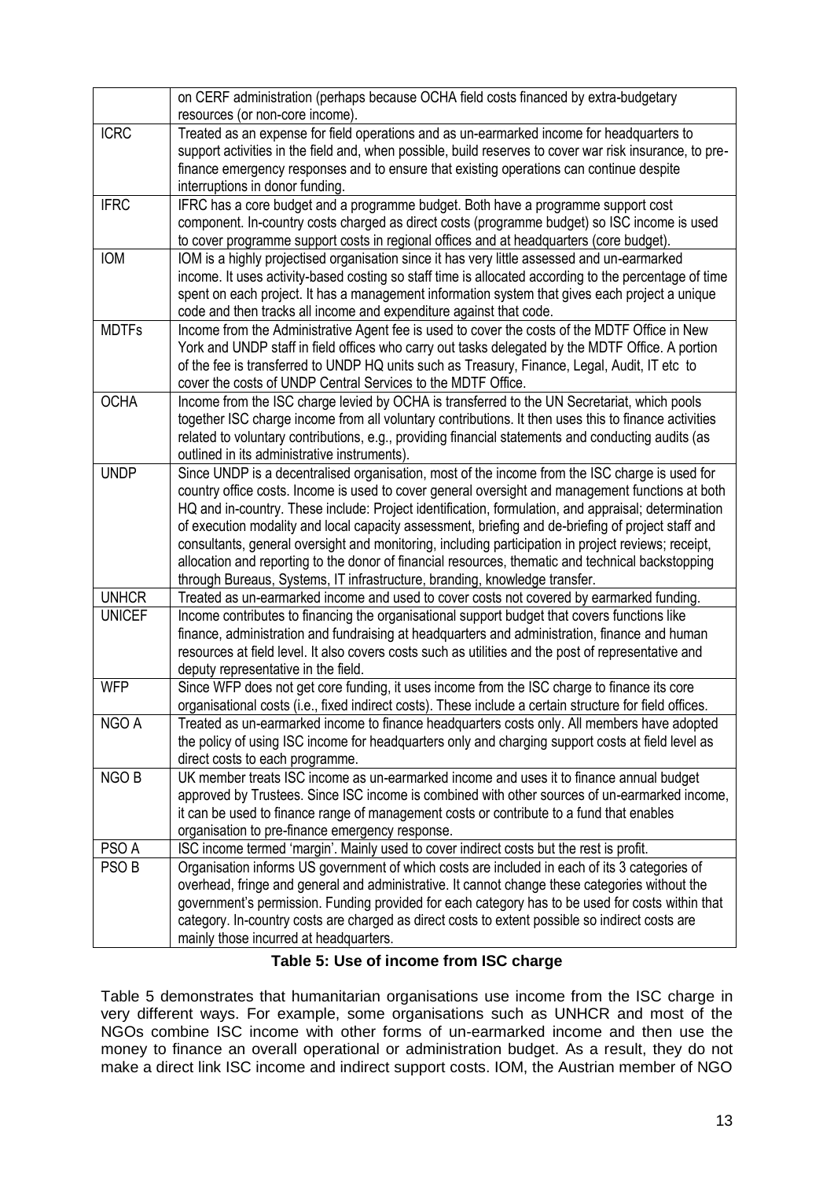| | |
|---|---|
| | on CERF administration (perhaps because OCHA field costs financed by extra-budgetary resources (or non-core income). |
| ICRC | Treated as an expense for field operations and as un-earmarked income for headquarters to support activities in the field and, when possible, build reserves to cover war risk insurance, to pre-finance emergency responses and to ensure that existing operations can continue despite interruptions in donor funding. |
| IFRC | IFRC has a core budget and a programme budget. Both have a programme support cost component. In-country costs charged as direct costs (programme budget) so ISC income is used to cover programme support costs in regional offices and at headquarters (core budget). |
| IOM | IOM is a highly projectised organisation since it has very little assessed and un-earmarked income. It uses activity-based costing so staff time is allocated according to the percentage of time spent on each project. It has a management information system that gives each project a unique code and then tracks all income and expenditure against that code. |
| MDTFs | Income from the Administrative Agent fee is used to cover the costs of the MDTF Office in New York and UNDP staff in field offices who carry out tasks delegated by the MDTF Office. A portion of the fee is transferred to UNDP HQ units such as Treasury, Finance, Legal, Audit, IT etc to cover the costs of UNDP Central Services to the MDTF Office. |
| OCHA | Income from the ISC charge levied by OCHA is transferred to the UN Secretariat, which pools together ISC charge income from all voluntary contributions. It then uses this to finance activities related to voluntary contributions, e.g., providing financial statements and conducting audits (as outlined in its administrative instruments). |
| UNDP | Since UNDP is a decentralised organisation, most of the income from the ISC charge is used for country office costs. Income is used to cover general oversight and management functions at both HQ and in-country. These include: Project identification, formulation, and appraisal; determination of execution modality and local capacity assessment, briefing and de-briefing of project staff and consultants, general oversight and monitoring, including participation in project reviews; receipt, allocation and reporting to the donor of financial resources, thematic and technical backstopping through Bureaus, Systems, IT infrastructure, branding, knowledge transfer. |
| UNHCR | Treated as un-earmarked income and used to cover costs not covered by earmarked funding. |
| UNICEF | Income contributes to financing the organisational support budget that covers functions like finance, administration and fundraising at headquarters and administration, finance and human resources at field level. It also covers costs such as utilities and the post of representative and deputy representative in the field. |
| WFP | Since WFP does not get core funding, it uses income from the ISC charge to finance its core organisational costs (i.e., fixed indirect costs). These include a certain structure for field offices. |
| NGO A | Treated as un-earmarked income to finance headquarters costs only. All members have adopted the policy of using ISC income for headquarters only and charging support costs at field level as direct costs to each programme. |
| NGO B | UK member treats ISC income as un-earmarked income and uses it to finance annual budget approved by Trustees. Since ISC income is combined with other sources of un-earmarked income, it can be used to finance range of management costs or contribute to a fund that enables organisation to pre-finance emergency response. |
| PSO A | ISC income termed 'margin'. Mainly used to cover indirect costs but the rest is profit. |
| PSO B | Organisation informs US government of which costs are included in each of its 3 categories of overhead, fringe and general and administrative. It cannot change these categories without the government's permission. Funding provided for each category has to be used for costs within that category. In-country costs are charged as direct costs to extent possible so indirect costs are mainly those incurred at headquarters. |

**Table 5: Use of income from ISC charge**

Table 5 demonstrates that humanitarian organisations use income from the ISC charge in very different ways. For example, some organisations such as UNHCR and most of the NGOs combine ISC income with other forms of un-earmarked income and then use the money to finance an overall operational or administration budget. As a result, they do not make a direct link ISC income and indirect support costs. IOM, the Austrian member of NGO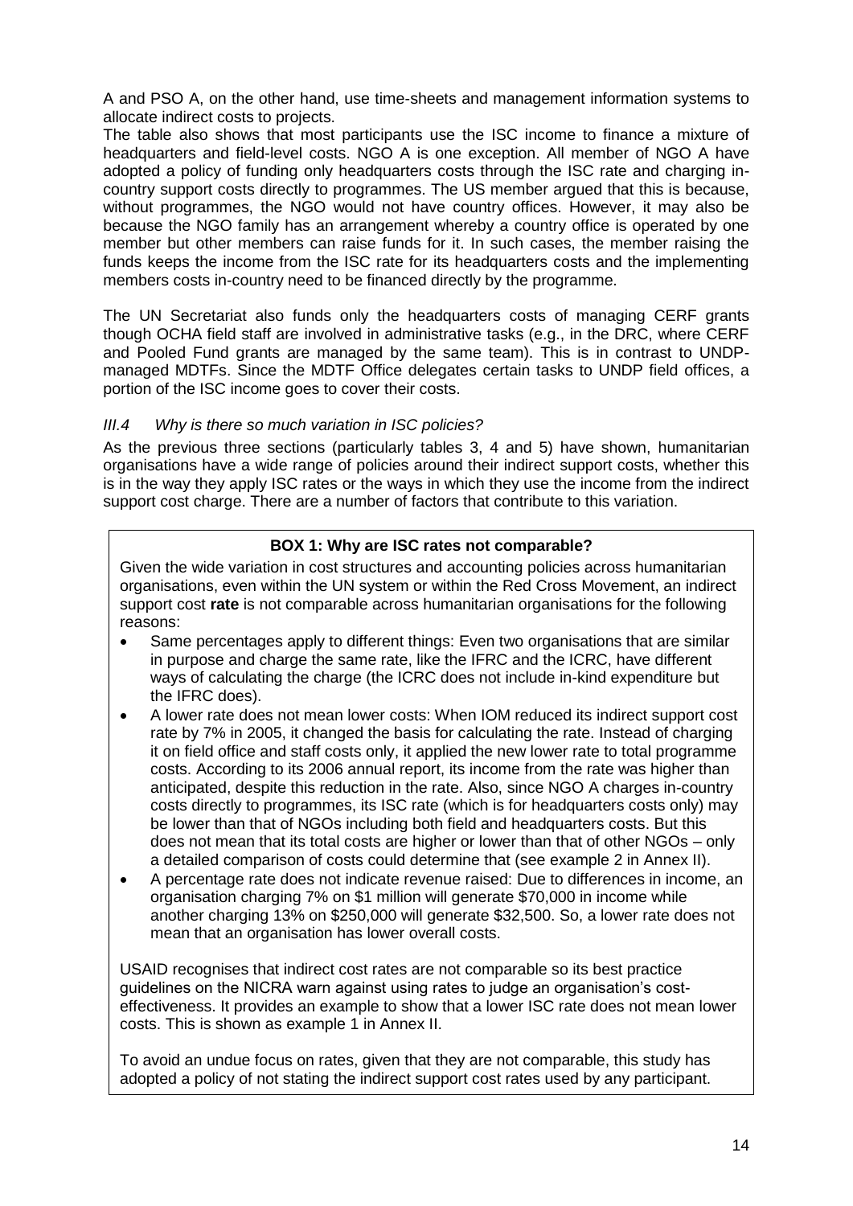A and PSO A, on the other hand, use time-sheets and management information systems to allocate indirect costs to projects.

The table also shows that most participants use the ISC income to finance a mixture of headquarters and field-level costs. NGO A is one exception. All member of NGO A have adopted a policy of funding only headquarters costs through the ISC rate and charging in-country support costs directly to programmes. The US member argued that this is because, without programmes, the NGO would not have country offices. However, it may also be because the NGO family has an arrangement whereby a country office is operated by one member but other members can raise funds for it. In such cases, the member raising the funds keeps the income from the ISC rate for its headquarters costs and the implementing members costs in-country need to be financed directly by the programme.

The UN Secretariat also funds only the headquarters costs of managing CERF grants though OCHA field staff are involved in administrative tasks (e.g., in the DRC, where CERF and Pooled Fund grants are managed by the same team). This is in contrast to UNDP-managed MDTFs. Since the MDTF Office delegates certain tasks to UNDP field offices, a portion of the ISC income goes to cover their costs.

### *III.4 Why is there so much variation in ISC policies?*

As the previous three sections (particularly tables 3, 4 and 5) have shown, humanitarian organisations have a wide range of policies around their indirect support costs, whether this is in the way they apply ISC rates or the ways in which they use the income from the indirect support cost charge. There are a number of factors that contribute to this variation.

**BOX 1: Why are ISC rates not comparable?**

Given the wide variation in cost structures and accounting policies across humanitarian organisations, even within the UN system or within the Red Cross Movement, an indirect support cost **rate** is not comparable across humanitarian organisations for the following reasons:

- Same percentages apply to different things: Even two organisations that are similar in purpose and charge the same rate, like the IFRC and the ICRC, have different ways of calculating the charge (the ICRC does not include in-kind expenditure but the IFRC does).
- A lower rate does not mean lower costs: When IOM reduced its indirect support cost rate by 7% in 2005, it changed the basis for calculating the rate. Instead of charging it on field office and staff costs only, it applied the new lower rate to total programme costs. According to its 2006 annual report, its income from the rate was higher than anticipated, despite this reduction in the rate. Also, since NGO A charges in-country costs directly to programmes, its ISC rate (which is for headquarters costs only) may be lower than that of NGOs including both field and headquarters costs. But this does not mean that its total costs are higher or lower than that of other NGOs – only a detailed comparison of costs could determine that (see example 2 in Annex II).
- A percentage rate does not indicate revenue raised: Due to differences in income, an organisation charging 7% on $1 million will generate $70,000 in income while another charging 13% on $250,000 will generate $32,500. So, a lower rate does not mean that an organisation has lower overall costs.

USAID recognises that indirect cost rates are not comparable so its best practice guidelines on the NICRA warn against using rates to judge an organisation's cost-effectiveness. It provides an example to show that a lower ISC rate does not mean lower costs. This is shown as example 1 in Annex II.

To avoid an undue focus on rates, given that they are not comparable, this study has adopted a policy of not stating the indirect support cost rates used by any participant.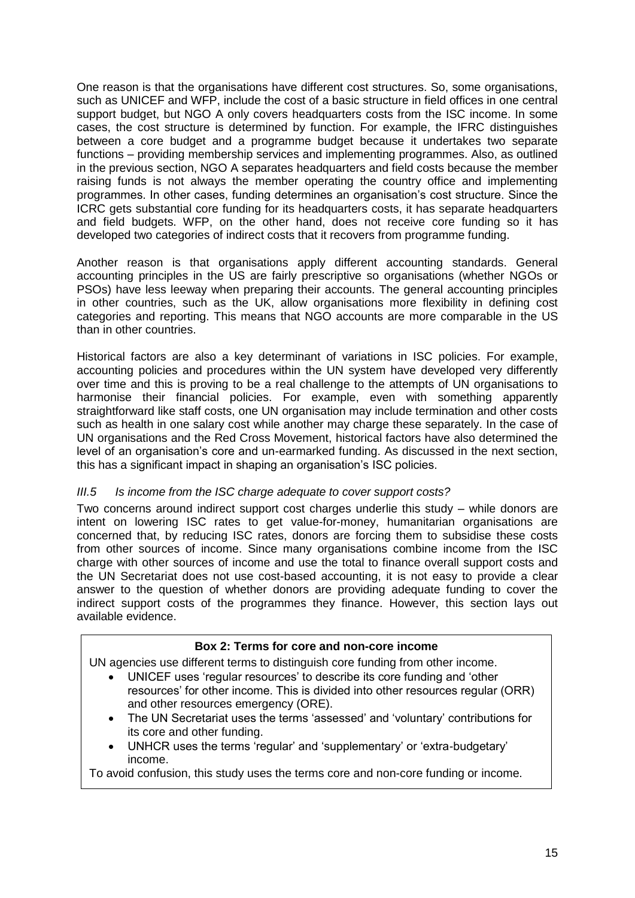One reason is that the organisations have different cost structures. So, some organisations, such as UNICEF and WFP, include the cost of a basic structure in field offices in one central support budget, but NGO A only covers headquarters costs from the ISC income. In some cases, the cost structure is determined by function. For example, the IFRC distinguishes between a core budget and a programme budget because it undertakes two separate functions – providing membership services and implementing programmes. Also, as outlined in the previous section, NGO A separates headquarters and field costs because the member raising funds is not always the member operating the country office and implementing programmes. In other cases, funding determines an organisation's cost structure. Since the ICRC gets substantial core funding for its headquarters costs, it has separate headquarters and field budgets. WFP, on the other hand, does not receive core funding so it has developed two categories of indirect costs that it recovers from programme funding.

Another reason is that organisations apply different accounting standards. General accounting principles in the US are fairly prescriptive so organisations (whether NGOs or PSOs) have less leeway when preparing their accounts. The general accounting principles in other countries, such as the UK, allow organisations more flexibility in defining cost categories and reporting. This means that NGO accounts are more comparable in the US than in other countries.

Historical factors are also a key determinant of variations in ISC policies. For example, accounting policies and procedures within the UN system have developed very differently over time and this is proving to be a real challenge to the attempts of UN organisations to harmonise their financial policies. For example, even with something apparently straightforward like staff costs, one UN organisation may include termination and other costs such as health in one salary cost while another may charge these separately. In the case of UN organisations and the Red Cross Movement, historical factors have also determined the level of an organisation's core and un-earmarked funding. As discussed in the next section, this has a significant impact in shaping an organisation's ISC policies.

### *III.5 Is income from the ISC charge adequate to cover support costs?*

Two concerns around indirect support cost charges underlie this study – while donors are intent on lowering ISC rates to get value-for-money, humanitarian organisations are concerned that, by reducing ISC rates, donors are forcing them to subsidise these costs from other sources of income. Since many organisations combine income from the ISC charge with other sources of income and use the total to finance overall support costs and the UN Secretariat does not use cost-based accounting, it is not easy to provide a clear answer to the question of whether donors are providing adequate funding to cover the indirect support costs of the programmes they finance. However, this section lays out available evidence.

**Box 2: Terms for core and non-core income**

UN agencies use different terms to distinguish core funding from other income.

- UNICEF uses 'regular resources' to describe its core funding and 'other resources' for other income. This is divided into other resources regular (ORR) and other resources emergency (ORE).
- The UN Secretariat uses the terms 'assessed' and 'voluntary' contributions for its core and other funding.
- UNHCR uses the terms 'regular' and 'supplementary' or 'extra-budgetary' income.

To avoid confusion, this study uses the terms core and non-core funding or income.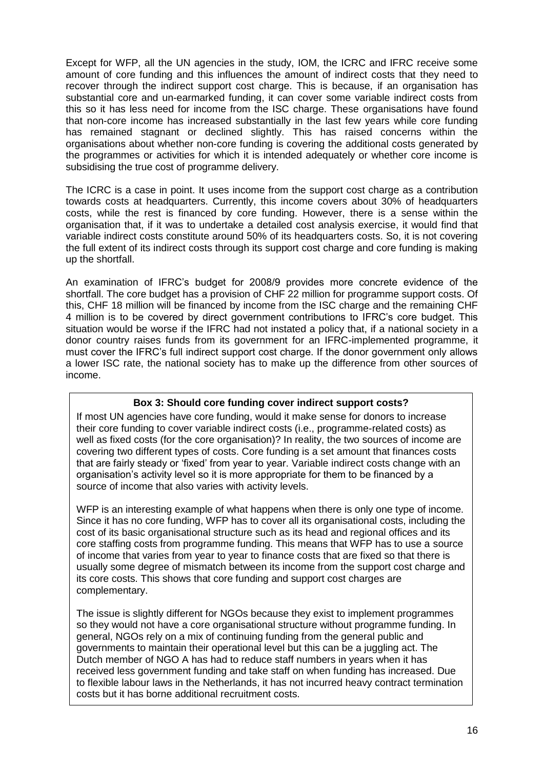Except for WFP, all the UN agencies in the study, IOM, the ICRC and IFRC receive some amount of core funding and this influences the amount of indirect costs that they need to recover through the indirect support cost charge. This is because, if an organisation has substantial core and un-earmarked funding, it can cover some variable indirect costs from this so it has less need for income from the ISC charge. These organisations have found that non-core income has increased substantially in the last few years while core funding has remained stagnant or declined slightly. This has raised concerns within the organisations about whether non-core funding is covering the additional costs generated by the programmes or activities for which it is intended adequately or whether core income is subsidising the true cost of programme delivery.

The ICRC is a case in point. It uses income from the support cost charge as a contribution towards costs at headquarters. Currently, this income covers about 30% of headquarters costs, while the rest is financed by core funding. However, there is a sense within the organisation that, if it was to undertake a detailed cost analysis exercise, it would find that variable indirect costs constitute around 50% of its headquarters costs. So, it is not covering the full extent of its indirect costs through its support cost charge and core funding is making up the shortfall.

An examination of IFRC's budget for 2008/9 provides more concrete evidence of the shortfall. The core budget has a provision of CHF 22 million for programme support costs. Of this, CHF 18 million will be financed by income from the ISC charge and the remaining CHF 4 million is to be covered by direct government contributions to IFRC's core budget. This situation would be worse if the IFRC had not instated a policy that, if a national society in a donor country raises funds from its government for an IFRC-implemented programme, it must cover the IFRC's full indirect support cost charge. If the donor government only allows a lower ISC rate, the national society has to make up the difference from other sources of income.

**Box 3: Should core funding cover indirect support costs?**

If most UN agencies have core funding, would it make sense for donors to increase their core funding to cover variable indirect costs (i.e., programme-related costs) as well as fixed costs (for the core organisation)? In reality, the two sources of income are covering two different types of costs. Core funding is a set amount that finances costs that are fairly steady or 'fixed' from year to year. Variable indirect costs change with an organisation's activity level so it is more appropriate for them to be financed by a source of income that also varies with activity levels.

WFP is an interesting example of what happens when there is only one type of income. Since it has no core funding, WFP has to cover all its organisational costs, including the cost of its basic organisational structure such as its head and regional offices and its core staffing costs from programme funding. This means that WFP has to use a source of income that varies from year to year to finance costs that are fixed so that there is usually some degree of mismatch between its income from the support cost charge and its core costs. This shows that core funding and support cost charges are complementary.

The issue is slightly different for NGOs because they exist to implement programmes so they would not have a core organisational structure without programme funding. In general, NGOs rely on a mix of continuing funding from the general public and governments to maintain their operational level but this can be a juggling act. The Dutch member of NGO A has had to reduce staff numbers in years when it has received less government funding and take staff on when funding has increased. Due to flexible labour laws in the Netherlands, it has not incurred heavy contract termination costs but it has borne additional recruitment costs.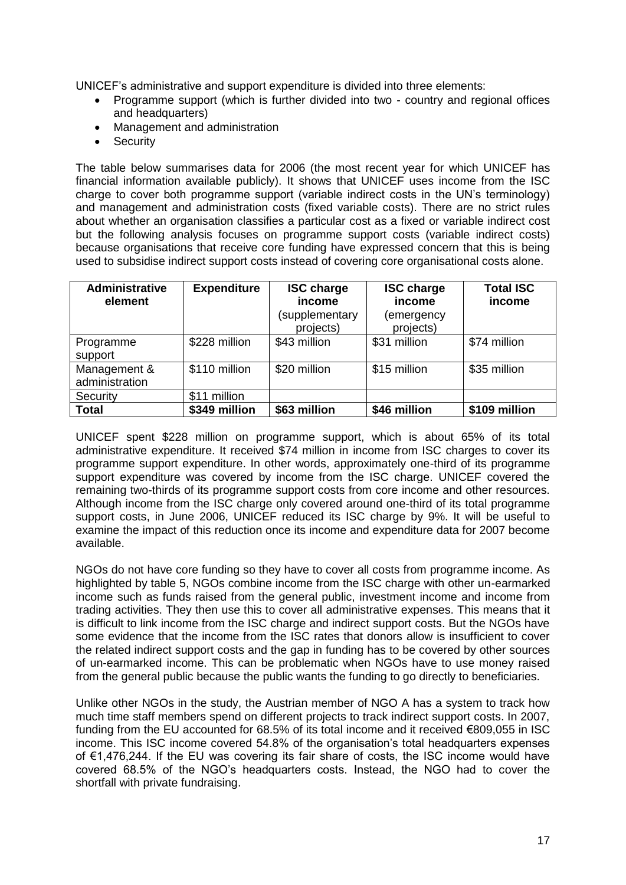UNICEF's administrative and support expenditure is divided into three elements:

- Programme support (which is further divided into two - country and regional offices and headquarters)
- Management and administration
- Security

The table below summarises data for 2006 (the most recent year for which UNICEF has financial information available publicly). It shows that UNICEF uses income from the ISC charge to cover both programme support (variable indirect costs in the UN's terminology) and management and administration costs (fixed variable costs). There are no strict rules about whether an organisation classifies a particular cost as a fixed or variable indirect cost but the following analysis focuses on programme support costs (variable indirect costs) because organisations that receive core funding have expressed concern that this is being used to subsidise indirect support costs instead of covering core organisational costs alone.

| Administrative element | Expenditure | ISC charge income (supplementary projects) | ISC charge income (emergency projects) | Total ISC income |
|---|---|---|---|---|
| Programme support | \$228 million | \$43 million | \$31 million | \$74 million |
| Management & administration | \$110 million | \$20 million | \$15 million | \$35 million |
| Security | \$11 million | | | |
| **Total** | **\$349 million** | **\$63 million** | **\$46 million** | **\$109 million** |

UNICEF spent \$228 million on programme support, which is about 65% of its total administrative expenditure. It received \$74 million in income from ISC charges to cover its programme support expenditure. In other words, approximately one-third of its programme support expenditure was covered by income from the ISC charge. UNICEF covered the remaining two-thirds of its programme support costs from core income and other resources. Although income from the ISC charge only covered around one-third of its total programme support costs, in June 2006, UNICEF reduced its ISC charge by 9%. It will be useful to examine the impact of this reduction once its income and expenditure data for 2007 become available.

NGOs do not have core funding so they have to cover all costs from programme income. As highlighted by table 5, NGOs combine income from the ISC charge with other un-earmarked income such as funds raised from the general public, investment income and income from trading activities. They then use this to cover all administrative expenses. This means that it is difficult to link income from the ISC charge and indirect support costs. But the NGOs have some evidence that the income from the ISC rates that donors allow is insufficient to cover the related indirect support costs and the gap in funding has to be covered by other sources of un-earmarked income. This can be problematic when NGOs have to use money raised from the general public because the public wants the funding to go directly to beneficiaries.

Unlike other NGOs in the study, the Austrian member of NGO A has a system to track how much time staff members spend on different projects to track indirect support costs. In 2007, funding from the EU accounted for 68.5% of its total income and it received €809,055 in ISC income. This ISC income covered 54.8% of the organisation's total headquarters expenses of €1,476,244. If the EU was covering its fair share of costs, the ISC income would have covered 68.5% of the NGO's headquarters costs. Instead, the NGO had to cover the shortfall with private fundraising.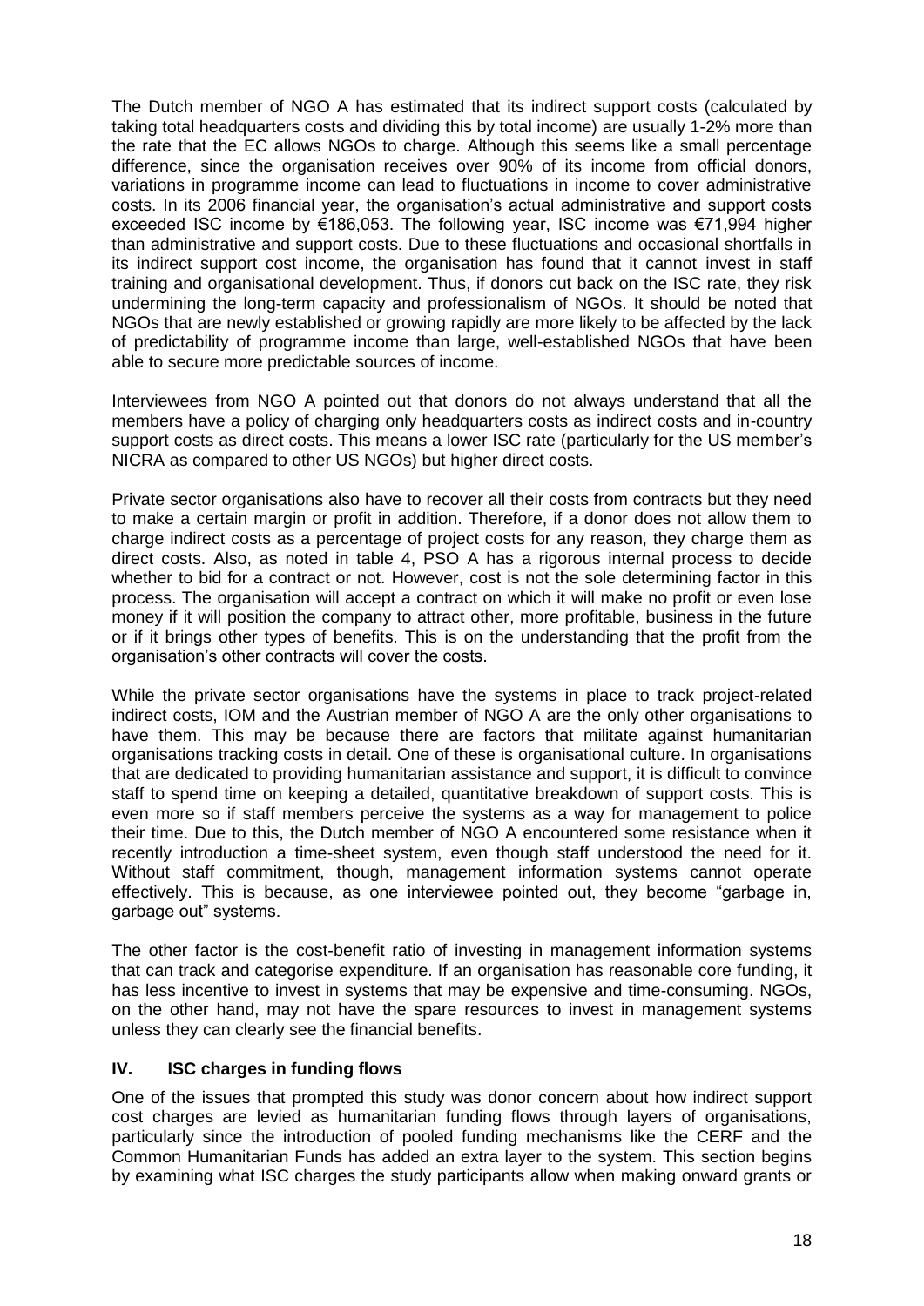The Dutch member of NGO A has estimated that its indirect support costs (calculated by taking total headquarters costs and dividing this by total income) are usually 1-2% more than the rate that the EC allows NGOs to charge. Although this seems like a small percentage difference, since the organisation receives over 90% of its income from official donors, variations in programme income can lead to fluctuations in income to cover administrative costs. In its 2006 financial year, the organisation's actual administrative and support costs exceeded ISC income by €186,053. The following year, ISC income was €71,994 higher than administrative and support costs. Due to these fluctuations and occasional shortfalls in its indirect support cost income, the organisation has found that it cannot invest in staff training and organisational development. Thus, if donors cut back on the ISC rate, they risk undermining the long-term capacity and professionalism of NGOs. It should be noted that NGOs that are newly established or growing rapidly are more likely to be affected by the lack of predictability of programme income than large, well-established NGOs that have been able to secure more predictable sources of income.

Interviewees from NGO A pointed out that donors do not always understand that all the members have a policy of charging only headquarters costs as indirect costs and in-country support costs as direct costs. This means a lower ISC rate (particularly for the US member's NICRA as compared to other US NGOs) but higher direct costs.

Private sector organisations also have to recover all their costs from contracts but they need to make a certain margin or profit in addition. Therefore, if a donor does not allow them to charge indirect costs as a percentage of project costs for any reason, they charge them as direct costs. Also, as noted in table 4, PSO A has a rigorous internal process to decide whether to bid for a contract or not. However, cost is not the sole determining factor in this process. The organisation will accept a contract on which it will make no profit or even lose money if it will position the company to attract other, more profitable, business in the future or if it brings other types of benefits. This is on the understanding that the profit from the organisation's other contracts will cover the costs.

While the private sector organisations have the systems in place to track project-related indirect costs, IOM and the Austrian member of NGO A are the only other organisations to have them. This may be because there are factors that militate against humanitarian organisations tracking costs in detail. One of these is organisational culture. In organisations that are dedicated to providing humanitarian assistance and support, it is difficult to convince staff to spend time on keeping a detailed, quantitative breakdown of support costs. This is even more so if staff members perceive the systems as a way for management to police their time. Due to this, the Dutch member of NGO A encountered some resistance when it recently introduction a time-sheet system, even though staff understood the need for it. Without staff commitment, though, management information systems cannot operate effectively. This is because, as one interviewee pointed out, they become "garbage in, garbage out" systems.

The other factor is the cost-benefit ratio of investing in management information systems that can track and categorise expenditure. If an organisation has reasonable core funding, it has less incentive to invest in systems that may be expensive and time-consuming. NGOs, on the other hand, may not have the spare resources to invest in management systems unless they can clearly see the financial benefits.

## IV. ISC charges in funding flows

One of the issues that prompted this study was donor concern about how indirect support cost charges are levied as humanitarian funding flows through layers of organisations, particularly since the introduction of pooled funding mechanisms like the CERF and the Common Humanitarian Funds has added an extra layer to the system. This section begins by examining what ISC charges the study participants allow when making onward grants or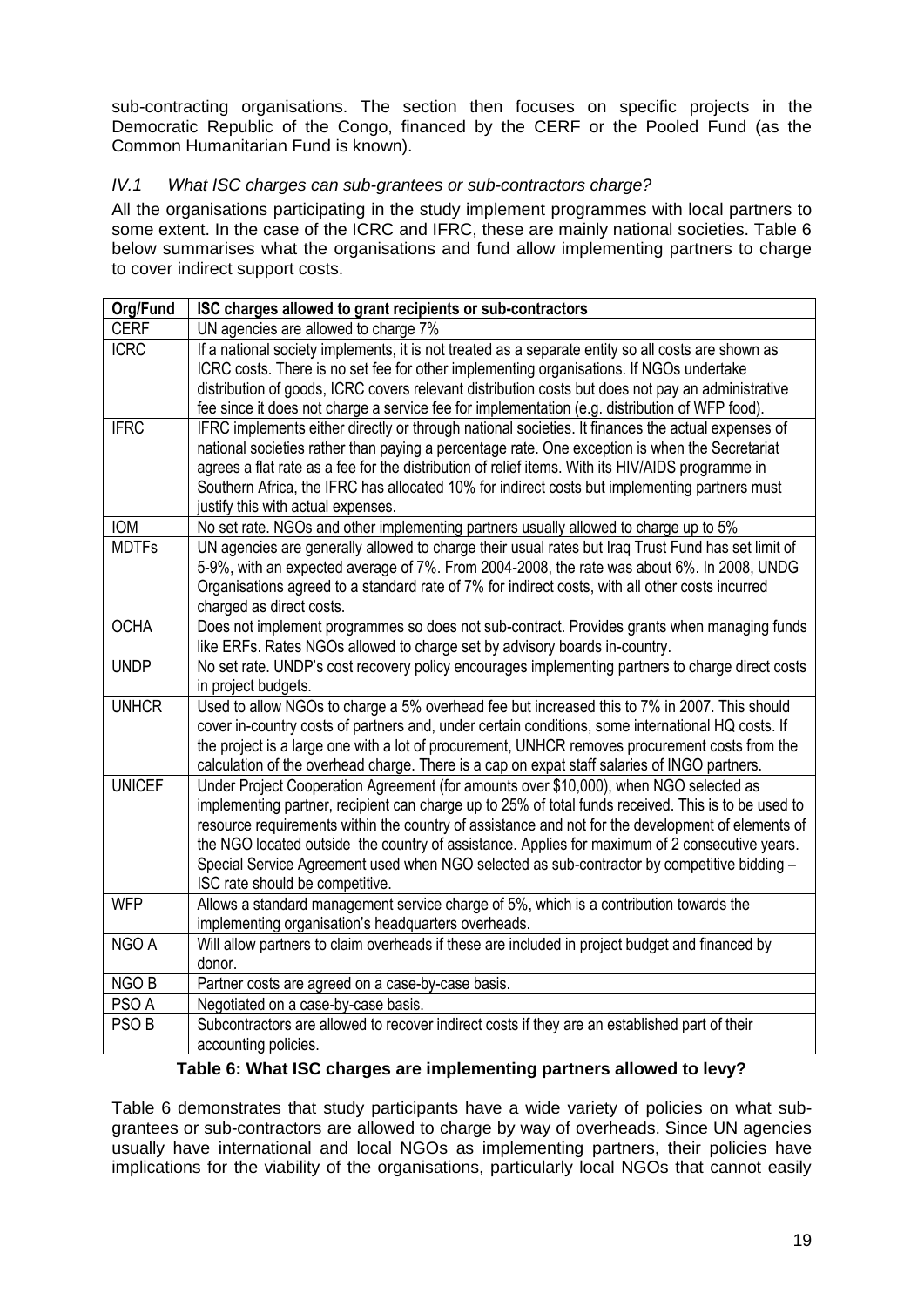sub-contracting organisations. The section then focuses on specific projects in the Democratic Republic of the Congo, financed by the CERF or the Pooled Fund (as the Common Humanitarian Fund is known).

### *IV.1 What ISC charges can sub-grantees or sub-contractors charge?*

All the organisations participating in the study implement programmes with local partners to some extent. In the case of the ICRC and IFRC, these are mainly national societies. Table 6 below summarises what the organisations and fund allow implementing partners to charge to cover indirect support costs.

| Org/Fund | ISC charges allowed to grant recipients or sub-contractors |
|---|---|
| CERF | UN agencies are allowed to charge 7% |
| ICRC | If a national society implements, it is not treated as a separate entity so all costs are shown as ICRC costs. There is no set fee for other implementing organisations. If NGOs undertake distribution of goods, ICRC covers relevant distribution costs but does not pay an administrative fee since it does not charge a service fee for implementation (e.g. distribution of WFP food). |
| IFRC | IFRC implements either directly or through national societies. It finances the actual expenses of national societies rather than paying a percentage rate. One exception is when the Secretariat agrees a flat rate as a fee for the distribution of relief items. With its HIV/AIDS programme in Southern Africa, the IFRC has allocated 10% for indirect costs but implementing partners must justify this with actual expenses. |
| IOM | No set rate. NGOs and other implementing partners usually allowed to charge up to 5% |
| MDTFs | UN agencies are generally allowed to charge their usual rates but Iraq Trust Fund has set limit of 5-9%, with an expected average of 7%. From 2004-2008, the rate was about 6%. In 2008, UNDG Organisations agreed to a standard rate of 7% for indirect costs, with all other costs incurred charged as direct costs. |
| OCHA | Does not implement programmes so does not sub-contract. Provides grants when managing funds like ERFs. Rates NGOs allowed to charge set by advisory boards in-country. |
| UNDP | No set rate. UNDP's cost recovery policy encourages implementing partners to charge direct costs in project budgets. |
| UNHCR | Used to allow NGOs to charge a 5% overhead fee but increased this to 7% in 2007. This should cover in-country costs of partners and, under certain conditions, some international HQ costs. If the project is a large one with a lot of procurement, UNHCR removes procurement costs from the calculation of the overhead charge. There is a cap on expat staff salaries of INGO partners. |
| UNICEF | Under Project Cooperation Agreement (for amounts over $10,000), when NGO selected as implementing partner, recipient can charge up to 25% of total funds received. This is to be used to resource requirements within the country of assistance and not for the development of elements of the NGO located outside the country of assistance. Applies for maximum of 2 consecutive years. Special Service Agreement used when NGO selected as sub-contractor by competitive bidding – ISC rate should be competitive. |
| WFP | Allows a standard management service charge of 5%, which is a contribution towards the implementing organisation's headquarters overheads. |
| NGO A | Will allow partners to claim overheads if these are included in project budget and financed by donor. |
| NGO B | Partner costs are agreed on a case-by-case basis. |
| PSO A | Negotiated on a case-by-case basis. |
| PSO B | Subcontractors are allowed to recover indirect costs if they are an established part of their accounting policies. |

**Table 6: What ISC charges are implementing partners allowed to levy?**

Table 6 demonstrates that study participants have a wide variety of policies on what sub-grantees or sub-contractors are allowed to charge by way of overheads. Since UN agencies usually have international and local NGOs as implementing partners, their policies have implications for the viability of the organisations, particularly local NGOs that cannot easily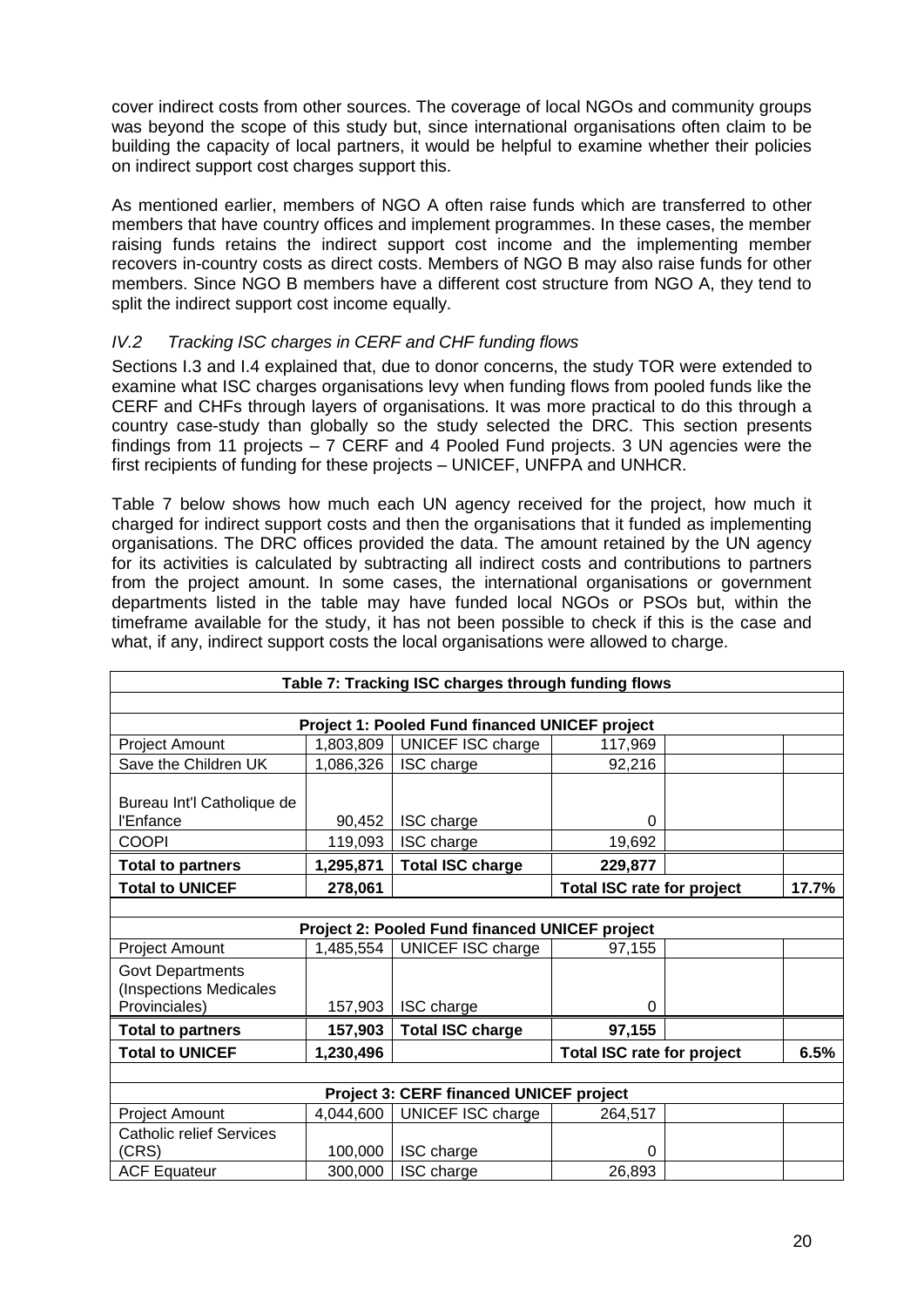cover indirect costs from other sources. The coverage of local NGOs and community groups was beyond the scope of this study but, since international organisations often claim to be building the capacity of local partners, it would be helpful to examine whether their policies on indirect support cost charges support this.

As mentioned earlier, members of NGO A often raise funds which are transferred to other members that have country offices and implement programmes. In these cases, the member raising funds retains the indirect support cost income and the implementing member recovers in-country costs as direct costs. Members of NGO B may also raise funds for other members. Since NGO B members have a different cost structure from NGO A, they tend to split the indirect support cost income equally.

### *IV.2 Tracking ISC charges in CERF and CHF funding flows*

Sections I.3 and I.4 explained that, due to donor concerns, the study TOR were extended to examine what ISC charges organisations levy when funding flows from pooled funds like the CERF and CHFs through layers of organisations. It was more practical to do this through a country case-study than globally so the study selected the DRC. This section presents findings from 11 projects – 7 CERF and 4 Pooled Fund projects. 3 UN agencies were the first recipients of funding for these projects – UNICEF, UNFPA and UNHCR.

Table 7 below shows how much each UN agency received for the project, how much it charged for indirect support costs and then the organisations that it funded as implementing organisations. The DRC offices provided the data. The amount retained by the UN agency for its activities is calculated by subtracting all indirect costs and contributions to partners from the project amount. In some cases, the international organisations or government departments listed in the table may have funded local NGOs or PSOs but, within the timeframe available for the study, it has not been possible to check if this is the case and what, if any, indirect support costs the local organisations were allowed to charge.

| **Table 7: Tracking ISC charges through funding flows** | | | | | |
|---|---|---|---|---|---|
| **Project 1: Pooled Fund financed UNICEF project** | | | | | |
| Project Amount | 1,803,809 | UNICEF ISC charge | 117,969 | | |
| Save the Children UK | 1,086,326 | ISC charge | 92,216 | | |
| Bureau Int'l Catholique de l'Enfance | 90,452 | ISC charge | 0 | | |
| COOPI | 119,093 | ISC charge | 19,692 | | |
| **Total to partners** | **1,295,871** | **Total ISC charge** | **229,877** | | |
| **Total to UNICEF** | **278,061** | | **Total ISC rate for project** | | **17.7%** |
| **Project 2: Pooled Fund financed UNICEF project** | | | | | |
| Project Amount | 1,485,554 | UNICEF ISC charge | 97,155 | | |
| Govt Departments (Inspections Medicales Provinciales) | 157,903 | ISC charge | 0 | | |
| **Total to partners** | **157,903** | **Total ISC charge** | **97,155** | | |
| **Total to UNICEF** | **1,230,496** | | **Total ISC rate for project** | | **6.5%** |
| **Project 3: CERF financed UNICEF project** | | | | | |
| Project Amount | 4,044,600 | UNICEF ISC charge | 264,517 | | |
| Catholic relief Services (CRS) | 100,000 | ISC charge | 0 | | |
| ACF Equateur | 300,000 | ISC charge | 26,893 | | |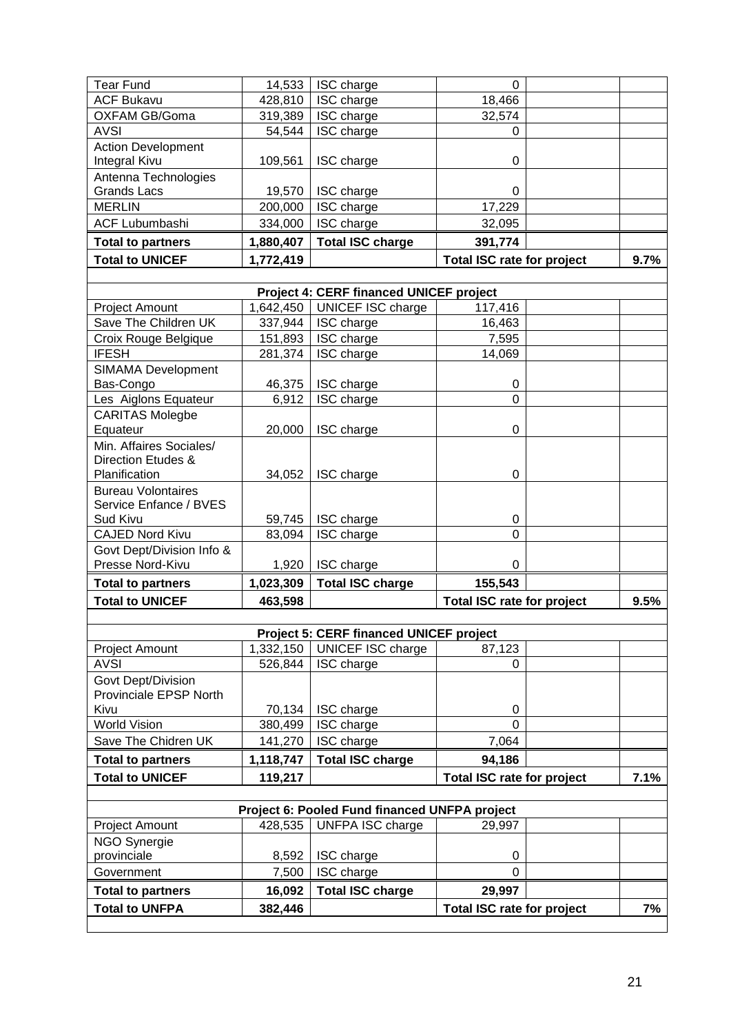| | | | | | |
|---|---|---|---|---|---|
| Tear Fund | 14,533 | ISC charge | 0 | | |
| ACF Bukavu | 428,810 | ISC charge | 18,466 | | |
| OXFAM GB/Goma | 319,389 | ISC charge | 32,574 | | |
| AVSI | 54,544 | ISC charge | 0 | | |
| Action Development Integral Kivu | 109,561 | ISC charge | 0 | | |
| Antenna Technologies Grands Lacs | 19,570 | ISC charge | 0 | | |
| MERLIN | 200,000 | ISC charge | 17,229 | | |
| ACF Lubumbashi | 334,000 | ISC charge | 32,095 | | |
| **Total to partners** | **1,880,407** | **Total ISC charge** | **391,774** | | |
| **Total to UNICEF** | **1,772,419** | | **Total ISC rate for project** | | **9.7%** |
| | | | | | |
| | | **Project 4: CERF financed UNICEF project** | | | |
| Project Amount | 1,642,450 | UNICEF ISC charge | 117,416 | | |
| Save The Children UK | 337,944 | ISC charge | 16,463 | | |
| Croix Rouge Belgique | 151,893 | ISC charge | 7,595 | | |
| IFESH | 281,374 | ISC charge | 14,069 | | |
| SIMAMA Development Bas-Congo | 46,375 | ISC charge | 0 | | |
| Les Aiglons Equateur | 6,912 | ISC charge | 0 | | |
| CARITAS Molegbe Equateur | 20,000 | ISC charge | 0 | | |
| Min. Affaires Sociales/ Direction Etudes & Planification | 34,052 | ISC charge | 0 | | |
| Bureau Volontaires Service Enfance / BVES Sud Kivu | 59,745 | ISC charge | 0 | | |
| CAJED Nord Kivu | 83,094 | ISC charge | 0 | | |
| Govt Dept/Division Info & Presse Nord-Kivu | 1,920 | ISC charge | 0 | | |
| **Total to partners** | **1,023,309** | **Total ISC charge** | **155,543** | | |
| **Total to UNICEF** | **463,598** | | **Total ISC rate for project** | | **9.5%** |
| | | | | | |
| | | **Project 5: CERF financed UNICEF project** | | | |
| Project Amount | 1,332,150 | UNICEF ISC charge | 87,123 | | |
| AVSI | 526,844 | ISC charge | 0 | | |
| Govt Dept/Division Provinciale EPSP North Kivu | 70,134 | ISC charge | 0 | | |
| World Vision | 380,499 | ISC charge | 0 | | |
| Save The Chidren UK | 141,270 | ISC charge | 7,064 | | |
| **Total to partners** | **1,118,747** | **Total ISC charge** | **94,186** | | |
| **Total to UNICEF** | **119,217** | | **Total ISC rate for project** | | **7.1%** |
| | | | | | |
| | | **Project 6: Pooled Fund financed UNFPA project** | | | |
| Project Amount | 428,535 | UNFPA ISC charge | 29,997 | | |
| NGO Synergie provinciale | 8,592 | ISC charge | 0 | | |
| Government | 7,500 | ISC charge | 0 | | |
| **Total to partners** | **16,092** | **Total ISC charge** | **29,997** | | |
| **Total to UNFPA** | **382,446** | | **Total ISC rate for project** | | **7%** |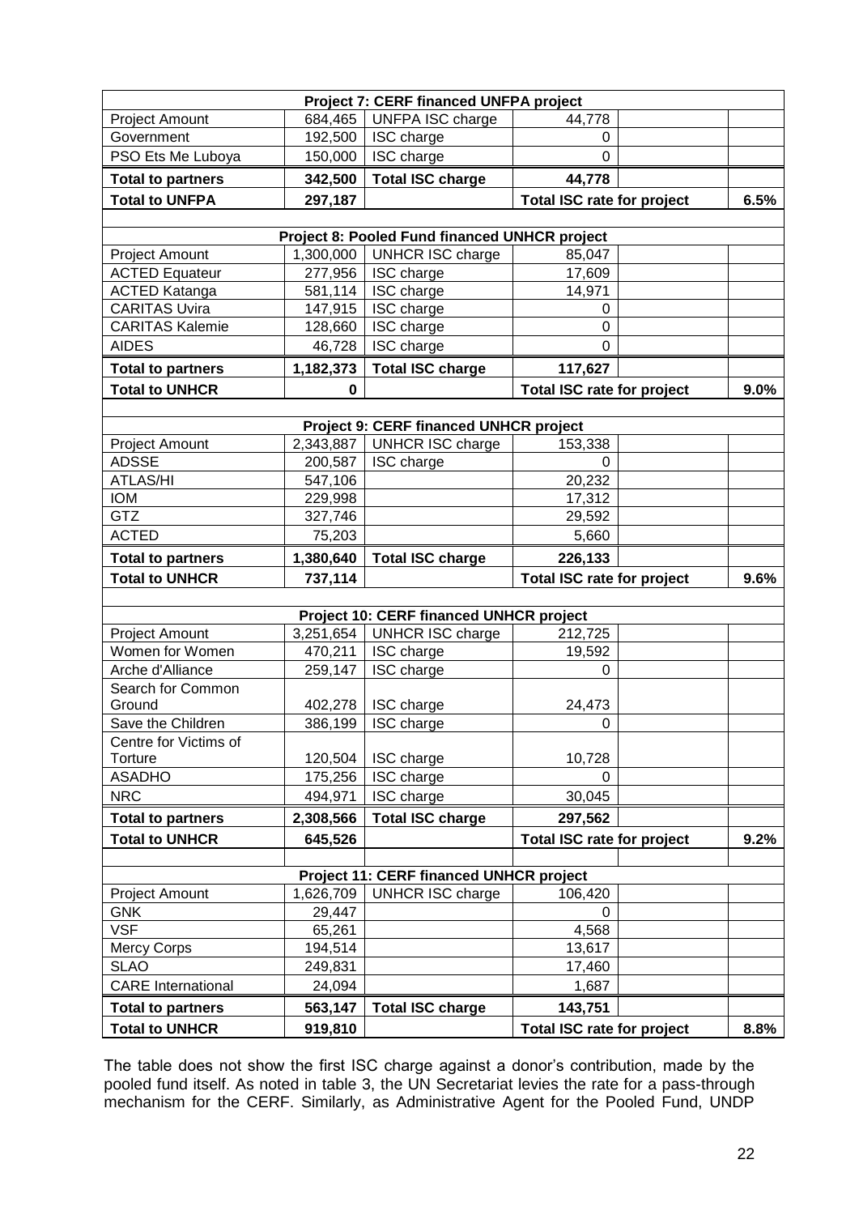| Project 7: CERF financed UNFPA project | | | | | |
|---|---|---|---|---|---|
| Project Amount | 684,465 | UNFPA ISC charge | 44,778 | | |
| Government | 192,500 | ISC charge | 0 | | |
| PSO Ets Me Luboya | 150,000 | ISC charge | 0 | | |
| **Total to partners** | **342,500** | **Total ISC charge** | **44,778** | | |
| **Total to UNFPA** | **297,187** | | **Total ISC rate for project** | | **6.5%** |
| | | | | | |
| **Project 8: Pooled Fund financed UNHCR project** | | | | | |
| Project Amount | 1,300,000 | UNHCR ISC charge | 85,047 | | |
| ACTED Equateur | 277,956 | ISC charge | 17,609 | | |
| ACTED Katanga | 581,114 | ISC charge | 14,971 | | |
| CARITAS Uvira | 147,915 | ISC charge | 0 | | |
| CARITAS Kalemie | 128,660 | ISC charge | 0 | | |
| AIDES | 46,728 | ISC charge | 0 | | |
| **Total to partners** | **1,182,373** | **Total ISC charge** | **117,627** | | |
| **Total to UNHCR** | **0** | | **Total ISC rate for project** | | **9.0%** |
| | | | | | |
| **Project 9: CERF financed UNHCR project** | | | | | |
| Project Amount | 2,343,887 | UNHCR ISC charge | 153,338 | | |
| ADSSE | 200,587 | ISC charge | 0 | | |
| ATLAS/HI | 547,106 | | 20,232 | | |
| IOM | 229,998 | | 17,312 | | |
| GTZ | 327,746 | | 29,592 | | |
| ACTED | 75,203 | | 5,660 | | |
| **Total to partners** | **1,380,640** | **Total ISC charge** | **226,133** | | |
| **Total to UNHCR** | **737,114** | | **Total ISC rate for project** | | **9.6%** |
| | | | | | |
| **Project 10: CERF financed UNHCR project** | | | | | |
| Project Amount | 3,251,654 | UNHCR ISC charge | 212,725 | | |
| Women for Women | 470,211 | ISC charge | 19,592 | | |
| Arche d'Alliance | 259,147 | ISC charge | 0 | | |
| Search for Common Ground | 402,278 | ISC charge | 24,473 | | |
| Save the Children | 386,199 | ISC charge | 0 | | |
| Centre for Victims of Torture | 120,504 | ISC charge | 10,728 | | |
| ASADHO | 175,256 | ISC charge | 0 | | |
| NRC | 494,971 | ISC charge | 30,045 | | |
| **Total to partners** | **2,308,566** | **Total ISC charge** | **297,562** | | |
| **Total to UNHCR** | **645,526** | | **Total ISC rate for project** | | **9.2%** |
| | | | | | |
| **Project 11: CERF financed UNHCR project** | | | | | |
| Project Amount | 1,626,709 | UNHCR ISC charge | 106,420 | | |
| GNK | 29,447 | | 0 | | |
| VSF | 65,261 | | 4,568 | | |
| Mercy Corps | 194,514 | | 13,617 | | |
| SLAO | 249,831 | | 17,460 | | |
| CARE International | 24,094 | | 1,687 | | |
| **Total to partners** | **563,147** | **Total ISC charge** | **143,751** | | |
| **Total to UNHCR** | **919,810** | | **Total ISC rate for project** | | **8.8%** |

The table does not show the first ISC charge against a donor's contribution, made by the pooled fund itself. As noted in table 3, the UN Secretariat levies the rate for a pass-through mechanism for the CERF. Similarly, as Administrative Agent for the Pooled Fund, UNDP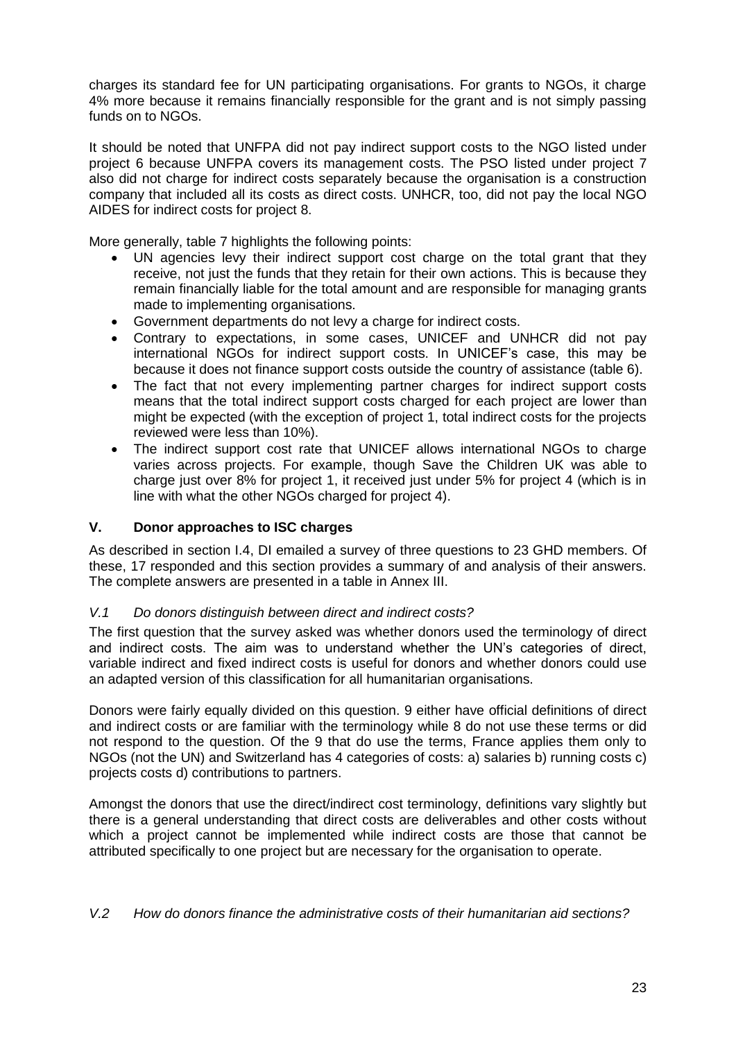charges its standard fee for UN participating organisations. For grants to NGOs, it charge 4% more because it remains financially responsible for the grant and is not simply passing funds on to NGOs.

It should be noted that UNFPA did not pay indirect support costs to the NGO listed under project 6 because UNFPA covers its management costs. The PSO listed under project 7 also did not charge for indirect costs separately because the organisation is a construction company that included all its costs as direct costs. UNHCR, too, did not pay the local NGO AIDES for indirect costs for project 8.

More generally, table 7 highlights the following points:

- UN agencies levy their indirect support cost charge on the total grant that they receive, not just the funds that they retain for their own actions. This is because they remain financially liable for the total amount and are responsible for managing grants made to implementing organisations.
- Government departments do not levy a charge for indirect costs.
- Contrary to expectations, in some cases, UNICEF and UNHCR did not pay international NGOs for indirect support costs. In UNICEF's case, this may be because it does not finance support costs outside the country of assistance (table 6).
- The fact that not every implementing partner charges for indirect support costs means that the total indirect support costs charged for each project are lower than might be expected (with the exception of project 1, total indirect costs for the projects reviewed were less than 10%).
- The indirect support cost rate that UNICEF allows international NGOs to charge varies across projects. For example, though Save the Children UK was able to charge just over 8% for project 1, it received just under 5% for project 4 (which is in line with what the other NGOs charged for project 4).

## V. Donor approaches to ISC charges

As described in section I.4, DI emailed a survey of three questions to 23 GHD members. Of these, 17 responded and this section provides a summary of and analysis of their answers. The complete answers are presented in a table in Annex III.

### *V.1 Do donors distinguish between direct and indirect costs?*

The first question that the survey asked was whether donors used the terminology of direct and indirect costs. The aim was to understand whether the UN's categories of direct, variable indirect and fixed indirect costs is useful for donors and whether donors could use an adapted version of this classification for all humanitarian organisations.

Donors were fairly equally divided on this question. 9 either have official definitions of direct and indirect costs or are familiar with the terminology while 8 do not use these terms or did not respond to the question. Of the 9 that do use the terms, France applies them only to NGOs (not the UN) and Switzerland has 4 categories of costs: a) salaries b) running costs c) projects costs d) contributions to partners.

Amongst the donors that use the direct/indirect cost terminology, definitions vary slightly but there is a general understanding that direct costs are deliverables and other costs without which a project cannot be implemented while indirect costs are those that cannot be attributed specifically to one project but are necessary for the organisation to operate.

### *V.2 How do donors finance the administrative costs of their humanitarian aid sections?*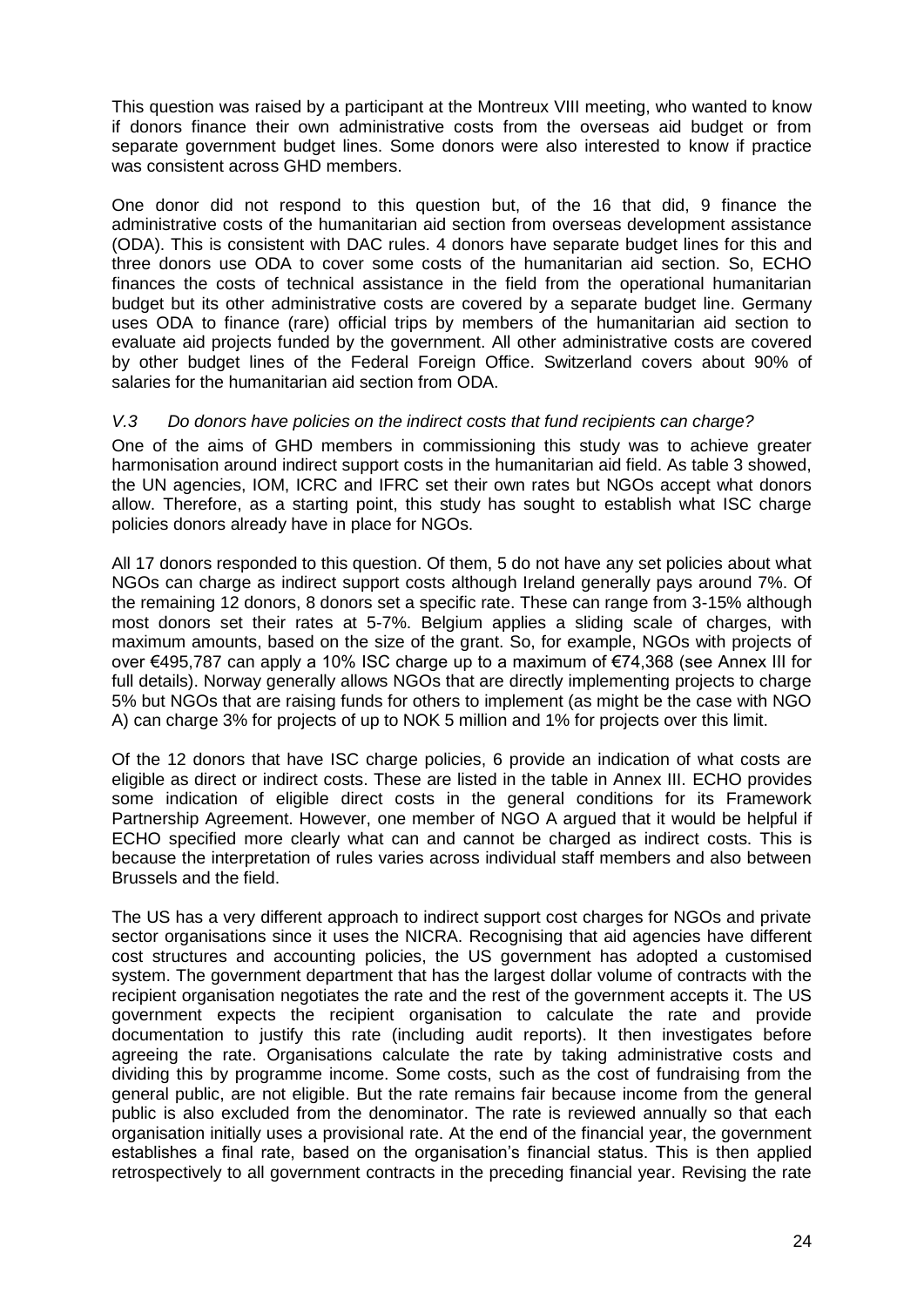This question was raised by a participant at the Montreux VIII meeting, who wanted to know if donors finance their own administrative costs from the overseas aid budget or from separate government budget lines. Some donors were also interested to know if practice was consistent across GHD members.

One donor did not respond to this question but, of the 16 that did, 9 finance the administrative costs of the humanitarian aid section from overseas development assistance (ODA). This is consistent with DAC rules. 4 donors have separate budget lines for this and three donors use ODA to cover some costs of the humanitarian aid section. So, ECHO finances the costs of technical assistance in the field from the operational humanitarian budget but its other administrative costs are covered by a separate budget line. Germany uses ODA to finance (rare) official trips by members of the humanitarian aid section to evaluate aid projects funded by the government. All other administrative costs are covered by other budget lines of the Federal Foreign Office. Switzerland covers about 90% of salaries for the humanitarian aid section from ODA.

### *V.3 Do donors have policies on the indirect costs that fund recipients can charge?*

One of the aims of GHD members in commissioning this study was to achieve greater harmonisation around indirect support costs in the humanitarian aid field. As table 3 showed, the UN agencies, IOM, ICRC and IFRC set their own rates but NGOs accept what donors allow. Therefore, as a starting point, this study has sought to establish what ISC charge policies donors already have in place for NGOs.

All 17 donors responded to this question. Of them, 5 do not have any set policies about what NGOs can charge as indirect support costs although Ireland generally pays around 7%. Of the remaining 12 donors, 8 donors set a specific rate. These can range from 3-15% although most donors set their rates at 5-7%. Belgium applies a sliding scale of charges, with maximum amounts, based on the size of the grant. So, for example, NGOs with projects of over €495,787 can apply a 10% ISC charge up to a maximum of €74,368 (see Annex III for full details). Norway generally allows NGOs that are directly implementing projects to charge 5% but NGOs that are raising funds for others to implement (as might be the case with NGO A) can charge 3% for projects of up to NOK 5 million and 1% for projects over this limit.

Of the 12 donors that have ISC charge policies, 6 provide an indication of what costs are eligible as direct or indirect costs. These are listed in the table in Annex III. ECHO provides some indication of eligible direct costs in the general conditions for its Framework Partnership Agreement. However, one member of NGO A argued that it would be helpful if ECHO specified more clearly what can and cannot be charged as indirect costs. This is because the interpretation of rules varies across individual staff members and also between Brussels and the field.

The US has a very different approach to indirect support cost charges for NGOs and private sector organisations since it uses the NICRA. Recognising that aid agencies have different cost structures and accounting policies, the US government has adopted a customised system. The government department that has the largest dollar volume of contracts with the recipient organisation negotiates the rate and the rest of the government accepts it. The US government expects the recipient organisation to calculate the rate and provide documentation to justify this rate (including audit reports). It then investigates before agreeing the rate. Organisations calculate the rate by taking administrative costs and dividing this by programme income. Some costs, such as the cost of fundraising from the general public, are not eligible. But the rate remains fair because income from the general public is also excluded from the denominator. The rate is reviewed annually so that each organisation initially uses a provisional rate. At the end of the financial year, the government establishes a final rate, based on the organisation's financial status. This is then applied retrospectively to all government contracts in the preceding financial year. Revising the rate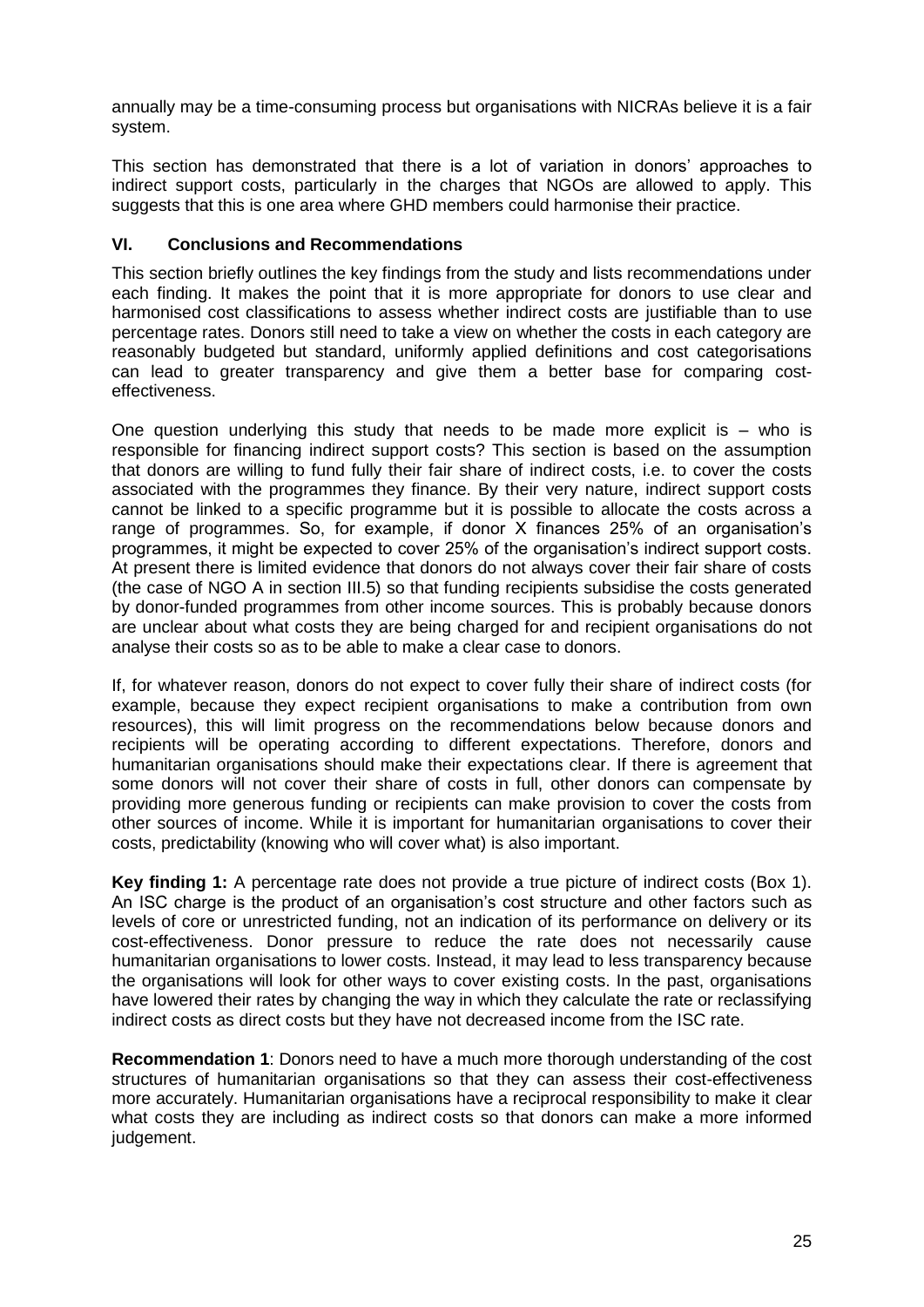annually may be a time-consuming process but organisations with NICRAs believe it is a fair system.

This section has demonstrated that there is a lot of variation in donors' approaches to indirect support costs, particularly in the charges that NGOs are allowed to apply. This suggests that this is one area where GHD members could harmonise their practice.

## VI. Conclusions and Recommendations

This section briefly outlines the key findings from the study and lists recommendations under each finding. It makes the point that it is more appropriate for donors to use clear and harmonised cost classifications to assess whether indirect costs are justifiable than to use percentage rates. Donors still need to take a view on whether the costs in each category are reasonably budgeted but standard, uniformly applied definitions and cost categorisations can lead to greater transparency and give them a better base for comparing cost-effectiveness.

One question underlying this study that needs to be made more explicit is – who is responsible for financing indirect support costs? This section is based on the assumption that donors are willing to fund fully their fair share of indirect costs, i.e. to cover the costs associated with the programmes they finance. By their very nature, indirect support costs cannot be linked to a specific programme but it is possible to allocate the costs across a range of programmes. So, for example, if donor X finances 25% of an organisation's programmes, it might be expected to cover 25% of the organisation's indirect support costs. At present there is limited evidence that donors do not always cover their fair share of costs (the case of NGO A in section III.5) so that funding recipients subsidise the costs generated by donor-funded programmes from other income sources. This is probably because donors are unclear about what costs they are being charged for and recipient organisations do not analyse their costs so as to be able to make a clear case to donors.

If, for whatever reason, donors do not expect to cover fully their share of indirect costs (for example, because they expect recipient organisations to make a contribution from own resources), this will limit progress on the recommendations below because donors and recipients will be operating according to different expectations. Therefore, donors and humanitarian organisations should make their expectations clear. If there is agreement that some donors will not cover their share of costs in full, other donors can compensate by providing more generous funding or recipients can make provision to cover the costs from other sources of income. While it is important for humanitarian organisations to cover their costs, predictability (knowing who will cover what) is also important.

**Key finding 1:** A percentage rate does not provide a true picture of indirect costs (Box 1). An ISC charge is the product of an organisation's cost structure and other factors such as levels of core or unrestricted funding, not an indication of its performance on delivery or its cost-effectiveness. Donor pressure to reduce the rate does not necessarily cause humanitarian organisations to lower costs. Instead, it may lead to less transparency because the organisations will look for other ways to cover existing costs. In the past, organisations have lowered their rates by changing the way in which they calculate the rate or reclassifying indirect costs as direct costs but they have not decreased income from the ISC rate.

**Recommendation 1**: Donors need to have a much more thorough understanding of the cost structures of humanitarian organisations so that they can assess their cost-effectiveness more accurately. Humanitarian organisations have a reciprocal responsibility to make it clear what costs they are including as indirect costs so that donors can make a more informed judgement.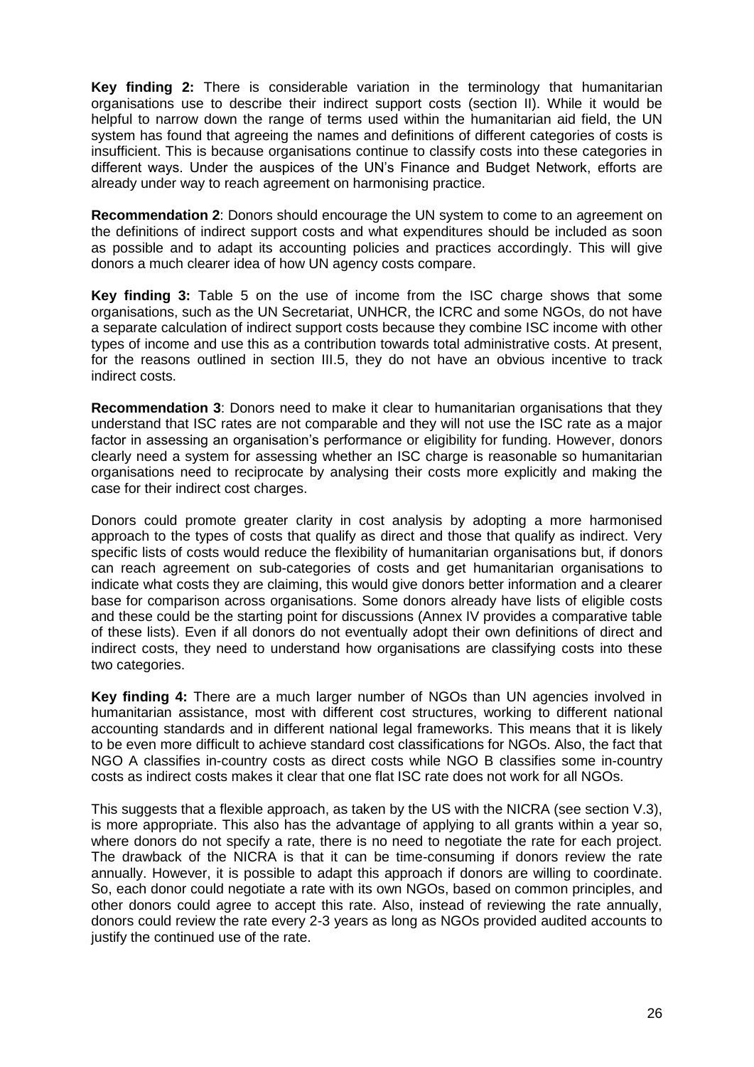**Key finding 2:** There is considerable variation in the terminology that humanitarian organisations use to describe their indirect support costs (section II). While it would be helpful to narrow down the range of terms used within the humanitarian aid field, the UN system has found that agreeing the names and definitions of different categories of costs is insufficient. This is because organisations continue to classify costs into these categories in different ways. Under the auspices of the UN's Finance and Budget Network, efforts are already under way to reach agreement on harmonising practice.

**Recommendation 2**: Donors should encourage the UN system to come to an agreement on the definitions of indirect support costs and what expenditures should be included as soon as possible and to adapt its accounting policies and practices accordingly. This will give donors a much clearer idea of how UN agency costs compare.

**Key finding 3:** Table 5 on the use of income from the ISC charge shows that some organisations, such as the UN Secretariat, UNHCR, the ICRC and some NGOs, do not have a separate calculation of indirect support costs because they combine ISC income with other types of income and use this as a contribution towards total administrative costs. At present, for the reasons outlined in section III.5, they do not have an obvious incentive to track indirect costs.

**Recommendation 3**: Donors need to make it clear to humanitarian organisations that they understand that ISC rates are not comparable and they will not use the ISC rate as a major factor in assessing an organisation's performance or eligibility for funding. However, donors clearly need a system for assessing whether an ISC charge is reasonable so humanitarian organisations need to reciprocate by analysing their costs more explicitly and making the case for their indirect cost charges.

Donors could promote greater clarity in cost analysis by adopting a more harmonised approach to the types of costs that qualify as direct and those that qualify as indirect. Very specific lists of costs would reduce the flexibility of humanitarian organisations but, if donors can reach agreement on sub-categories of costs and get humanitarian organisations to indicate what costs they are claiming, this would give donors better information and a clearer base for comparison across organisations. Some donors already have lists of eligible costs and these could be the starting point for discussions (Annex IV provides a comparative table of these lists). Even if all donors do not eventually adopt their own definitions of direct and indirect costs, they need to understand how organisations are classifying costs into these two categories.

**Key finding 4:** There are a much larger number of NGOs than UN agencies involved in humanitarian assistance, most with different cost structures, working to different national accounting standards and in different national legal frameworks. This means that it is likely to be even more difficult to achieve standard cost classifications for NGOs. Also, the fact that NGO A classifies in-country costs as direct costs while NGO B classifies some in-country costs as indirect costs makes it clear that one flat ISC rate does not work for all NGOs.

This suggests that a flexible approach, as taken by the US with the NICRA (see section V.3), is more appropriate. This also has the advantage of applying to all grants within a year so, where donors do not specify a rate, there is no need to negotiate the rate for each project. The drawback of the NICRA is that it can be time-consuming if donors review the rate annually. However, it is possible to adapt this approach if donors are willing to coordinate. So, each donor could negotiate a rate with its own NGOs, based on common principles, and other donors could agree to accept this rate. Also, instead of reviewing the rate annually, donors could review the rate every 2-3 years as long as NGOs provided audited accounts to justify the continued use of the rate.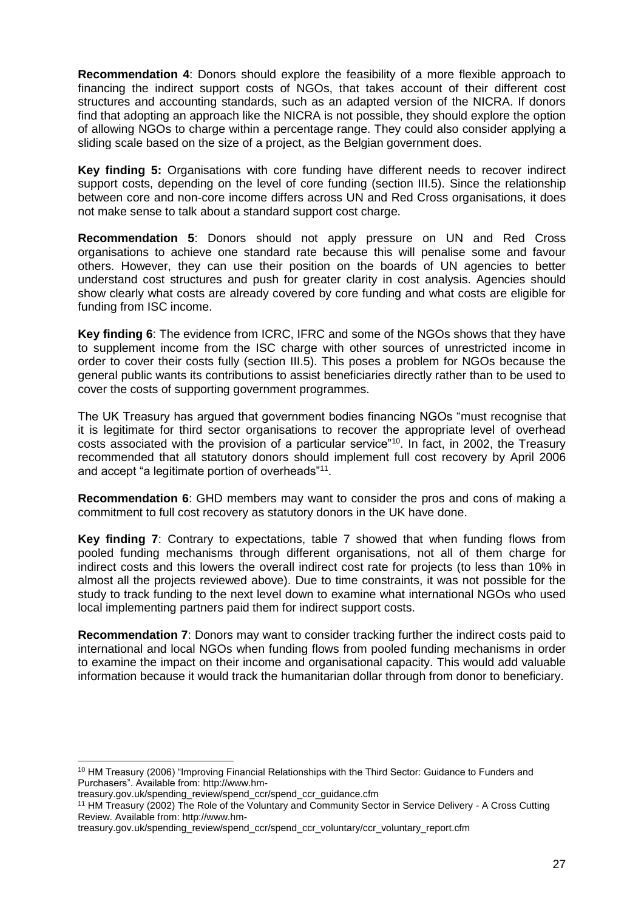**Recommendation 4**: Donors should explore the feasibility of a more flexible approach to financing the indirect support costs of NGOs, that takes account of their different cost structures and accounting standards, such as an adapted version of the NICRA. If donors find that adopting an approach like the NICRA is not possible, they should explore the option of allowing NGOs to charge within a percentage range. They could also consider applying a sliding scale based on the size of a project, as the Belgian government does.

**Key finding 5:** Organisations with core funding have different needs to recover indirect support costs, depending on the level of core funding (section III.5). Since the relationship between core and non-core income differs across UN and Red Cross organisations, it does not make sense to talk about a standard support cost charge.

**Recommendation 5**: Donors should not apply pressure on UN and Red Cross organisations to achieve one standard rate because this will penalise some and favour others. However, they can use their position on the boards of UN agencies to better understand cost structures and push for greater clarity in cost analysis. Agencies should show clearly what costs are already covered by core funding and what costs are eligible for funding from ISC income.

**Key finding 6**: The evidence from ICRC, IFRC and some of the NGOs shows that they have to supplement income from the ISC charge with other sources of unrestricted income in order to cover their costs fully (section III.5). This poses a problem for NGOs because the general public wants its contributions to assist beneficiaries directly rather than to be used to cover the costs of supporting government programmes.

The UK Treasury has argued that government bodies financing NGOs "must recognise that it is legitimate for third sector organisations to recover the appropriate level of overhead costs associated with the provision of a particular service"[10]. In fact, in 2002, the Treasury recommended that all statutory donors should implement full cost recovery by April 2006 and accept "a legitimate portion of overheads"[11].

**Recommendation 6**: GHD members may want to consider the pros and cons of making a commitment to full cost recovery as statutory donors in the UK have done.

**Key finding 7**: Contrary to expectations, table 7 showed that when funding flows from pooled funding mechanisms through different organisations, not all of them charge for indirect costs and this lowers the overall indirect cost rate for projects (to less than 10% in almost all the projects reviewed above). Due to time constraints, it was not possible for the study to track funding to the next level down to examine what international NGOs who used local implementing partners paid them for indirect support costs.

**Recommendation 7**: Donors may want to consider tracking further the indirect costs paid to international and local NGOs when funding flows from pooled funding mechanisms in order to examine the impact on their income and organisational capacity. This would add valuable information because it would track the humanitarian dollar through from donor to beneficiary.

---

[10] HM Treasury (2006) "Improving Financial Relationships with the Third Sector: Guidance to Funders and Purchasers". Available from: http://www.hm-treasury.gov.uk/spending_review/spend_ccr/spend_ccr_guidance.cfm

[11] HM Treasury (2002) The Role of the Voluntary and Community Sector in Service Delivery - A Cross Cutting Review. Available from: http://www.hm-treasury.gov.uk/spending_review/spend_ccr/spend_ccr_voluntary/ccr_voluntary_report.cfm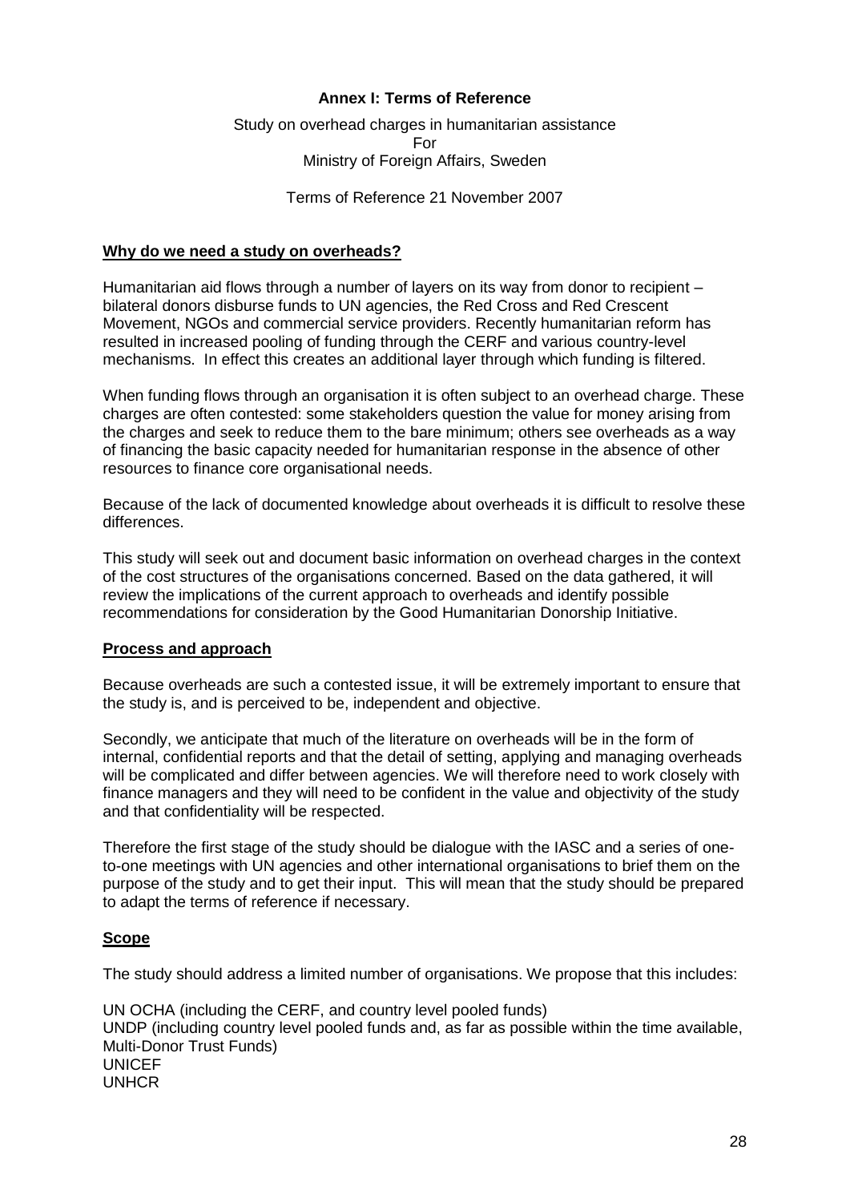# Annex I: Terms of Reference

Study on overhead charges in humanitarian assistance
For
Ministry of Foreign Affairs, Sweden

Terms of Reference 21 November 2007

## Why do we need a study on overheads?

Humanitarian aid flows through a number of layers on its way from donor to recipient – bilateral donors disburse funds to UN agencies, the Red Cross and Red Crescent Movement, NGOs and commercial service providers. Recently humanitarian reform has resulted in increased pooling of funding through the CERF and various country-level mechanisms. In effect this creates an additional layer through which funding is filtered.

When funding flows through an organisation it is often subject to an overhead charge. These charges are often contested: some stakeholders question the value for money arising from the charges and seek to reduce them to the bare minimum; others see overheads as a way of financing the basic capacity needed for humanitarian response in the absence of other resources to finance core organisational needs.

Because of the lack of documented knowledge about overheads it is difficult to resolve these differences.

This study will seek out and document basic information on overhead charges in the context of the cost structures of the organisations concerned. Based on the data gathered, it will review the implications of the current approach to overheads and identify possible recommendations for consideration by the Good Humanitarian Donorship Initiative.

## Process and approach

Because overheads are such a contested issue, it will be extremely important to ensure that the study is, and is perceived to be, independent and objective.

Secondly, we anticipate that much of the literature on overheads will be in the form of internal, confidential reports and that the detail of setting, applying and managing overheads will be complicated and differ between agencies. We will therefore need to work closely with finance managers and they will need to be confident in the value and objectivity of the study and that confidentiality will be respected.

Therefore the first stage of the study should be dialogue with the IASC and a series of one-to-one meetings with UN agencies and other international organisations to brief them on the purpose of the study and to get their input. This will mean that the study should be prepared to adapt the terms of reference if necessary.

## Scope

The study should address a limited number of organisations. We propose that this includes:

UN OCHA (including the CERF, and country level pooled funds)
UNDP (including country level pooled funds and, as far as possible within the time available, Multi-Donor Trust Funds)
UNICEF
UNHCR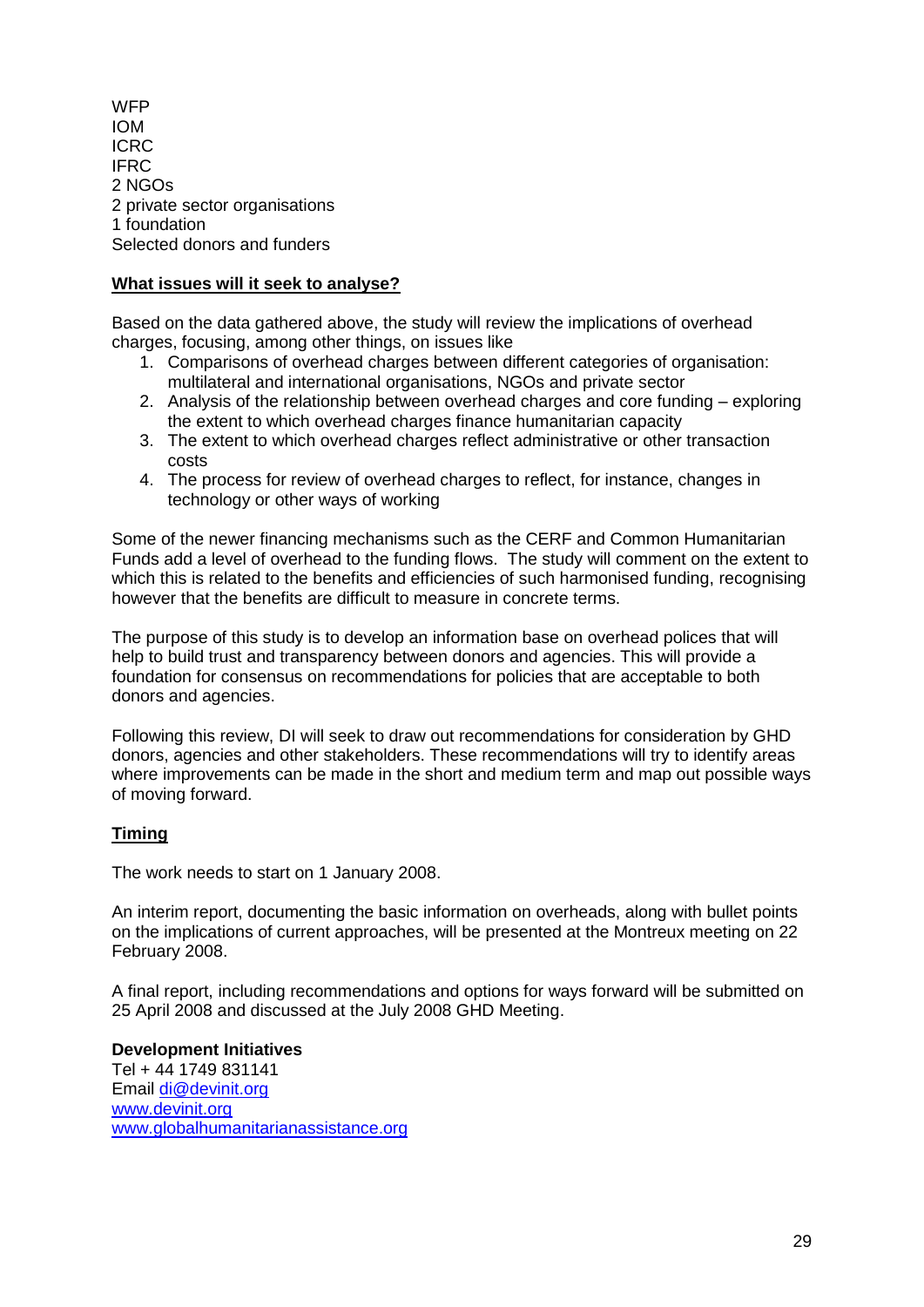WFP
IOM
ICRC
IFRC
2 NGOs
2 private sector organisations
1 foundation
Selected donors and funders

**What issues will it seek to analyse?**

Based on the data gathered above, the study will review the implications of overhead charges, focusing, among other things, on issues like

1. Comparisons of overhead charges between different categories of organisation: multilateral and international organisations, NGOs and private sector
2. Analysis of the relationship between overhead charges and core funding – exploring the extent to which overhead charges finance humanitarian capacity
3. The extent to which overhead charges reflect administrative or other transaction costs
4. The process for review of overhead charges to reflect, for instance, changes in technology or other ways of working

Some of the newer financing mechanisms such as the CERF and Common Humanitarian Funds add a level of overhead to the funding flows. The study will comment on the extent to which this is related to the benefits and efficiencies of such harmonised funding, recognising however that the benefits are difficult to measure in concrete terms.

The purpose of this study is to develop an information base on overhead polices that will help to build trust and transparency between donors and agencies. This will provide a foundation for consensus on recommendations for policies that are acceptable to both donors and agencies.

Following this review, DI will seek to draw out recommendations for consideration by GHD donors, agencies and other stakeholders. These recommendations will try to identify areas where improvements can be made in the short and medium term and map out possible ways of moving forward.

**Timing**

The work needs to start on 1 January 2008.

An interim report, documenting the basic information on overheads, along with bullet points on the implications of current approaches, will be presented at the Montreux meeting on 22 February 2008.

A final report, including recommendations and options for ways forward will be submitted on 25 April 2008 and discussed at the July 2008 GHD Meeting.

**Development Initiatives**
Tel + 44 1749 831141
Email di@devinit.org
www.devinit.org
www.globalhumanitarianassistance.org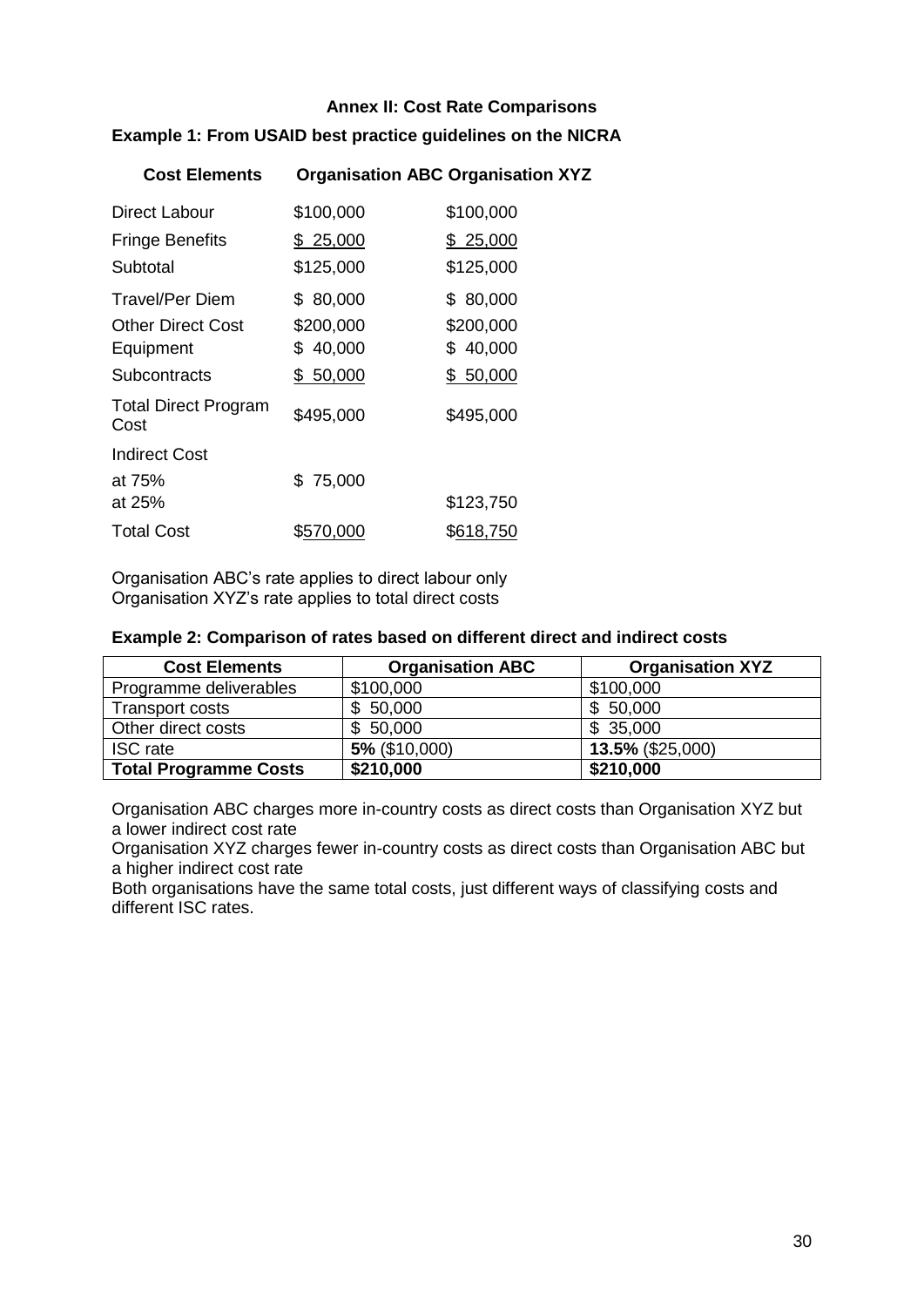## Annex II: Cost Rate Comparisons

### Example 1: From USAID best practice guidelines on the NICRA

| Cost Elements | Organisation ABC | Organisation XYZ |
|---|---|---|
| Direct Labour | \$100,000 | \$100,000 |
| Fringe Benefits | \$ 25,000 | \$ 25,000 |
| Subtotal | \$125,000 | \$125,000 |
| Travel/Per Diem | \$ 80,000 | \$ 80,000 |
| Other Direct Cost | \$200,000 | \$200,000 |
| Equipment | \$ 40,000 | \$ 40,000 |
| Subcontracts | \$ 50,000 | \$ 50,000 |
| Total Direct Program Cost | \$495,000 | \$495,000 |
| Indirect Cost | | |
| at 75% | \$ 75,000 | |
| at 25% | | \$123,750 |
| Total Cost | \$570,000 | \$618,750 |

Organisation ABC's rate applies to direct labour only
Organisation XYZ's rate applies to total direct costs

### Example 2: Comparison of rates based on different direct and indirect costs

| Cost Elements | Organisation ABC | Organisation XYZ |
|---|---|---|
| Programme deliverables | \$100,000 | \$100,000 |
| Transport costs | \$ 50,000 | \$ 50,000 |
| Other direct costs | \$ 50,000 | \$ 35,000 |
| ISC rate | **5%** (\$10,000) | **13.5%** (\$25,000) |
| **Total Programme Costs** | **\$210,000** | **\$210,000** |

Organisation ABC charges more in-country costs as direct costs than Organisation XYZ but a lower indirect cost rate
Organisation XYZ charges fewer in-country costs as direct costs than Organisation ABC but a higher indirect cost rate
Both organisations have the same total costs, just different ways of classifying costs and different ISC rates.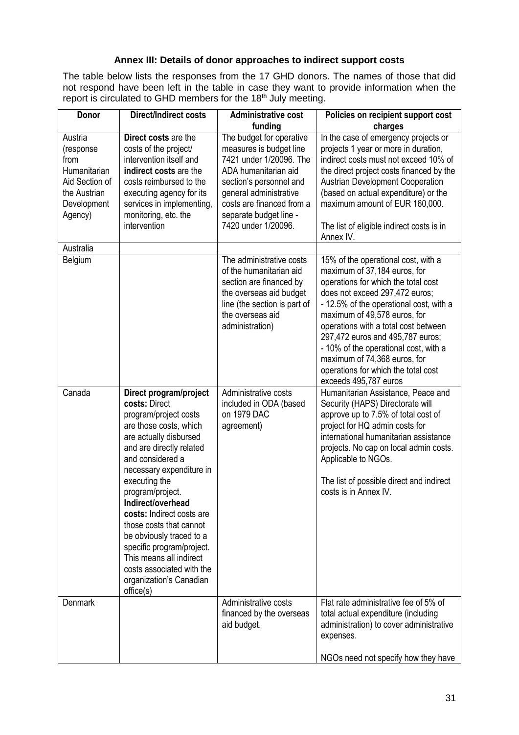**Annex III: Details of donor approaches to indirect support costs**

The table below lists the responses from the 17 GHD donors. The names of those that did not respond have been left in the table in case they want to provide information when the report is circulated to GHD members for the 18th July meeting.

| Donor | Direct/Indirect costs | Administrative cost funding | Policies on recipient support cost charges |
|---|---|---|---|
| Austria (response from Humanitarian Aid Section of the Austrian Development Agency) | **Direct costs** are the costs of the project/ intervention itself and **indirect costs** are the costs reimbursed to the executing agency for its services in implementing, monitoring, etc. the intervention | The budget for operative measures is budget line 7421 under 1/20096. The ADA humanitarian aid section's personnel and general administrative costs are financed from a separate budget line - 7420 under 1/20096. | In the case of emergency projects or projects 1 year or more in duration, indirect costs must not exceed 10% of the direct project costs financed by the Austrian Development Cooperation (based on actual expenditure) or the maximum amount of EUR 160,000.<br><br>The list of eligible indirect costs is in Annex IV. |
| Australia | | | |
| Belgium | | The administrative costs of the humanitarian aid section are financed by the overseas aid budget line (the section is part of the overseas aid administration) | 15% of the operational cost, with a maximum of 37,184 euros, for operations for which the total cost does not exceed 297,472 euros;<br>- 12.5% of the operational cost, with a maximum of 49,578 euros, for operations with a total cost between 297,472 euros and 495,787 euros;<br>- 10% of the operational cost, with a maximum of 74,368 euros, for operations for which the total cost exceeds 495,787 euros |
| Canada | **Direct program/project costs:** Direct program/project costs are those costs, which are actually disbursed and are directly related and considered a necessary expenditure in executing the program/project.<br>**Indirect/overhead costs:** Indirect costs are those costs that cannot be obviously traced to a specific program/project. This means all indirect costs associated with the organization's Canadian office(s) | Administrative costs included in ODA (based on 1979 DAC agreement) | Humanitarian Assistance, Peace and Security (HAPS) Directorate will approve up to 7.5% of total cost of project for HQ admin costs for international humanitarian assistance projects. No cap on local admin costs. Applicable to NGOs.<br><br>The list of possible direct and indirect costs is in Annex IV. |
| Denmark | | Administrative costs financed by the overseas aid budget. | Flat rate administrative fee of 5% of total actual expenditure (including administration) to cover administrative expenses.<br><br>NGOs need not specify how they have |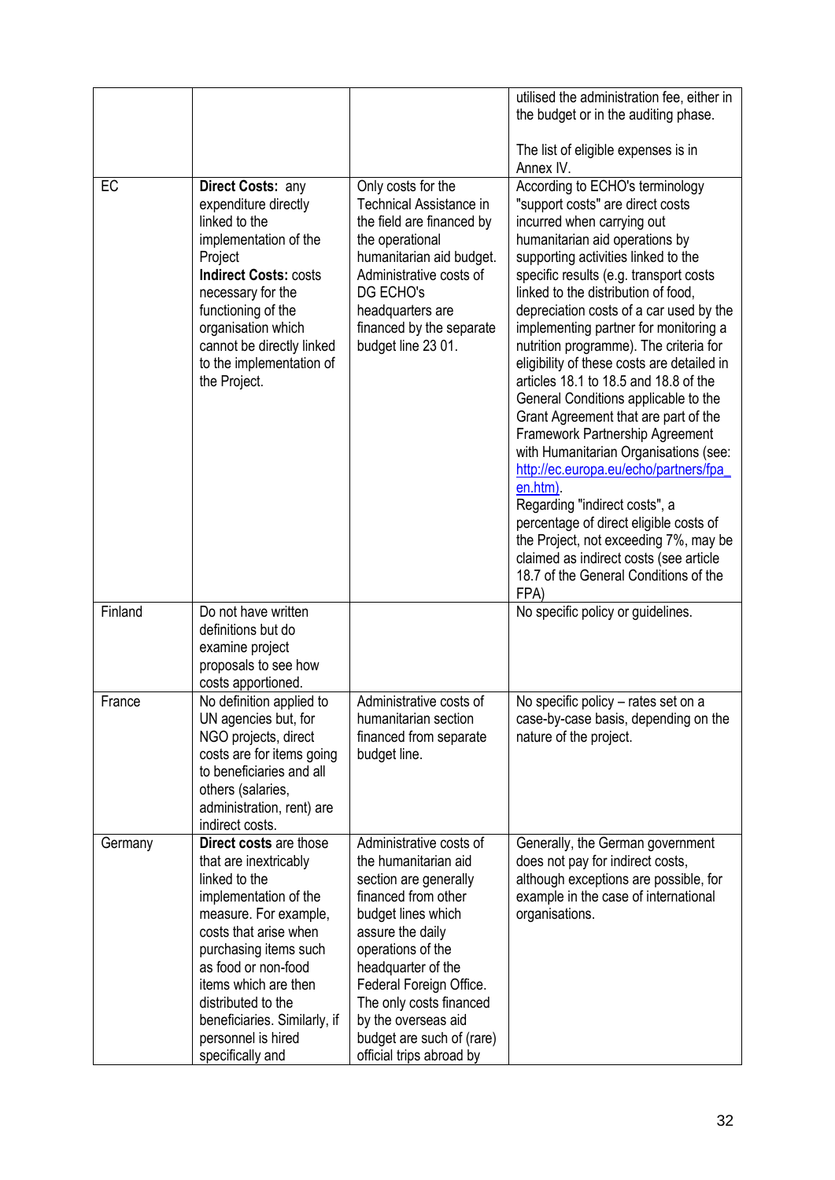| | | | |
|---|---|---|---|
| | | | utilised the administration fee, either in the budget or in the auditing phase.<br><br>The list of eligible expenses is in Annex IV. |
| EC | **Direct Costs:** any expenditure directly linked to the implementation of the Project<br>**Indirect Costs:** costs necessary for the functioning of the organisation which cannot be directly linked to the implementation of the Project. | Only costs for the Technical Assistance in the field are financed by the operational humanitarian aid budget. Administrative costs of DG ECHO's headquarters are financed by the separate budget line 23 01. | According to ECHO's terminology "support costs" are direct costs incurred when carrying out humanitarian aid operations by supporting activities linked to the specific results (e.g. transport costs linked to the distribution of food, depreciation costs of a car used by the implementing partner for monitoring a nutrition programme). The criteria for eligibility of these costs are detailed in articles 18.1 to 18.5 and 18.8 of the General Conditions applicable to the Grant Agreement that are part of the Framework Partnership Agreement with Humanitarian Organisations (see: http://ec.europa.eu/echo/partners/fpa_en.htm).<br>Regarding "indirect costs", a percentage of direct eligible costs of the Project, not exceeding 7%, may be claimed as indirect costs (see article 18.7 of the General Conditions of the FPA) |
| Finland | Do not have written definitions but do examine project proposals to see how costs apportioned. | | No specific policy or guidelines. |
| France | No definition applied to UN agencies but, for NGO projects, direct costs are for items going to beneficiaries and all others (salaries, administration, rent) are indirect costs. | Administrative costs of humanitarian section financed from separate budget line. | No specific policy – rates set on a case-by-case basis, depending on the nature of the project. |
| Germany | **Direct costs** are those that are inextricably linked to the implementation of the measure. For example, costs that arise when purchasing items such as food or non-food items which are then distributed to the beneficiaries. Similarly, if personnel is hired specifically and | Administrative costs of the humanitarian aid section are generally financed from other budget lines which assure the daily operations of the headquarter of the Federal Foreign Office. The only costs financed by the overseas aid budget are such of (rare) official trips abroad by | Generally, the German government does not pay for indirect costs, although exceptions are possible, for example in the case of international organisations. |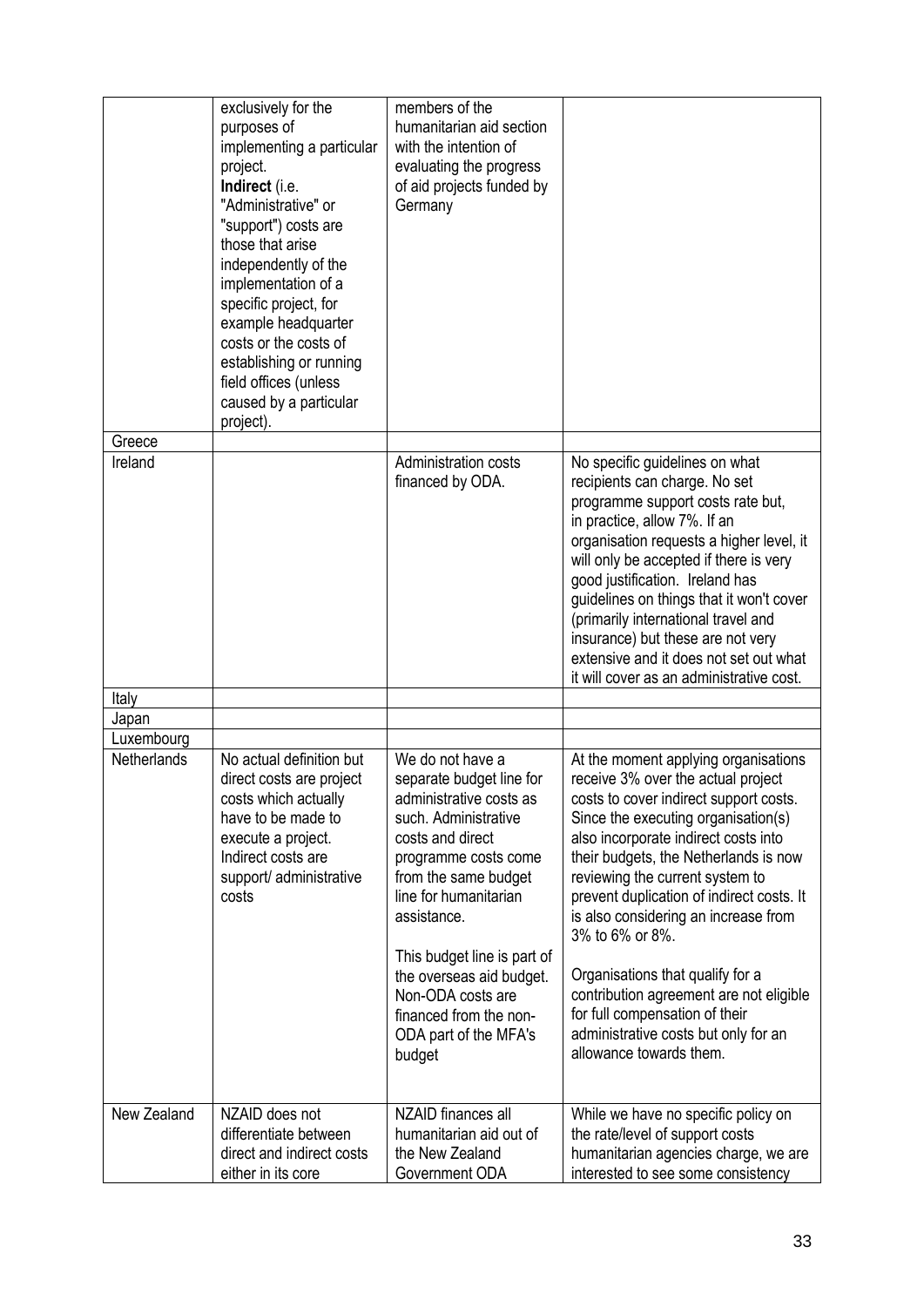| | | | |
|---|---|---|---|
| | exclusively for the purposes of implementing a particular project. **Indirect** (i.e. "Administrative" or "support") costs are those that arise independently of the implementation of a specific project, for example headquarter costs or the costs of establishing or running field offices (unless caused by a particular project). | members of the humanitarian aid section with the intention of evaluating the progress of aid projects funded by Germany | |
| Greece | | | |
| Ireland | | Administration costs financed by ODA. | No specific guidelines on what recipients can charge. No set programme support costs rate but, in practice, allow 7%. If an organisation requests a higher level, it will only be accepted if there is very good justification. Ireland has guidelines on things that it won't cover (primarily international travel and insurance) but these are not very extensive and it does not set out what it will cover as an administrative cost. |
| Italy | | | |
| Japan | | | |
| Luxembourg | | | |
| Netherlands | No actual definition but direct costs are project costs which actually have to be made to execute a project. Indirect costs are support/ administrative costs | We do not have a separate budget line for administrative costs as such. Administrative costs and direct programme costs come from the same budget line for humanitarian assistance.<br><br>This budget line is part of the overseas aid budget. Non-ODA costs are financed from the non-ODA part of the MFA's budget | At the moment applying organisations receive 3% over the actual project costs to cover indirect support costs. Since the executing organisation(s) also incorporate indirect costs into their budgets, the Netherlands is now reviewing the current system to prevent duplication of indirect costs. It is also considering an increase from 3% to 6% or 8%.<br><br>Organisations that qualify for a contribution agreement are not eligible for full compensation of their administrative costs but only for an allowance towards them. |
| New Zealand | NZAID does not differentiate between direct and indirect costs either in its core | NZAID finances all humanitarian aid out of the New Zealand Government ODA | While we have no specific policy on the rate/level of support costs humanitarian agencies charge, we are interested to see some consistency |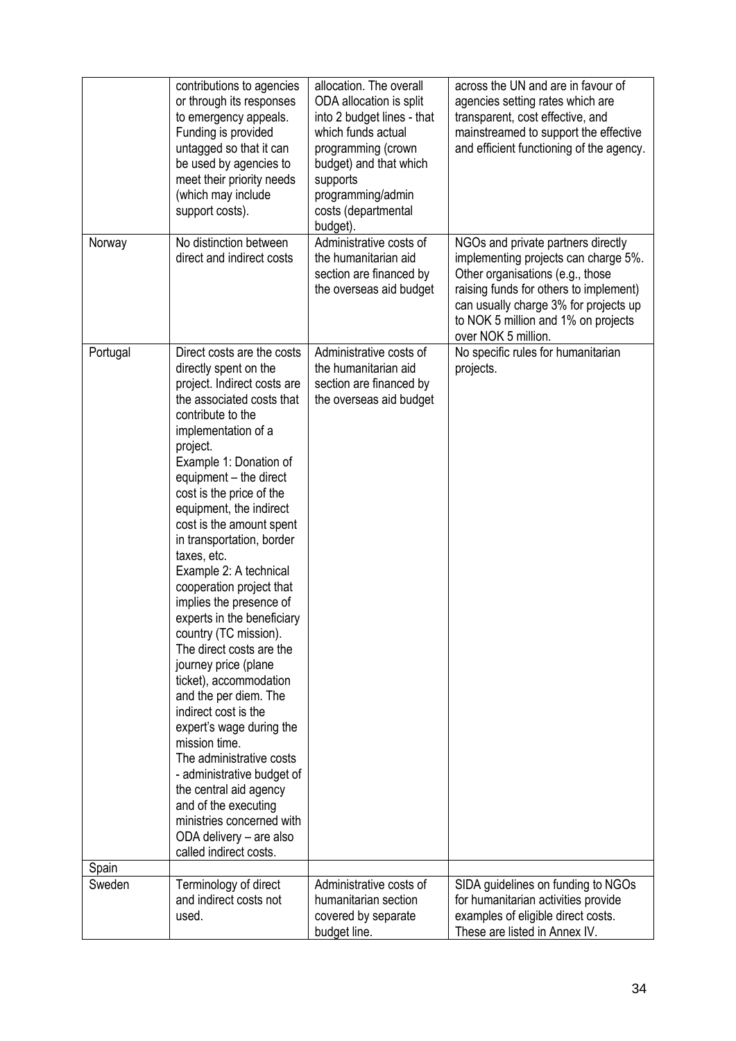| | | | |
|---|---|---|---|
| | contributions to agencies or through its responses to emergency appeals. Funding is provided untagged so that it can be used by agencies to meet their priority needs (which may include support costs). | allocation. The overall ODA allocation is split into 2 budget lines - that which funds actual programming (crown budget) and that which supports programming/admin costs (departmental budget). | across the UN and are in favour of agencies setting rates which are transparent, cost effective, and mainstreamed to support the effective and efficient functioning of the agency. |
| Norway | No distinction between direct and indirect costs | Administrative costs of the humanitarian aid section are financed by the overseas aid budget | NGOs and private partners directly implementing projects can charge 5%. Other organisations (e.g., those raising funds for others to implement) can usually charge 3% for projects up to NOK 5 million and 1% on projects over NOK 5 million. |
| Portugal | Direct costs are the costs directly spent on the project. Indirect costs are the associated costs that contribute to the implementation of a project. Example 1: Donation of equipment – the direct cost is the price of the equipment, the indirect cost is the amount spent in transportation, border taxes, etc. Example 2: A technical cooperation project that implies the presence of experts in the beneficiary country (TC mission). The direct costs are the journey price (plane ticket), accommodation and the per diem. The indirect cost is the expert's wage during the mission time. The administrative costs - administrative budget of the central aid agency and of the executing ministries concerned with ODA delivery – are also called indirect costs. | Administrative costs of the humanitarian aid section are financed by the overseas aid budget | No specific rules for humanitarian projects. |
| Spain | | | |
| Sweden | Terminology of direct and indirect costs not used. | Administrative costs of humanitarian section covered by separate budget line. | SIDA guidelines on funding to NGOs for humanitarian activities provide examples of eligible direct costs. These are listed in Annex IV. |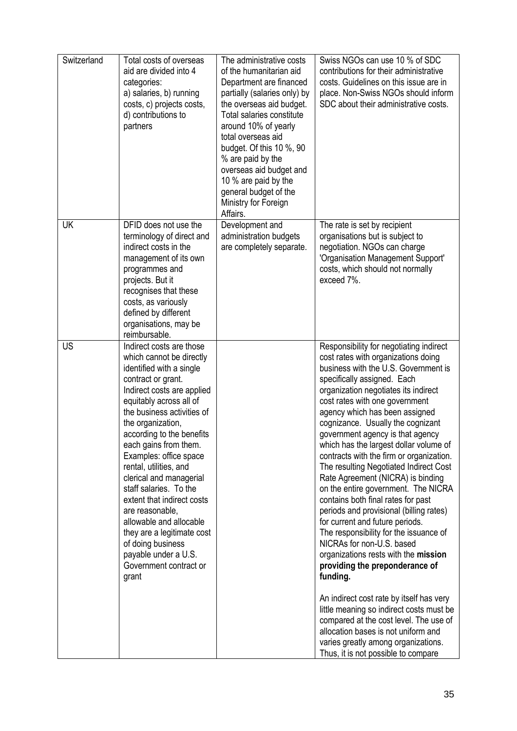| Switzerland | Total costs of overseas aid are divided into 4 categories: a) salaries, b) running costs, c) projects costs, d) contributions to partners | The administrative costs of the humanitarian aid Department are financed partially (salaries only) by the overseas aid budget. Total salaries constitute around 10% of yearly total overseas aid budget. Of this 10 %, 90 % are paid by the overseas aid budget and 10 % are paid by the general budget of the Ministry for Foreign Affairs. | Swiss NGOs can use 10 % of SDC contributions for their administrative costs. Guidelines on this issue are in place. Non-Swiss NGOs should inform SDC about their administrative costs. |
|---|---|---|---|
| UK | DFID does not use the terminology of direct and indirect costs in the management of its own programmes and projects. But it recognises that these costs, as variously defined by different organisations, may be reimbursable. | Development and administration budgets are completely separate. | The rate is set by recipient organisations but is subject to negotiation. NGOs can charge 'Organisation Management Support' costs, which should not normally exceed 7%. |
| US | Indirect costs are those which cannot be directly identified with a single contract or grant. Indirect costs are applied equitably across all of the business activities of the organization, according to the benefits each gains from them. Examples: office space rental, utilities, and clerical and managerial staff salaries. To the extent that indirect costs are reasonable, allowable and allocable they are a legitimate cost of doing business payable under a U.S. Government contract or grant | | Responsibility for negotiating indirect cost rates with organizations doing business with the U.S. Government is specifically assigned. Each organization negotiates its indirect cost rates with one government agency which has been assigned cognizance. Usually the cognizant government agency is that agency which has the largest dollar volume of contracts with the firm or organization. The resulting Negotiated Indirect Cost Rate Agreement (NICRA) is binding on the entire government. The NICRA contains both final rates for past periods and provisional (billing rates) for current and future periods. The responsibility for the issuance of NICRAs for non-U.S. based organizations rests with the **mission providing the preponderance of funding.**<br><br>An indirect cost rate by itself has very little meaning so indirect costs must be compared at the cost level. The use of allocation bases is not uniform and varies greatly among organizations. Thus, it is not possible to compare |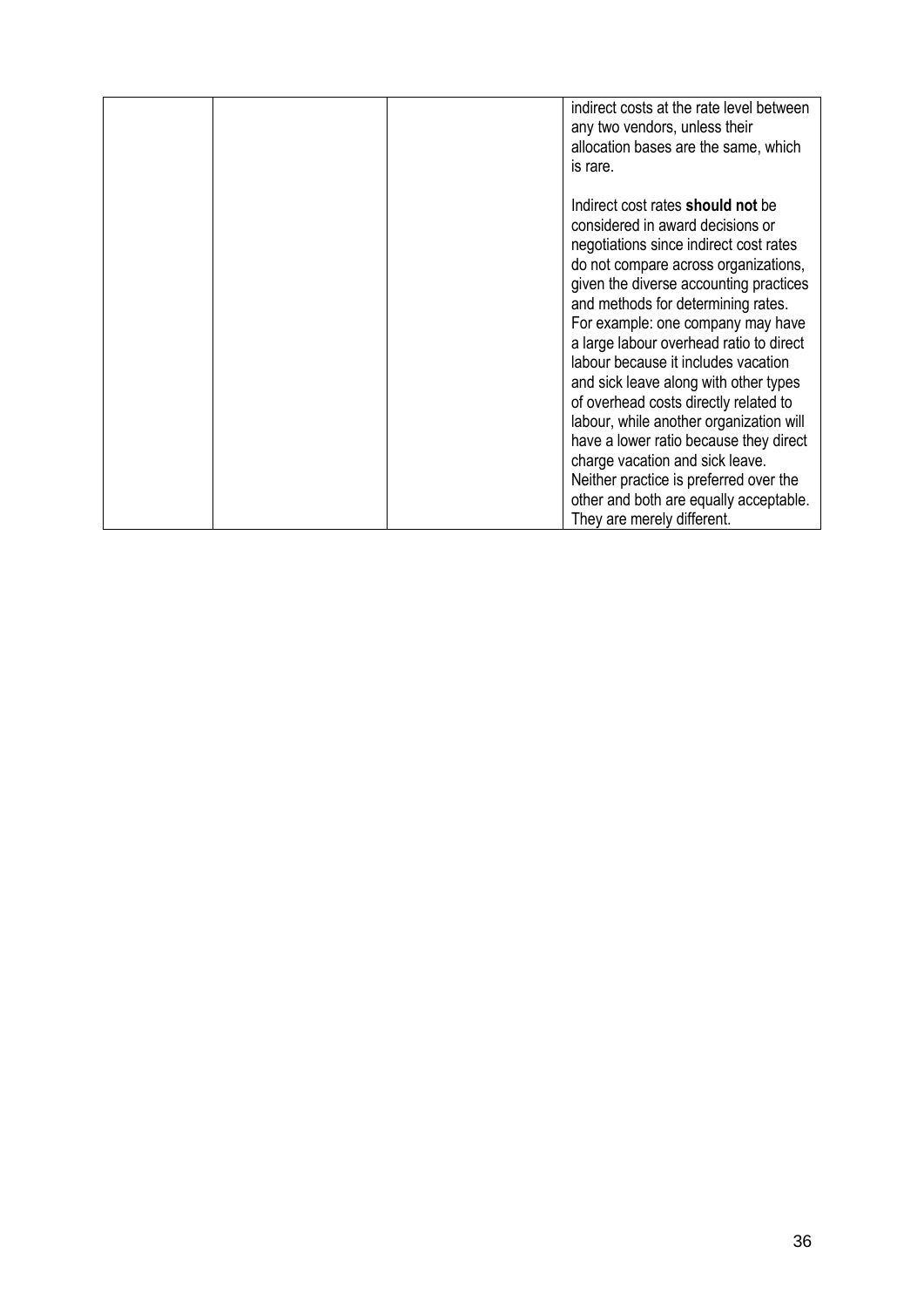|  |  |  | indirect costs at the rate level between any two vendors, unless their allocation bases are the same, which is rare.<br><br>Indirect cost rates **should not** be considered in award decisions or negotiations since indirect cost rates do not compare across organizations, given the diverse accounting practices and methods for determining rates. For example: one company may have a large labour overhead ratio to direct labour because it includes vacation and sick leave along with other types of overhead costs directly related to labour, while another organization will have a lower ratio because they direct charge vacation and sick leave. Neither practice is preferred over the other and both are equally acceptable. They are merely different. |
|---|---|---|---|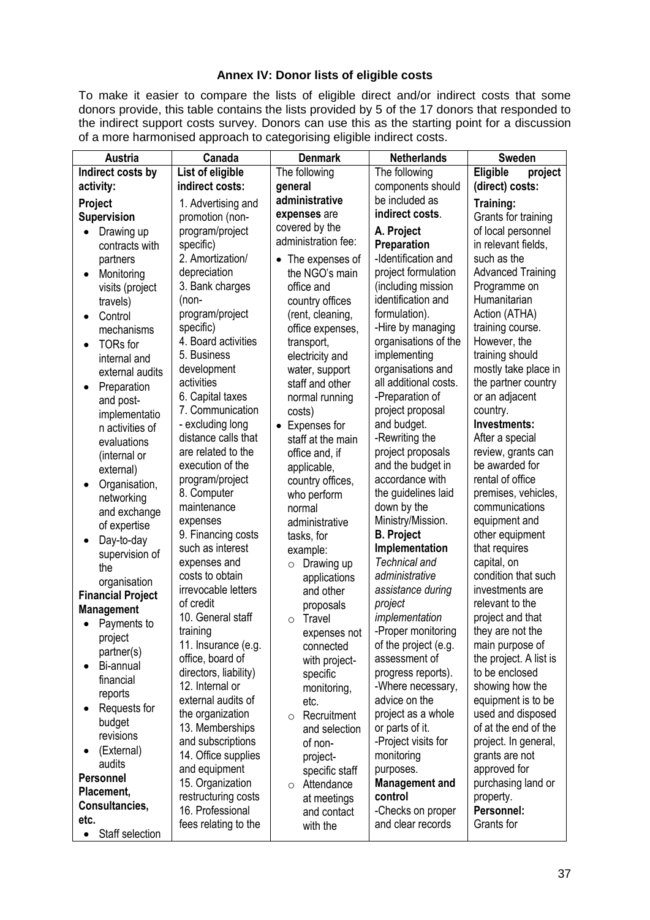### Annex IV: Donor lists of eligible costs

To make it easier to compare the lists of eligible direct and/or indirect costs that some donors provide, this table contains the lists provided by 5 of the 17 donors that responded to the indirect support costs survey. Donors can use this as the starting point for a discussion of a more harmonised approach to categorising eligible indirect costs.

| Austria | Canada | Denmark | Netherlands | Sweden |
|---|---|---|---|---|
| **Indirect costs by activity:**<br>**Project Supervision**<br>• Drawing up contracts with partners<br>• Monitoring visits (project travels)<br>• Control mechanisms<br>• TORs for internal and external audits<br>• Preparation and post-implementation activities of evaluations (internal or external)<br>• Organisation, networking and exchange of expertise<br>• Day-to-day supervision of the organisation<br>**Financial Project Management**<br>• Payments to project partner(s)<br>• Bi-annual financial reports<br>• Requests for budget revisions<br>• (External) audits<br>**Personnel Placement, Consultancies, etc.**<br>• Staff selection | **List of eligible indirect costs:**<br>1. Advertising and promotion (non-program/project specific)<br>2. Amortization/ depreciation<br>3. Bank charges (non-program/project specific)<br>4. Board activities<br>5. Business development activities<br>6. Capital taxes<br>7. Communication - excluding long distance calls that are related to the execution of the program/project<br>8. Computer maintenance expenses<br>9. Financing costs such as interest expenses and costs to obtain irrevocable letters of credit<br>10. General staff training<br>11. Insurance (e.g. office, board of directors, liability)<br>12. Internal or external audits of the organization<br>13. Memberships and subscriptions<br>14. Office supplies and equipment<br>15. Organization restructuring costs<br>16. Professional fees relating to the | The following **general administrative expenses** are covered by the administration fee:<br>• The expenses of the NGO's main office and country offices (rent, cleaning, office expenses, transport, electricity and water, support staff and other normal running costs)<br>• Expenses for staff at the main office and, if applicable, country offices, who perform normal administrative tasks, for example:<br>○ Drawing up applications and other proposals<br>○ Travel expenses not connected with project-specific monitoring, etc.<br>○ Recruitment and selection of non-project-specific staff<br>○ Attendance at meetings and contact with the | The following components should be included as **indirect costs**.<br>**A. Project Preparation**<br>-Identification and project formulation (including mission identification and formulation).<br>-Hire by managing organisations of the implementing organisations and all additional costs.<br>-Preparation of project proposal and budget.<br>-Rewriting the project proposals and the budget in accordance with the guidelines laid down by the Ministry/Mission.<br>**B. Project Implementation**<br>*Technical and administrative assistance during project implementation*<br>-Proper monitoring of the project (e.g. assessment of progress reports).<br>-Where necessary, advice on the project as a whole or parts of it.<br>-Project visits for monitoring purposes.<br>**Management and control**<br>-Checks on proper and clear records | **Eligible project (direct) costs:**<br>**Training:**<br>Grants for training of local personnel in relevant fields, such as the Advanced Training Programme on Humanitarian Action (ATHA) training course. However, the training should mostly take place in the partner country or an adjacent country.<br>**Investments:**<br>After a special review, grants can be awarded for rental of office premises, vehicles, communications equipment and other equipment that requires capital, on condition that such investments are relevant to the project and that they are not the main purpose of the project. A list is to be enclosed showing how the equipment is to be used and disposed of at the end of the project. In general, grants are not approved for purchasing land or property.<br>**Personnel:**<br>Grants for |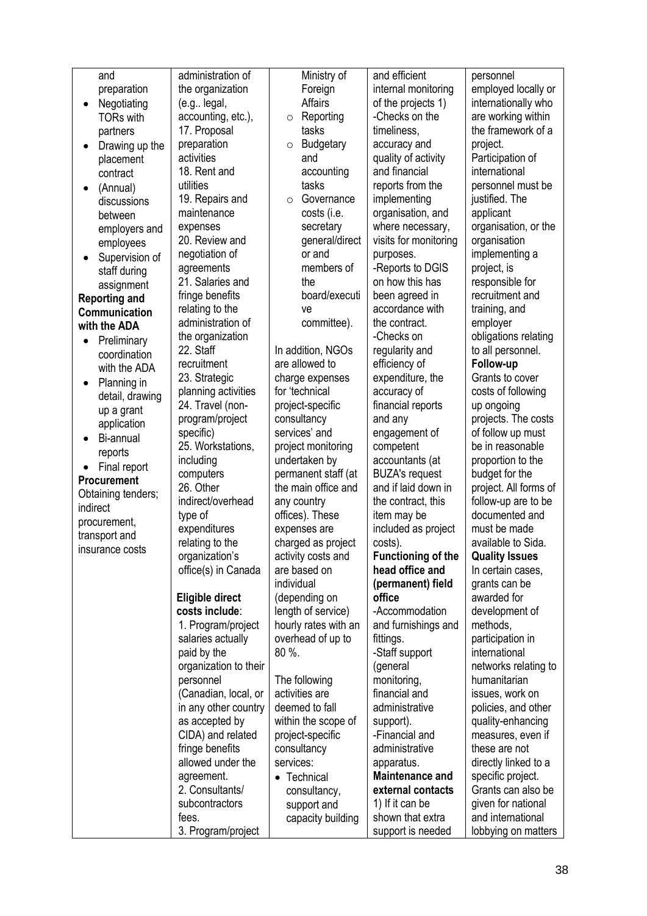| | | | | |
|---|---|---|---|---|
| and preparation<br>• Negotiating TORs with partners<br>• Drawing up the placement contract<br>• (Annual) discussions between employers and employees<br>• Supervision of staff during assignment<br>**Reporting and Communication with the ADA**<br>• Preliminary coordination with the ADA<br>• Planning in detail, drawing up a grant application<br>• Bi-annual reports<br>• Final report<br>**Procurement**<br>Obtaining tenders; indirect procurement, transport and insurance costs | administration of the organization (e.g.. legal, accounting, etc.),<br>17. Proposal preparation activities<br>18. Rent and utilities<br>19. Repairs and maintenance expenses<br>20. Review and negotiation of agreements<br>21. Salaries and fringe benefits relating to the administration of the organization<br>22. Staff recruitment<br>23. Strategic planning activities<br>24. Travel (non-program/project specific)<br>25. Workstations, including computers<br>26. Other indirect/overhead type of expenditures relating to the organization's office(s) in Canada<br><br>**Eligible direct costs include**:<br>1. Program/project salaries actually paid by the organization to their personnel (Canadian, local, or in any other country as accepted by CIDA) and related fringe benefits allowed under the agreement.<br>2. Consultants/ subcontractors fees.<br>3. Program/project | Ministry of Foreign Affairs<br>○ Reporting tasks<br>○ Budgetary and accounting tasks<br>○ Governance costs (i.e. secretary general/director and members of the board/executive committee).<br><br>In addition, NGOs are allowed to charge expenses for 'technical project-specific consultancy services' and project monitoring undertaken by permanent staff (at the main office and any country offices). These expenses are charged as project activity costs and are based on individual (depending on length of service) hourly rates with an overhead of up to 80 %.<br><br>The following activities are deemed to fall within the scope of project-specific consultancy services:<br>• Technical consultancy, support and capacity building | and efficient internal monitoring of the projects 1)<br>-Checks on the timeliness, accuracy and quality of activity and financial reports from the implementing organisation, and where necessary, visits for monitoring purposes.<br>-Reports to DGIS on how this has been agreed in accordance with the contract.<br>-Checks on regularity and efficiency of expenditure, the accuracy of financial reports and any engagement of competent accountants (at BUZA's request and if laid down in the contract, this item may be included as project costs).<br>**Functioning of the head office and (permanent) field office**<br>-Accommodation and furnishings and fittings.<br>-Staff support (general monitoring, financial and administrative support).<br>-Financial and administrative apparatus.<br>**Maintenance and external contacts**<br>1) If it can be shown that extra support is needed | personnel employed locally or internationally who are working within the framework of a project. Participation of international personnel must be justified. The applicant organisation, or the organisation implementing a project, is responsible for recruitment and training, and employer obligations relating to all personnel.<br>**Follow-up**<br>Grants to cover costs of following up ongoing projects. The costs of follow up must be in reasonable proportion to the budget for the project. All forms of follow-up are to be documented and must be made available to Sida.<br>**Quality Issues**<br>In certain cases, grants can be awarded for development of methods, participation in international networks relating to humanitarian issues, work on policies, and other quality-enhancing measures, even if these are not directly linked to a specific project. Grants can also be given for national and international lobbying on matters |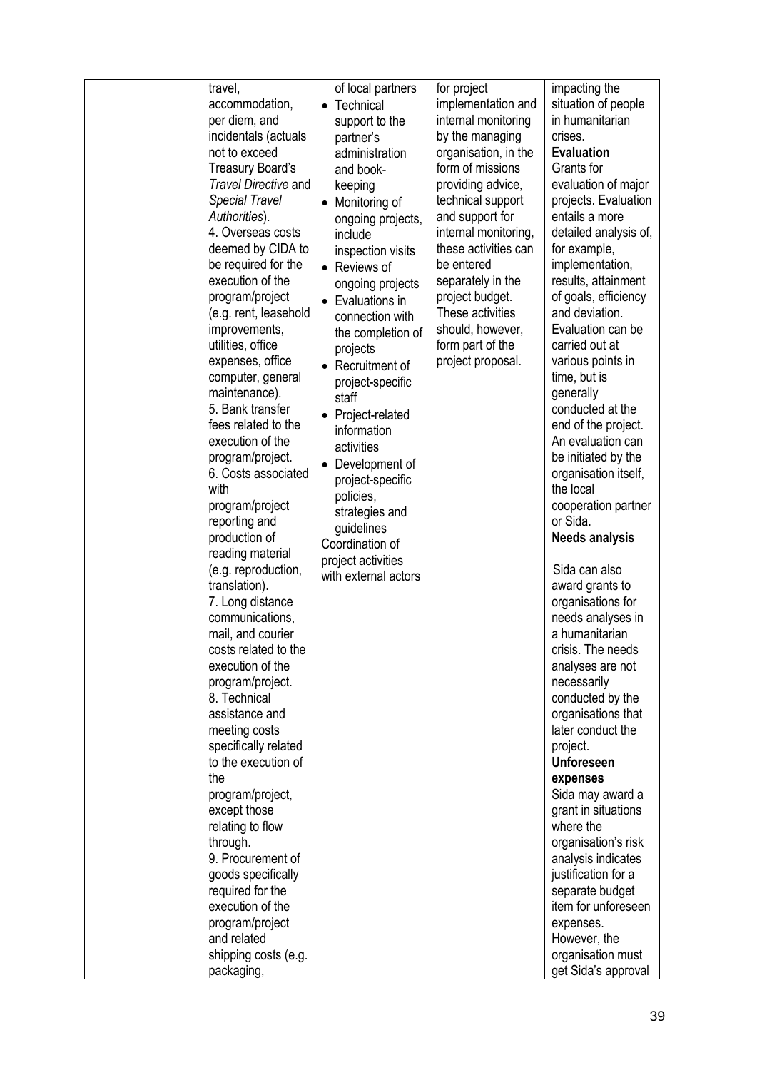| | | | | |
|---|---|---|---|---|
| | travel, accommodation, per diem, and incidentals (actuals not to exceed Treasury Board's *Travel Directive* and *Special Travel Authorities*).<br>4. Overseas costs deemed by CIDA to be required for the execution of the program/project (e.g. rent, leasehold improvements, utilities, office expenses, office computer, general maintenance).<br>5. Bank transfer fees related to the execution of the program/project.<br>6. Costs associated with program/project reporting and production of reading material (e.g. reproduction, translation).<br>7. Long distance communications, mail, and courier costs related to the execution of the program/project.<br>8. Technical assistance and meeting costs specifically related to the execution of the program/project, except those relating to flow through.<br>9. Procurement of goods specifically required for the execution of the program/project and related shipping costs (e.g. packaging, | of local partners<br>• Technical support to the partner's administration and book-keeping<br>• Monitoring of ongoing projects, include inspection visits<br>• Reviews of ongoing projects<br>• Evaluations in connection with the completion of projects<br>• Recruitment of project-specific staff<br>• Project-related information activities<br>• Development of project-specific policies, strategies and guidelines<br>Coordination of project activities with external actors | for project implementation and internal monitoring by the managing organisation, in the form of missions providing advice, technical support and support for internal monitoring, these activities can be entered separately in the project budget. These activities should, however, form part of the project proposal. | impacting the situation of people in humanitarian crises.<br>**Evaluation**<br>Grants for evaluation of major projects. Evaluation entails a more detailed analysis of, for example, implementation, results, attainment of goals, efficiency and deviation. Evaluation can be carried out at various points in time, but is generally conducted at the end of the project. An evaluation can be initiated by the organisation itself, the local cooperation partner or Sida.<br>**Needs analysis**<br>Sida can also award grants to organisations for needs analyses in a humanitarian crisis. The needs analyses are not necessarily conducted by the organisations that later conduct the project.<br>**Unforeseen expenses**<br>Sida may award a grant in situations where the organisation's risk analysis indicates justification for a separate budget item for unforeseen expenses. However, the organisation must get Sida's approval |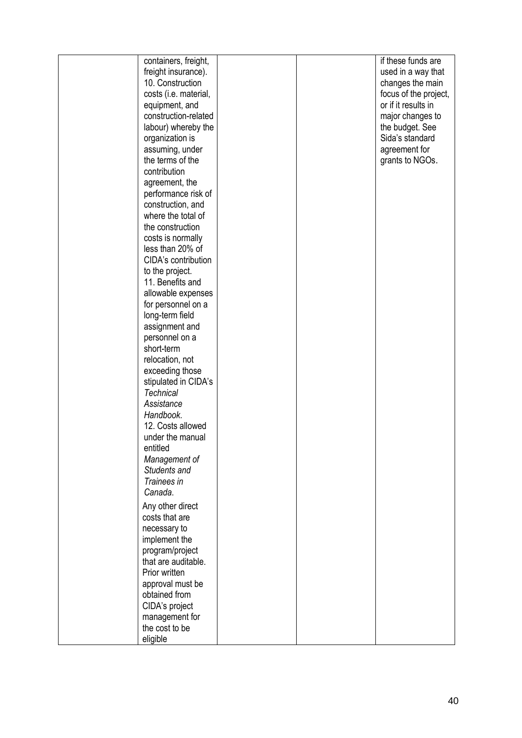| | | | | |
|---|---|---|---|---|
| | containers, freight, freight insurance).<br>10. Construction costs (i.e. material, equipment, and construction-related labour) whereby the organization is assuming, under the terms of the contribution agreement, the performance risk of construction, and where the total of the construction costs is normally less than 20% of CIDA's contribution to the project.<br>11. Benefits and allowable expenses for personnel on a long-term field assignment and personnel on a short-term relocation, not exceeding those stipulated in CIDA's *Technical Assistance Handbook*.<br>12. Costs allowed under the manual entitled *Management of Students and Trainees in Canada*.<br>Any other direct costs that are necessary to implement the program/project that are auditable. Prior written approval must be obtained from CIDA's project management for the cost to be eligible | | | if these funds are used in a way that changes the main focus of the project, or if it results in major changes to the budget. See Sida's standard agreement for grants to NGOs. |